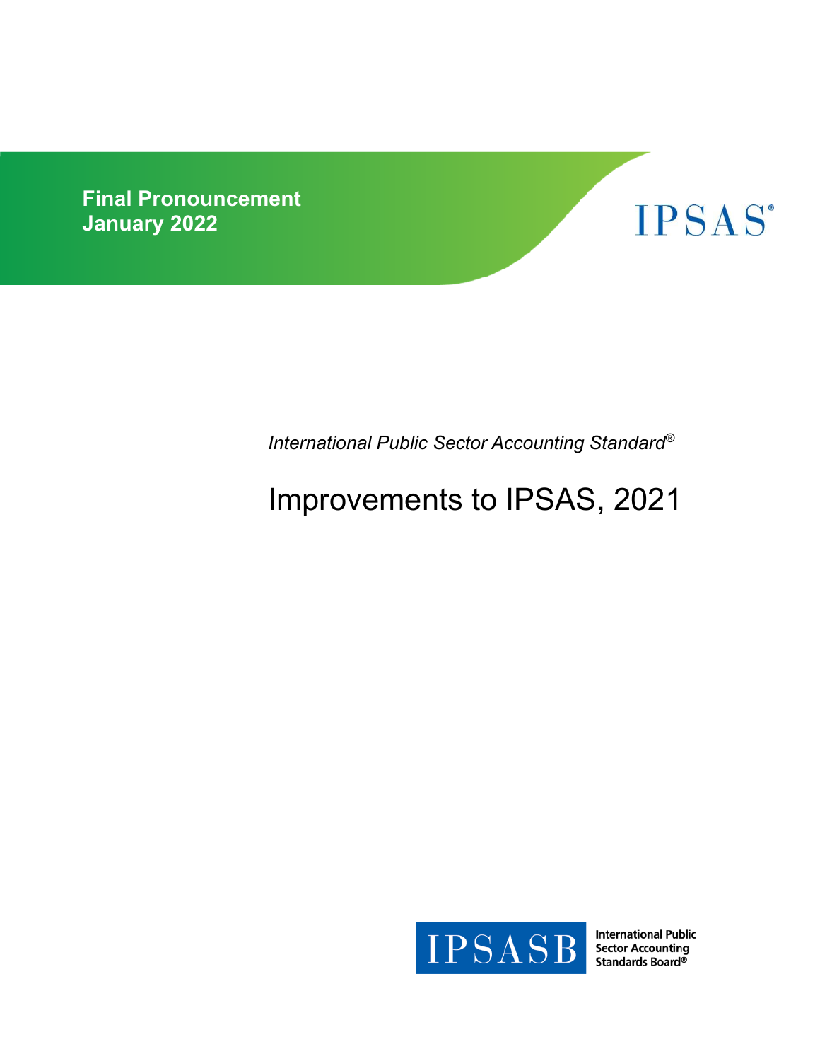**Final Pronouncement**
**January 2022**

IPSAS®

*International Public Sector Accounting Standard®*

# Improvements to IPSAS, 2021

IPSASB International Public Sector Accounting Standards Board®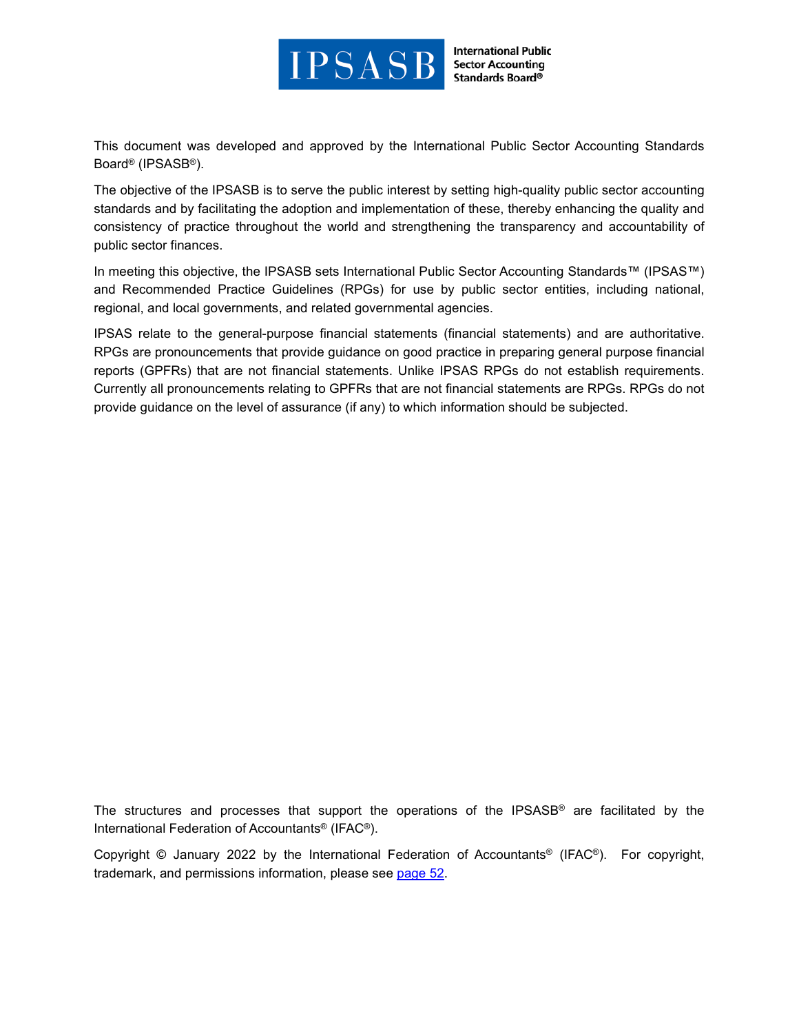This document was developed and approved by the International Public Sector Accounting Standards Board® (IPSASB®).

The objective of the IPSASB is to serve the public interest by setting high-quality public sector accounting standards and by facilitating the adoption and implementation of these, thereby enhancing the quality and consistency of practice throughout the world and strengthening the transparency and accountability of public sector finances.

In meeting this objective, the IPSASB sets International Public Sector Accounting Standards™ (IPSAS™) and Recommended Practice Guidelines (RPGs) for use by public sector entities, including national, regional, and local governments, and related governmental agencies.

IPSAS relate to the general-purpose financial statements (financial statements) and are authoritative. RPGs are pronouncements that provide guidance on good practice in preparing general purpose financial reports (GPFRs) that are not financial statements. Unlike IPSAS RPGs do not establish requirements. Currently all pronouncements relating to GPFRs that are not financial statements are RPGs. RPGs do not provide guidance on the level of assurance (if any) to which information should be subjected.

The structures and processes that support the operations of the IPSASB® are facilitated by the International Federation of Accountants® (IFAC®).

Copyright © January 2022 by the International Federation of Accountants® (IFAC®). For copyright, trademark, and permissions information, please see page 52.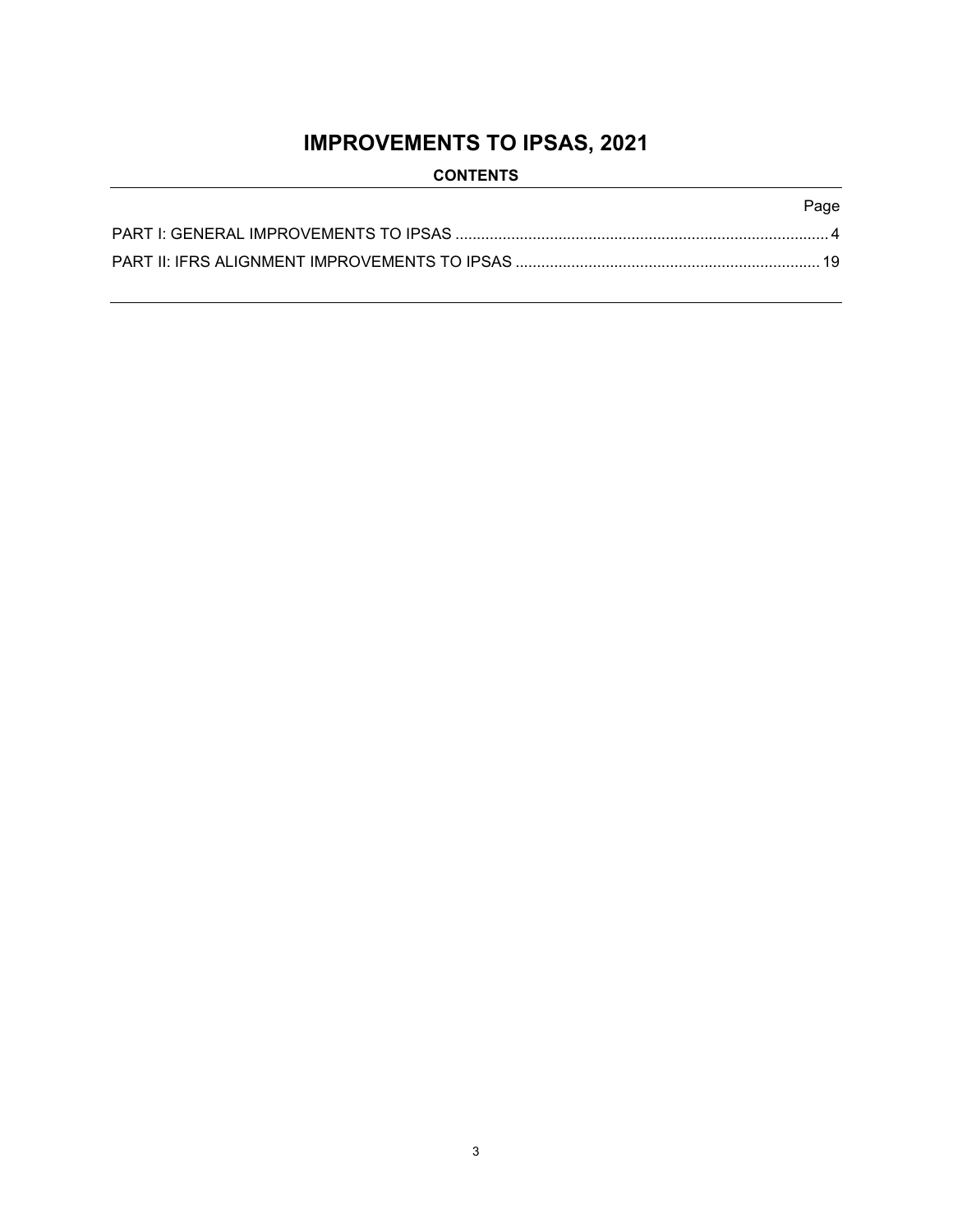# IMPROVEMENTS TO IPSAS, 2021

**CONTENTS**

| | Page |
|---|---|
| PART I: GENERAL IMPROVEMENTS TO IPSAS | 4 |
| PART II: IFRS ALIGNMENT IMPROVEMENTS TO IPSAS | 19 |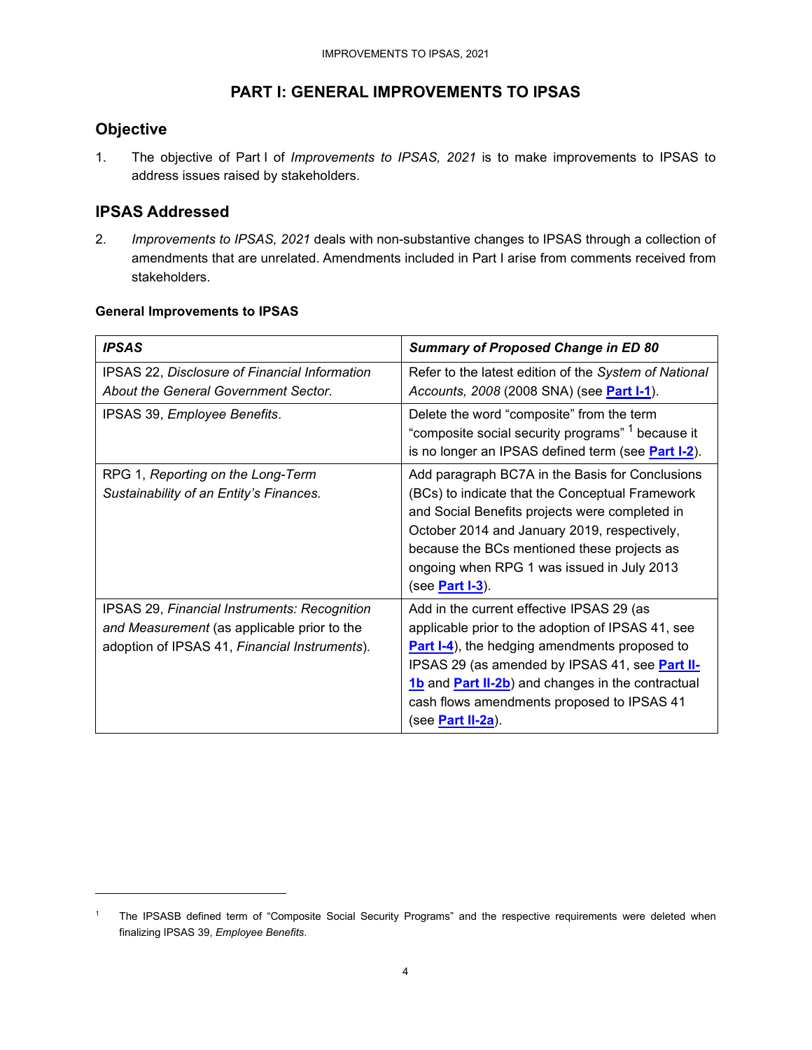# PART I: GENERAL IMPROVEMENTS TO IPSAS

## Objective

1. The objective of Part I of *Improvements to IPSAS, 2021* is to make improvements to IPSAS to address issues raised by stakeholders.

## IPSAS Addressed

2. *Improvements to IPSAS, 2021* deals with non-substantive changes to IPSAS through a collection of amendments that are unrelated. Amendments included in Part I arise from comments received from stakeholders.

**General Improvements to IPSAS**

| ***IPSAS*** | ***Summary of Proposed Change in ED 80*** |
|---|---|
| IPSAS 22, *Disclosure of Financial Information About the General Government Sector*. | Refer to the latest edition of the *System of National Accounts, 2008* (2008 SNA) (see **Part I-1**). |
| IPSAS 39, *Employee Benefits*. | Delete the word "composite" from the term "composite social security programs" [1] because it is no longer an IPSAS defined term (see **Part I-2**). |
| RPG 1, *Reporting on the Long-Term Sustainability of an Entity's Finances.* | Add paragraph BC7A in the Basis for Conclusions (BCs) to indicate that the Conceptual Framework and Social Benefits projects were completed in October 2014 and January 2019, respectively, because the BCs mentioned these projects as ongoing when RPG 1 was issued in July 2013 (see **Part I-3**). |
| IPSAS 29, *Financial Instruments: Recognition and Measurement* (as applicable prior to the adoption of IPSAS 41, *Financial Instruments*). | Add in the current effective IPSAS 29 (as applicable prior to the adoption of IPSAS 41, see **Part I-4**), the hedging amendments proposed to IPSAS 29 (as amended by IPSAS 41, see **Part II-1b** and **Part II-2b**) and changes in the contractual cash flows amendments proposed to IPSAS 41 (see **Part II-2a**). |

[1] The IPSASB defined term of "Composite Social Security Programs" and the respective requirements were deleted when finalizing IPSAS 39, *Employee Benefits*.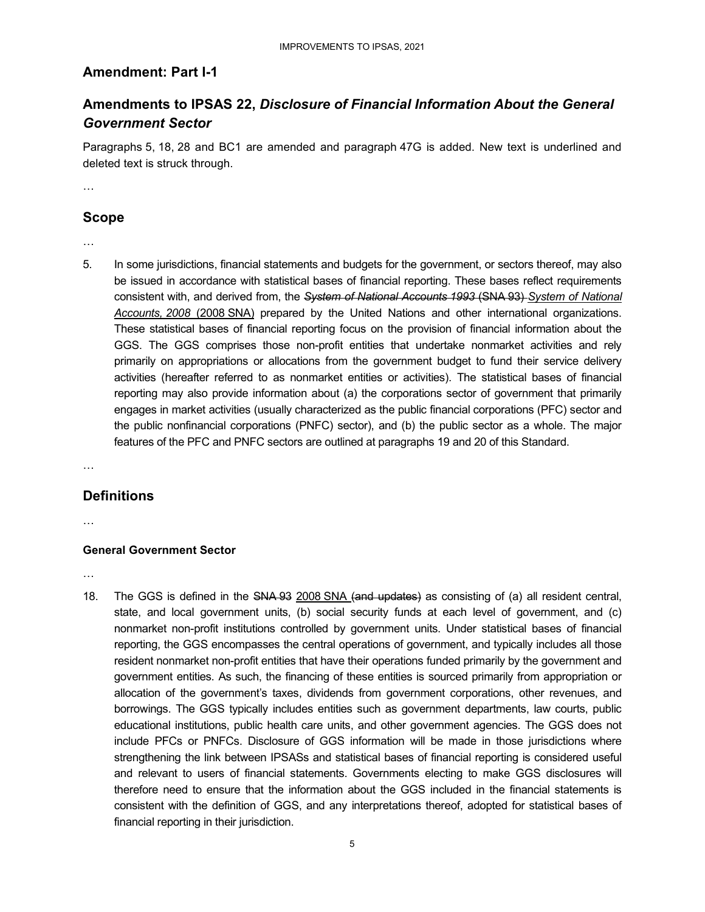## Amendment: Part I-1

## Amendments to IPSAS 22, *Disclosure of Financial Information About the General Government Sector*

Paragraphs 5, 18, 28 and BC1 are amended and paragraph 47G is added. New text is underlined and deleted text is struck through.

…

### Scope

…

5. In some jurisdictions, financial statements and budgets for the government, or sectors thereof, may also be issued in accordance with statistical bases of financial reporting. These bases reflect requirements consistent with, and derived from, the ~~*System of National Accounts 1993* (SNA 93)~~ <u>*System of National Accounts, 2008* (2008 SNA)</u> prepared by the United Nations and other international organizations. These statistical bases of financial reporting focus on the provision of financial information about the GGS. The GGS comprises those non-profit entities that undertake nonmarket activities and rely primarily on appropriations or allocations from the government budget to fund their service delivery activities (hereafter referred to as nonmarket entities or activities). The statistical bases of financial reporting may also provide information about (a) the corporations sector of government that primarily engages in market activities (usually characterized as the public financial corporations (PFC) sector and the public nonfinancial corporations (PNFC) sector), and (b) the public sector as a whole. The major features of the PFC and PNFC sectors are outlined at paragraphs 19 and 20 of this Standard.

…

### Definitions

…

#### General Government Sector

…

18. The GGS is defined in the ~~SNA 93~~ <u>2008 SNA</u> ~~(and updates)~~ as consisting of (a) all resident central, state, and local government units, (b) social security funds at each level of government, and (c) nonmarket non-profit institutions controlled by government units. Under statistical bases of financial reporting, the GGS encompasses the central operations of government, and typically includes all those resident nonmarket non-profit entities that have their operations funded primarily by the government and government entities. As such, the financing of these entities is sourced primarily from appropriation or allocation of the government's taxes, dividends from government corporations, other revenues, and borrowings. The GGS typically includes entities such as government departments, law courts, public educational institutions, public health care units, and other government agencies. The GGS does not include PFCs or PNFCs. Disclosure of GGS information will be made in those jurisdictions where strengthening the link between IPSASs and statistical bases of financial reporting is considered useful and relevant to users of financial statements. Governments electing to make GGS disclosures will therefore need to ensure that the information about the GGS included in the financial statements is consistent with the definition of GGS, and any interpretations thereof, adopted for statistical bases of financial reporting in their jurisdiction.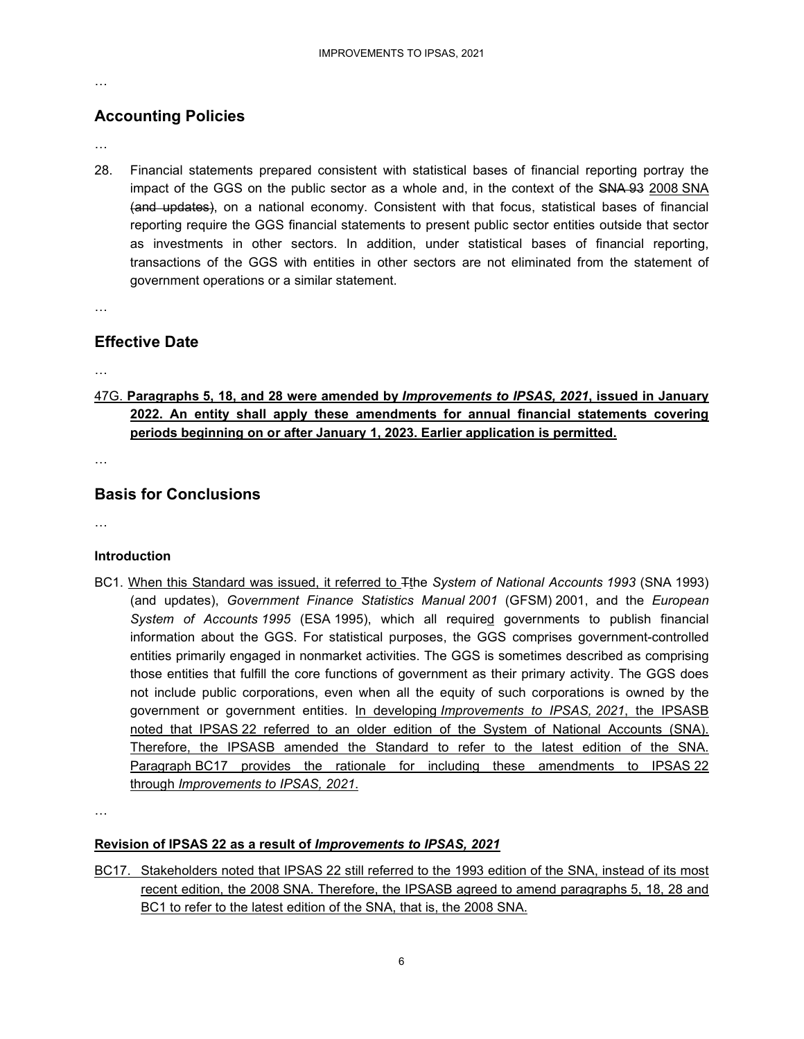…

## Accounting Policies

…

28. Financial statements prepared consistent with statistical bases of financial reporting portray the impact of the GGS on the public sector as a whole and, in the context of the ~~SNA 93~~ <u>2008 SNA</u> ~~(and updates)~~, on a national economy. Consistent with that focus, statistical bases of financial reporting require the GGS financial statements to present public sector entities outside that sector as investments in other sectors. In addition, under statistical bases of financial reporting, transactions of the GGS with entities in other sectors are not eliminated from the statement of government operations or a similar statement.

…

## Effective Date

…

<u>47G.</u> <u>**Paragraphs 5, 18, and 28 were amended by *Improvements to IPSAS, 2021*, issued in January 2022. An entity shall apply these amendments for annual financial statements covering periods beginning on or after January 1, 2023. Earlier application is permitted.**</u>

…

## Basis for Conclusions

…

### Introduction

BC1. <u>When this Standard was issued, it referred to</u> ~~T~~<u>t</u>he *System of National Accounts 1993* (SNA 1993) (and updates), *Government Finance Statistics Manual 2001* (GFSM) 2001, and the *European System of Accounts 1995* (ESA 1995), which all require<u>d</u> governments to publish financial information about the GGS. For statistical purposes, the GGS comprises government-controlled entities primarily engaged in nonmarket activities. The GGS is sometimes described as comprising those entities that fulfill the core functions of government as their primary activity. The GGS does not include public corporations, even when all the equity of such corporations is owned by the government or government entities. <u>In developing *Improvements to IPSAS, 2021*, the IPSASB noted that IPSAS 22 referred to an older edition of the System of National Accounts (SNA). Therefore, the IPSASB amended the Standard to refer to the latest edition of the SNA. Paragraph BC17 provides the rationale for including these amendments to IPSAS 22 through *Improvements to IPSAS, 2021*.</u>

…

### <u>Revision of IPSAS 22 as a result of *Improvements to IPSAS, 2021*</u>

<u>BC17. Stakeholders noted that IPSAS 22 still referred to the 1993 edition of the SNA, instead of its most recent edition, the 2008 SNA. Therefore, the IPSASB agreed to amend paragraphs 5, 18, 28 and BC1 to refer to the latest edition of the SNA, that is, the 2008 SNA.</u>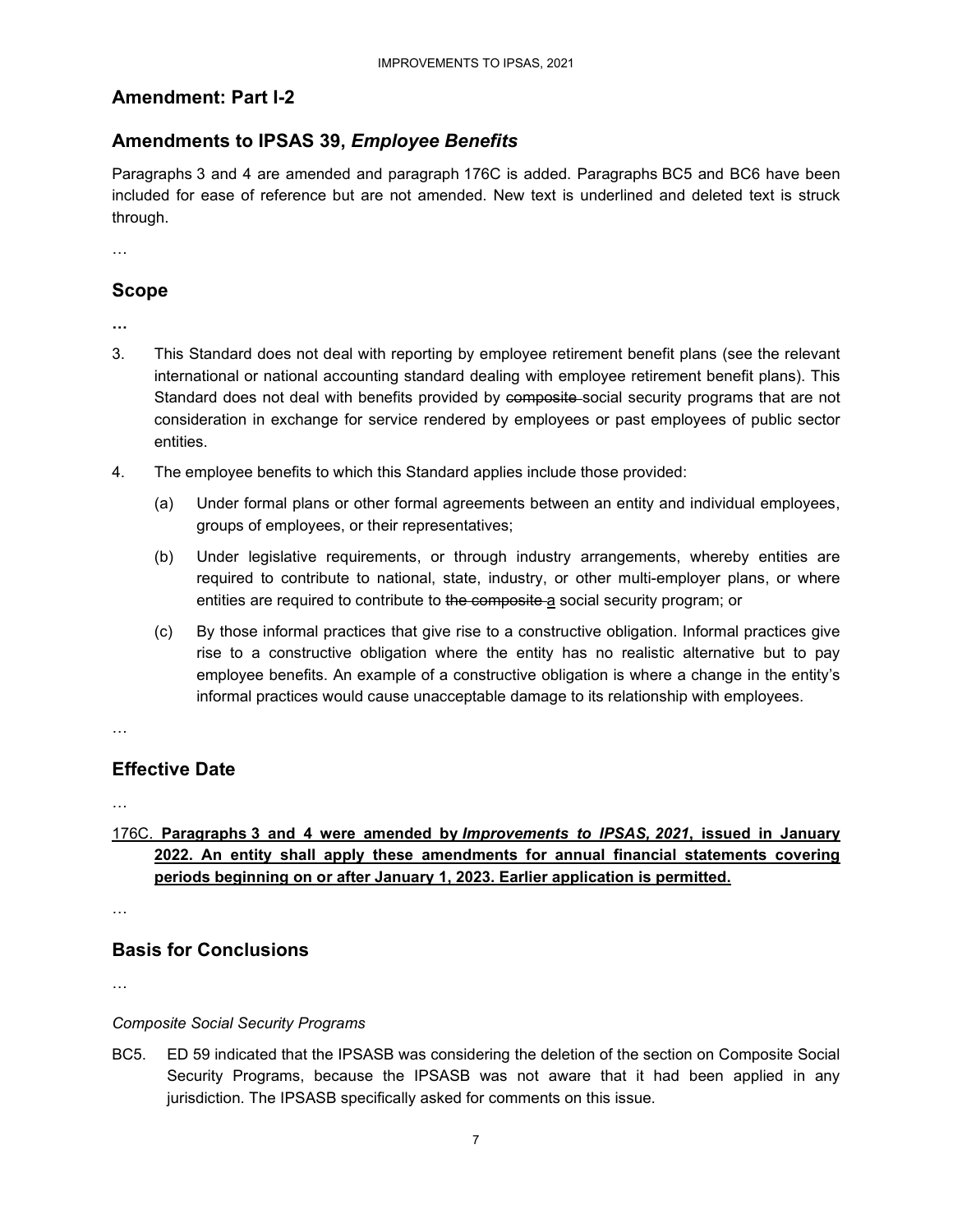## Amendment: Part I-2

## Amendments to IPSAS 39, *Employee Benefits*

Paragraphs 3 and 4 are amended and paragraph 176C is added. Paragraphs BC5 and BC6 have been included for ease of reference but are not amended. New text is underlined and deleted text is struck through.

…

## Scope

…

3. This Standard does not deal with reporting by employee retirement benefit plans (see the relevant international or national accounting standard dealing with employee retirement benefit plans). This Standard does not deal with benefits provided by ~~composite~~ social security programs that are not consideration in exchange for service rendered by employees or past employees of public sector entities.

4. The employee benefits to which this Standard applies include those provided:

   (a) Under formal plans or other formal agreements between an entity and individual employees, groups of employees, or their representatives;

   (b) Under legislative requirements, or through industry arrangements, whereby entities are required to contribute to national, state, industry, or other multi-employer plans, or where entities are required to contribute to ~~the composite~~ <u>a</u> social security program; or

   (c) By those informal practices that give rise to a constructive obligation. Informal practices give rise to a constructive obligation where the entity has no realistic alternative but to pay employee benefits. An example of a constructive obligation is where a change in the entity's informal practices would cause unacceptable damage to its relationship with employees.

…

## Effective Date

…

<u>176C. **Paragraphs 3 and 4 were amended by *Improvements to IPSAS, 2021*, issued in January 2022. An entity shall apply these amendments for annual financial statements covering periods beginning on or after January 1, 2023. Earlier application is permitted.**</u>

…

## Basis for Conclusions

…

*Composite Social Security Programs*

BC5. ED 59 indicated that the IPSASB was considering the deletion of the section on Composite Social Security Programs, because the IPSASB was not aware that it had been applied in any jurisdiction. The IPSASB specifically asked for comments on this issue.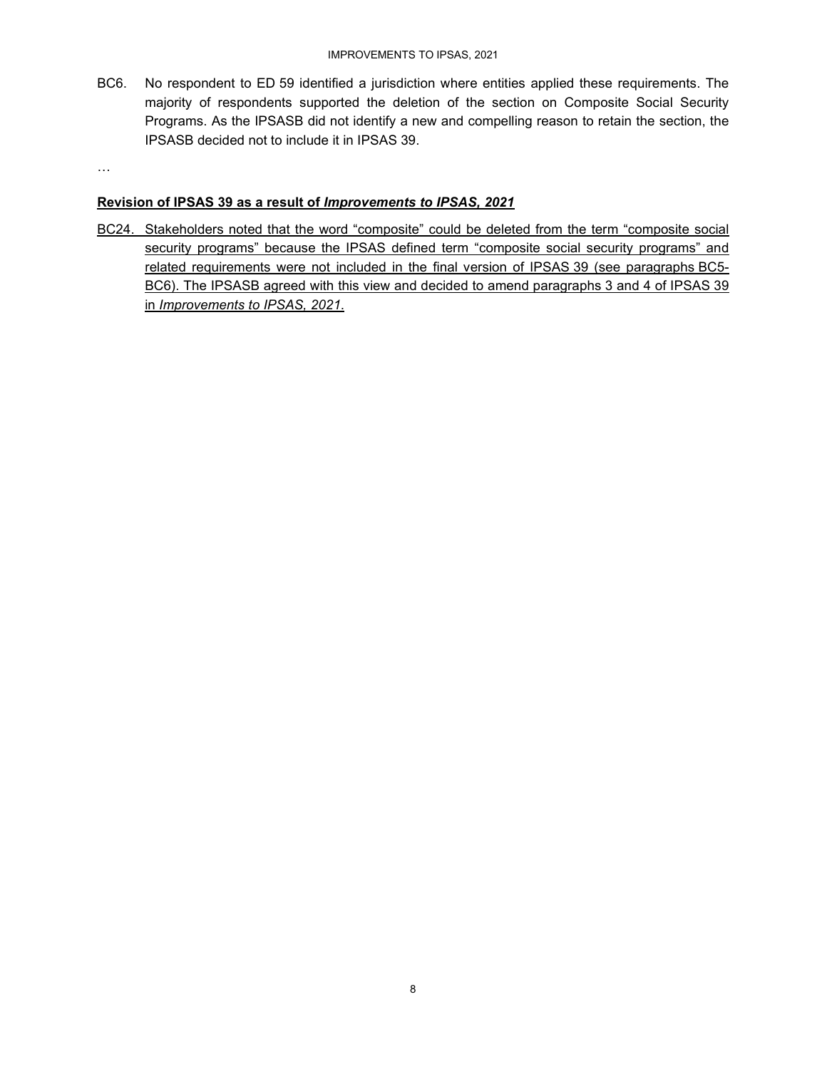BC6. No respondent to ED 59 identified a jurisdiction where entities applied these requirements. The majority of respondents supported the deletion of the section on Composite Social Security Programs. As the IPSASB did not identify a new and compelling reason to retain the section, the IPSASB decided not to include it in IPSAS 39.

…

**<u>Revision of IPSAS 39 as a result of *Improvements to IPSAS, 2021*</u>**

<u>BC24. Stakeholders noted that the word "composite" could be deleted from the term "composite social security programs" because the IPSAS defined term "composite social security programs" and related requirements were not included in the final version of IPSAS 39 (see paragraphs BC5-BC6). The IPSASB agreed with this view and decided to amend paragraphs 3 and 4 of IPSAS 39 in *Improvements to IPSAS, 2021*.</u>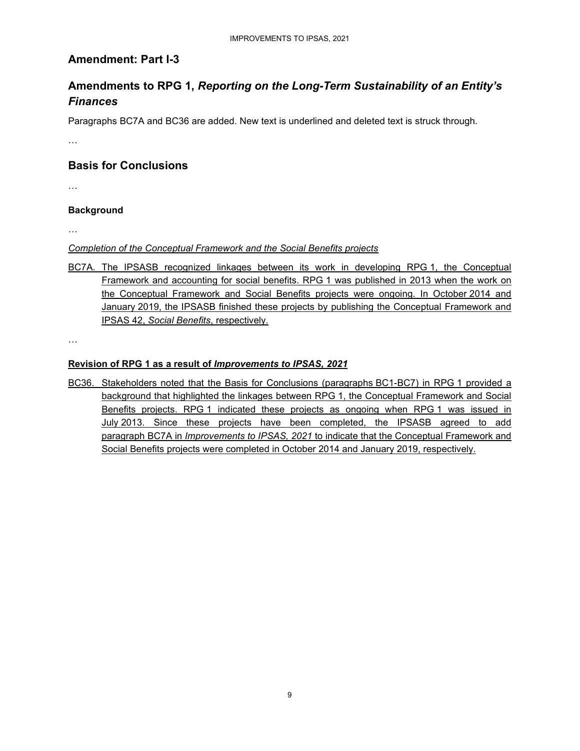## Amendment: Part I-3

## Amendments to RPG 1, *Reporting on the Long-Term Sustainability of an Entity's Finances*

Paragraphs BC7A and BC36 are added. New text is underlined and deleted text is struck through.

…

## Basis for Conclusions

…

### Background

…

*Completion of the Conceptual Framework and the Social Benefits projects*

BC7A. The IPSASB recognized linkages between its work in developing RPG 1, the Conceptual Framework and accounting for social benefits. RPG 1 was published in 2013 when the work on the Conceptual Framework and Social Benefits projects were ongoing. In October 2014 and January 2019, the IPSASB finished these projects by publishing the Conceptual Framework and IPSAS 42, *Social Benefits*, respectively.

…

**Revision of RPG 1 as a result of *Improvements to IPSAS, 2021***

BC36. Stakeholders noted that the Basis for Conclusions (paragraphs BC1-BC7) in RPG 1 provided a background that highlighted the linkages between RPG 1, the Conceptual Framework and Social Benefits projects. RPG 1 indicated these projects as ongoing when RPG 1 was issued in July 2013. Since these projects have been completed, the IPSASB agreed to add paragraph BC7A in *Improvements to IPSAS, 2021* to indicate that the Conceptual Framework and Social Benefits projects were completed in October 2014 and January 2019, respectively.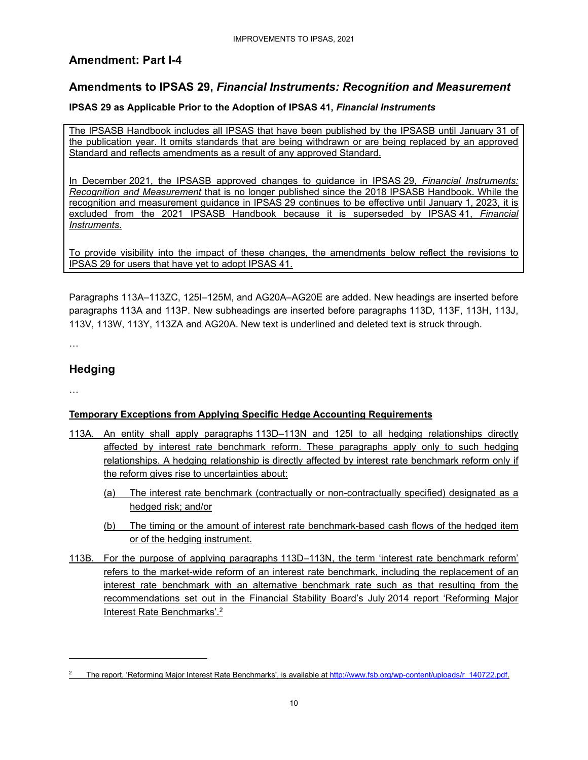## Amendment: Part I-4

## Amendments to IPSAS 29, *Financial Instruments: Recognition and Measurement*

**IPSAS 29 as Applicable Prior to the Adoption of IPSAS 41, *Financial Instruments***

> The IPSASB Handbook includes all IPSAS that have been published by the IPSASB until January 31 of the publication year. It omits standards that are being withdrawn or are being replaced by an approved Standard and reflects amendments as a result of any approved Standard.
>
> In December 2021, the IPSASB approved changes to guidance in IPSAS 29, *Financial Instruments: Recognition and Measurement* that is no longer published since the 2018 IPSASB Handbook. While the recognition and measurement guidance in IPSAS 29 continues to be effective until January 1, 2023, it is excluded from the 2021 IPSASB Handbook because it is superseded by IPSAS 41, *Financial Instruments*.
>
> To provide visibility into the impact of these changes, the amendments below reflect the revisions to IPSAS 29 for users that have yet to adopt IPSAS 41.

Paragraphs 113A–113ZC, 125I–125M, and AG20A–AG20E are added. New headings are inserted before paragraphs 113A and 113P. New subheadings are inserted before paragraphs 113D, 113F, 113H, 113J, 113V, 113W, 113Y, 113ZA and AG20A. New text is underlined and deleted text is struck through.

…

## Hedging

…

**Temporary Exceptions from Applying Specific Hedge Accounting Requirements**

113A. An entity shall apply paragraphs 113D–113N and 125I to all hedging relationships directly affected by interest rate benchmark reform. These paragraphs apply only to such hedging relationships. A hedging relationship is directly affected by interest rate benchmark reform only if the reform gives rise to uncertainties about:

(a) The interest rate benchmark (contractually or non-contractually specified) designated as a hedged risk; and/or

(b) The timing or the amount of interest rate benchmark-based cash flows of the hedged item or of the hedging instrument.

113B. For the purpose of applying paragraphs 113D–113N, the term 'interest rate benchmark reform' refers to the market-wide reform of an interest rate benchmark, including the replacement of an interest rate benchmark with an alternative benchmark rate such as that resulting from the recommendations set out in the Financial Stability Board's July 2014 report 'Reforming Major Interest Rate Benchmarks'.[2]

[2] The report, 'Reforming Major Interest Rate Benchmarks', is available at http://www.fsb.org/wp-content/uploads/r_140722.pdf.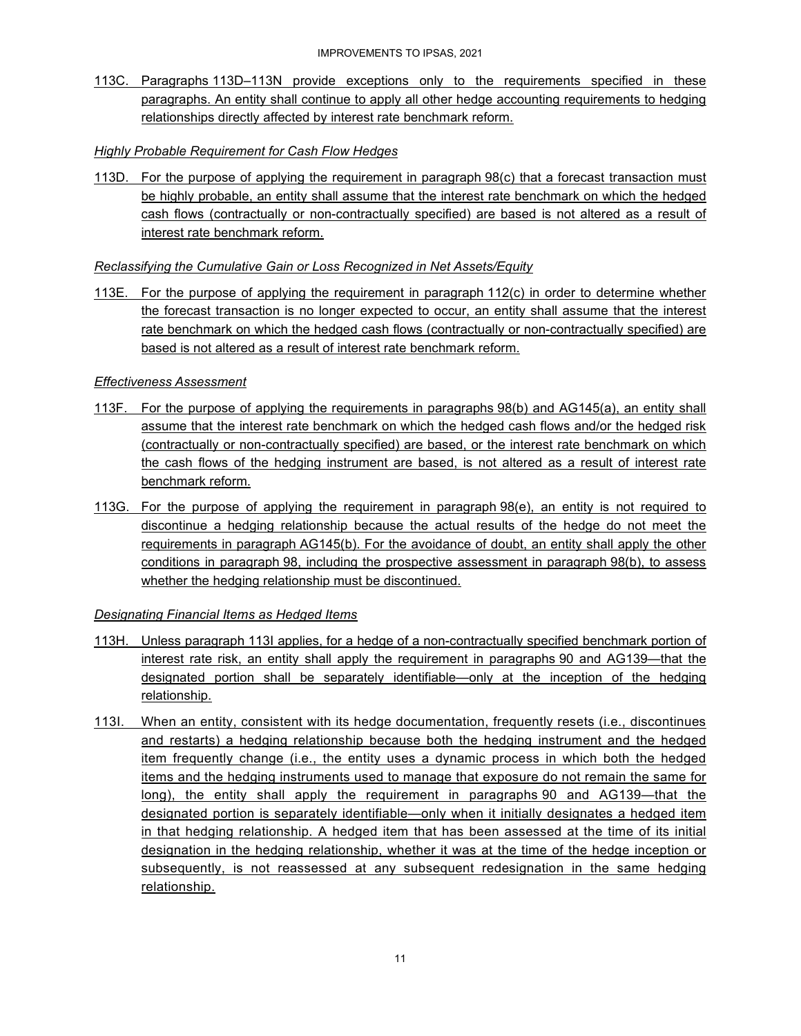113C. Paragraphs 113D–113N provide exceptions only to the requirements specified in these paragraphs. An entity shall continue to apply all other hedge accounting requirements to hedging relationships directly affected by interest rate benchmark reform.

*Highly Probable Requirement for Cash Flow Hedges*

113D. For the purpose of applying the requirement in paragraph 98(c) that a forecast transaction must be highly probable, an entity shall assume that the interest rate benchmark on which the hedged cash flows (contractually or non-contractually specified) are based is not altered as a result of interest rate benchmark reform.

*Reclassifying the Cumulative Gain or Loss Recognized in Net Assets/Equity*

113E. For the purpose of applying the requirement in paragraph 112(c) in order to determine whether the forecast transaction is no longer expected to occur, an entity shall assume that the interest rate benchmark on which the hedged cash flows (contractually or non-contractually specified) are based is not altered as a result of interest rate benchmark reform.

*Effectiveness Assessment*

113F. For the purpose of applying the requirements in paragraphs 98(b) and AG145(a), an entity shall assume that the interest rate benchmark on which the hedged cash flows and/or the hedged risk (contractually or non-contractually specified) are based, or the interest rate benchmark on which the cash flows of the hedging instrument are based, is not altered as a result of interest rate benchmark reform.

113G. For the purpose of applying the requirement in paragraph 98(e), an entity is not required to discontinue a hedging relationship because the actual results of the hedge do not meet the requirements in paragraph AG145(b). For the avoidance of doubt, an entity shall apply the other conditions in paragraph 98, including the prospective assessment in paragraph 98(b), to assess whether the hedging relationship must be discontinued.

*Designating Financial Items as Hedged Items*

113H. Unless paragraph 113I applies, for a hedge of a non-contractually specified benchmark portion of interest rate risk, an entity shall apply the requirement in paragraphs 90 and AG139—that the designated portion shall be separately identifiable—only at the inception of the hedging relationship.

113I. When an entity, consistent with its hedge documentation, frequently resets (i.e., discontinues and restarts) a hedging relationship because both the hedging instrument and the hedged item frequently change (i.e., the entity uses a dynamic process in which both the hedged items and the hedging instruments used to manage that exposure do not remain the same for long), the entity shall apply the requirement in paragraphs 90 and AG139—that the designated portion is separately identifiable—only when it initially designates a hedged item in that hedging relationship. A hedged item that has been assessed at the time of its initial designation in the hedging relationship, whether it was at the time of the hedge inception or subsequently, is not reassessed at any subsequent redesignation in the same hedging relationship.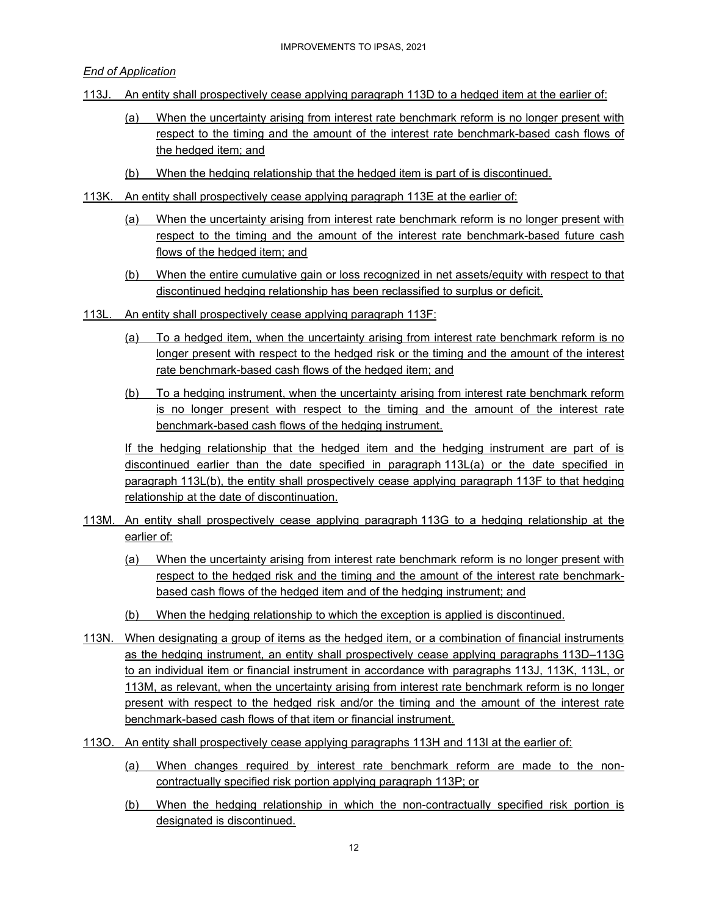*End of Application*

113J. An entity shall prospectively cease applying paragraph 113D to a hedged item at the earlier of:

(a) When the uncertainty arising from interest rate benchmark reform is no longer present with respect to the timing and the amount of the interest rate benchmark-based cash flows of the hedged item; and

(b) When the hedging relationship that the hedged item is part of is discontinued.

113K. An entity shall prospectively cease applying paragraph 113E at the earlier of:

(a) When the uncertainty arising from interest rate benchmark reform is no longer present with respect to the timing and the amount of the interest rate benchmark-based future cash flows of the hedged item; and

(b) When the entire cumulative gain or loss recognized in net assets/equity with respect to that discontinued hedging relationship has been reclassified to surplus or deficit.

113L. An entity shall prospectively cease applying paragraph 113F:

(a) To a hedged item, when the uncertainty arising from interest rate benchmark reform is no longer present with respect to the hedged risk or the timing and the amount of the interest rate benchmark-based cash flows of the hedged item; and

(b) To a hedging instrument, when the uncertainty arising from interest rate benchmark reform is no longer present with respect to the timing and the amount of the interest rate benchmark-based cash flows of the hedging instrument.

If the hedging relationship that the hedged item and the hedging instrument are part of is discontinued earlier than the date specified in paragraph 113L(a) or the date specified in paragraph 113L(b), the entity shall prospectively cease applying paragraph 113F to that hedging relationship at the date of discontinuation.

113M. An entity shall prospectively cease applying paragraph 113G to a hedging relationship at the earlier of:

(a) When the uncertainty arising from interest rate benchmark reform is no longer present with respect to the hedged risk and the timing and the amount of the interest rate benchmark-based cash flows of the hedged item and of the hedging instrument; and

(b) When the hedging relationship to which the exception is applied is discontinued.

113N. When designating a group of items as the hedged item, or a combination of financial instruments as the hedging instrument, an entity shall prospectively cease applying paragraphs 113D–113G to an individual item or financial instrument in accordance with paragraphs 113J, 113K, 113L, or 113M, as relevant, when the uncertainty arising from interest rate benchmark reform is no longer present with respect to the hedged risk and/or the timing and the amount of the interest rate benchmark-based cash flows of that item or financial instrument.

113O. An entity shall prospectively cease applying paragraphs 113H and 113I at the earlier of:

(a) When changes required by interest rate benchmark reform are made to the non-contractually specified risk portion applying paragraph 113P; or

(b) When the hedging relationship in which the non-contractually specified risk portion is designated is discontinued.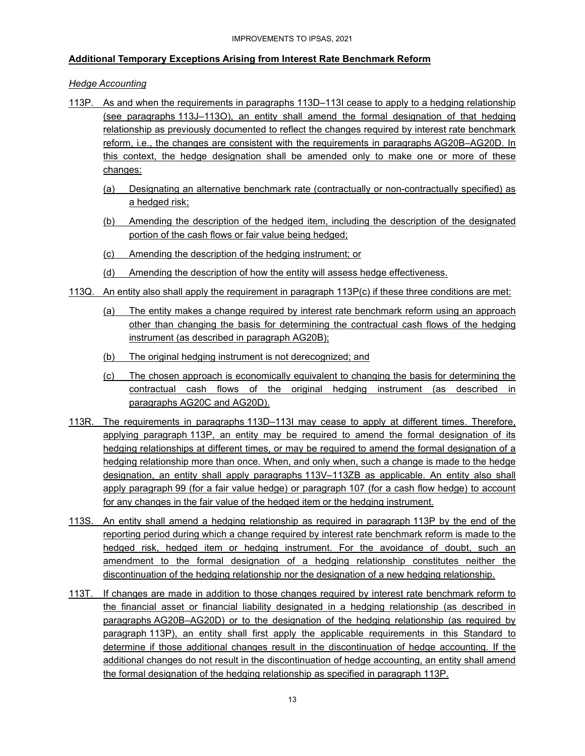## Additional Temporary Exceptions Arising from Interest Rate Benchmark Reform

*Hedge Accounting*

113P. As and when the requirements in paragraphs 113D–113I cease to apply to a hedging relationship (see paragraphs 113J–113O), an entity shall amend the formal designation of that hedging relationship as previously documented to reflect the changes required by interest rate benchmark reform, i.e., the changes are consistent with the requirements in paragraphs AG20B–AG20D. In this context, the hedge designation shall be amended only to make one or more of these changes:

(a) Designating an alternative benchmark rate (contractually or non-contractually specified) as a hedged risk;

(b) Amending the description of the hedged item, including the description of the designated portion of the cash flows or fair value being hedged;

(c) Amending the description of the hedging instrument; or

(d) Amending the description of how the entity will assess hedge effectiveness.

113Q. An entity also shall apply the requirement in paragraph 113P(c) if these three conditions are met:

(a) The entity makes a change required by interest rate benchmark reform using an approach other than changing the basis for determining the contractual cash flows of the hedging instrument (as described in paragraph AG20B);

(b) The original hedging instrument is not derecognized; and

(c) The chosen approach is economically equivalent to changing the basis for determining the contractual cash flows of the original hedging instrument (as described in paragraphs AG20C and AG20D).

113R. The requirements in paragraphs 113D–113I may cease to apply at different times. Therefore, applying paragraph 113P, an entity may be required to amend the formal designation of its hedging relationships at different times, or may be required to amend the formal designation of a hedging relationship more than once. When, and only when, such a change is made to the hedge designation, an entity shall apply paragraphs 113V–113ZB as applicable. An entity also shall apply paragraph 99 (for a fair value hedge) or paragraph 107 (for a cash flow hedge) to account for any changes in the fair value of the hedged item or the hedging instrument.

113S. An entity shall amend a hedging relationship as required in paragraph 113P by the end of the reporting period during which a change required by interest rate benchmark reform is made to the hedged risk, hedged item or hedging instrument. For the avoidance of doubt, such an amendment to the formal designation of a hedging relationship constitutes neither the discontinuation of the hedging relationship nor the designation of a new hedging relationship.

113T. If changes are made in addition to those changes required by interest rate benchmark reform to the financial asset or financial liability designated in a hedging relationship (as described in paragraphs AG20B–AG20D) or to the designation of the hedging relationship (as required by paragraph 113P), an entity shall first apply the applicable requirements in this Standard to determine if those additional changes result in the discontinuation of hedge accounting. If the additional changes do not result in the discontinuation of hedge accounting, an entity shall amend the formal designation of the hedging relationship as specified in paragraph 113P.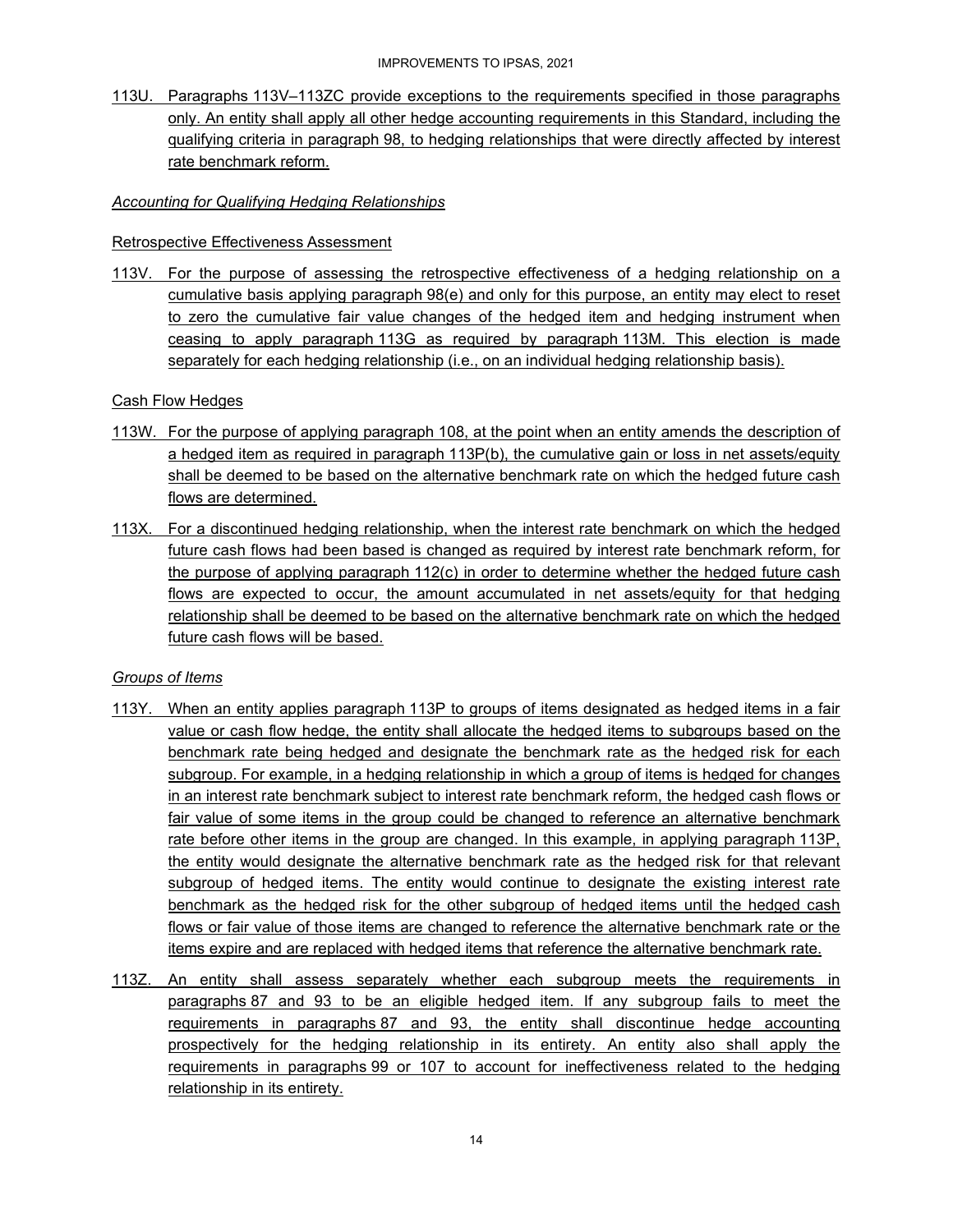113U. Paragraphs 113V–113ZC provide exceptions to the requirements specified in those paragraphs only. An entity shall apply all other hedge accounting requirements in this Standard, including the qualifying criteria in paragraph 98, to hedging relationships that were directly affected by interest rate benchmark reform.

*Accounting for Qualifying Hedging Relationships*

Retrospective Effectiveness Assessment

113V. For the purpose of assessing the retrospective effectiveness of a hedging relationship on a cumulative basis applying paragraph 98(e) and only for this purpose, an entity may elect to reset to zero the cumulative fair value changes of the hedged item and hedging instrument when ceasing to apply paragraph 113G as required by paragraph 113M. This election is made separately for each hedging relationship (i.e., on an individual hedging relationship basis).

Cash Flow Hedges

113W. For the purpose of applying paragraph 108, at the point when an entity amends the description of a hedged item as required in paragraph 113P(b), the cumulative gain or loss in net assets/equity shall be deemed to be based on the alternative benchmark rate on which the hedged future cash flows are determined.

113X. For a discontinued hedging relationship, when the interest rate benchmark on which the hedged future cash flows had been based is changed as required by interest rate benchmark reform, for the purpose of applying paragraph 112(c) in order to determine whether the hedged future cash flows are expected to occur, the amount accumulated in net assets/equity for that hedging relationship shall be deemed to be based on the alternative benchmark rate on which the hedged future cash flows will be based.

*Groups of Items*

113Y. When an entity applies paragraph 113P to groups of items designated as hedged items in a fair value or cash flow hedge, the entity shall allocate the hedged items to subgroups based on the benchmark rate being hedged and designate the benchmark rate as the hedged risk for each subgroup. For example, in a hedging relationship in which a group of items is hedged for changes in an interest rate benchmark subject to interest rate benchmark reform, the hedged cash flows or fair value of some items in the group could be changed to reference an alternative benchmark rate before other items in the group are changed. In this example, in applying paragraph 113P, the entity would designate the alternative benchmark rate as the hedged risk for that relevant subgroup of hedged items. The entity would continue to designate the existing interest rate benchmark as the hedged risk for the other subgroup of hedged items until the hedged cash flows or fair value of those items are changed to reference the alternative benchmark rate or the items expire and are replaced with hedged items that reference the alternative benchmark rate.

113Z. An entity shall assess separately whether each subgroup meets the requirements in paragraphs 87 and 93 to be an eligible hedged item. If any subgroup fails to meet the requirements in paragraphs 87 and 93, the entity shall discontinue hedge accounting prospectively for the hedging relationship in its entirety. An entity also shall apply the requirements in paragraphs 99 or 107 to account for ineffectiveness related to the hedging relationship in its entirety.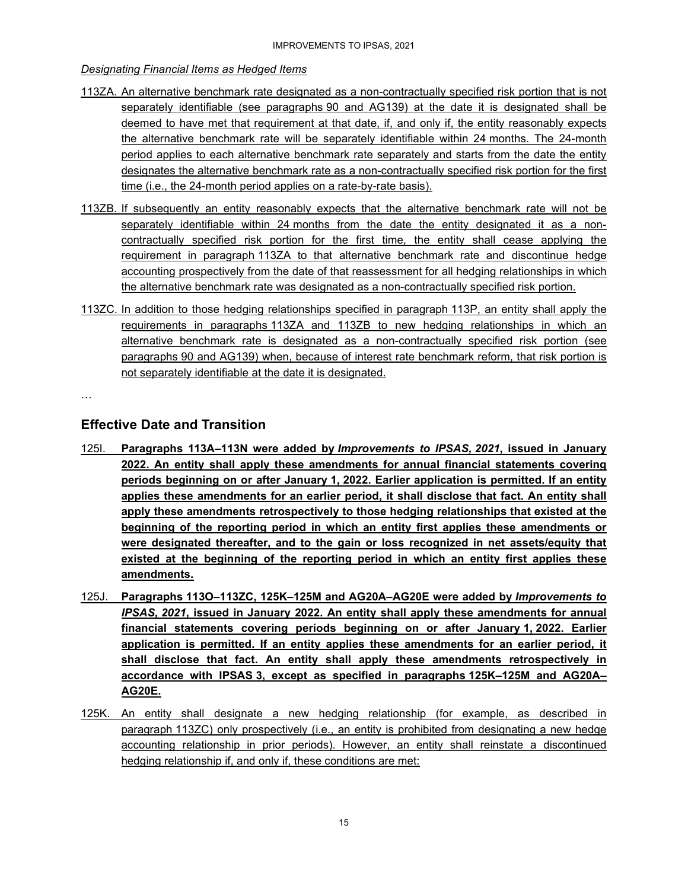*Designating Financial Items as Hedged Items*

113ZA. An alternative benchmark rate designated as a non-contractually specified risk portion that is not separately identifiable (see paragraphs 90 and AG139) at the date it is designated shall be deemed to have met that requirement at that date, if, and only if, the entity reasonably expects the alternative benchmark rate will be separately identifiable within 24 months. The 24-month period applies to each alternative benchmark rate separately and starts from the date the entity designates the alternative benchmark rate as a non-contractually specified risk portion for the first time (i.e., the 24-month period applies on a rate-by-rate basis).

113ZB. If subsequently an entity reasonably expects that the alternative benchmark rate will not be separately identifiable within 24 months from the date the entity designated it as a non-contractually specified risk portion for the first time, the entity shall cease applying the requirement in paragraph 113ZA to that alternative benchmark rate and discontinue hedge accounting prospectively from the date of that reassessment for all hedging relationships in which the alternative benchmark rate was designated as a non-contractually specified risk portion.

113ZC. In addition to those hedging relationships specified in paragraph 113P, an entity shall apply the requirements in paragraphs 113ZA and 113ZB to new hedging relationships in which an alternative benchmark rate is designated as a non-contractually specified risk portion (see paragraphs 90 and AG139) when, because of interest rate benchmark reform, that risk portion is not separately identifiable at the date it is designated.

…

## Effective Date and Transition

125I. **Paragraphs 113A–113N were added by *Improvements to IPSAS, 2021*, issued in January 2022. An entity shall apply these amendments for annual financial statements covering periods beginning on or after January 1, 2022. Earlier application is permitted. If an entity applies these amendments for an earlier period, it shall disclose that fact. An entity shall apply these amendments retrospectively to those hedging relationships that existed at the beginning of the reporting period in which an entity first applies these amendments or were designated thereafter, and to the gain or loss recognized in net assets/equity that existed at the beginning of the reporting period in which an entity first applies these amendments.**

125J. **Paragraphs 113O–113ZC, 125K–125M and AG20A–AG20E were added by *Improvements to IPSAS, 2021*, issued in January 2022. An entity shall apply these amendments for annual financial statements covering periods beginning on or after January 1, 2022. Earlier application is permitted. If an entity applies these amendments for an earlier period, it shall disclose that fact. An entity shall apply these amendments retrospectively in accordance with IPSAS 3, except as specified in paragraphs 125K–125M and AG20A–AG20E.**

125K. An entity shall designate a new hedging relationship (for example, as described in paragraph 113ZC) only prospectively (i.e., an entity is prohibited from designating a new hedge accounting relationship in prior periods). However, an entity shall reinstate a discontinued hedging relationship if, and only if, these conditions are met: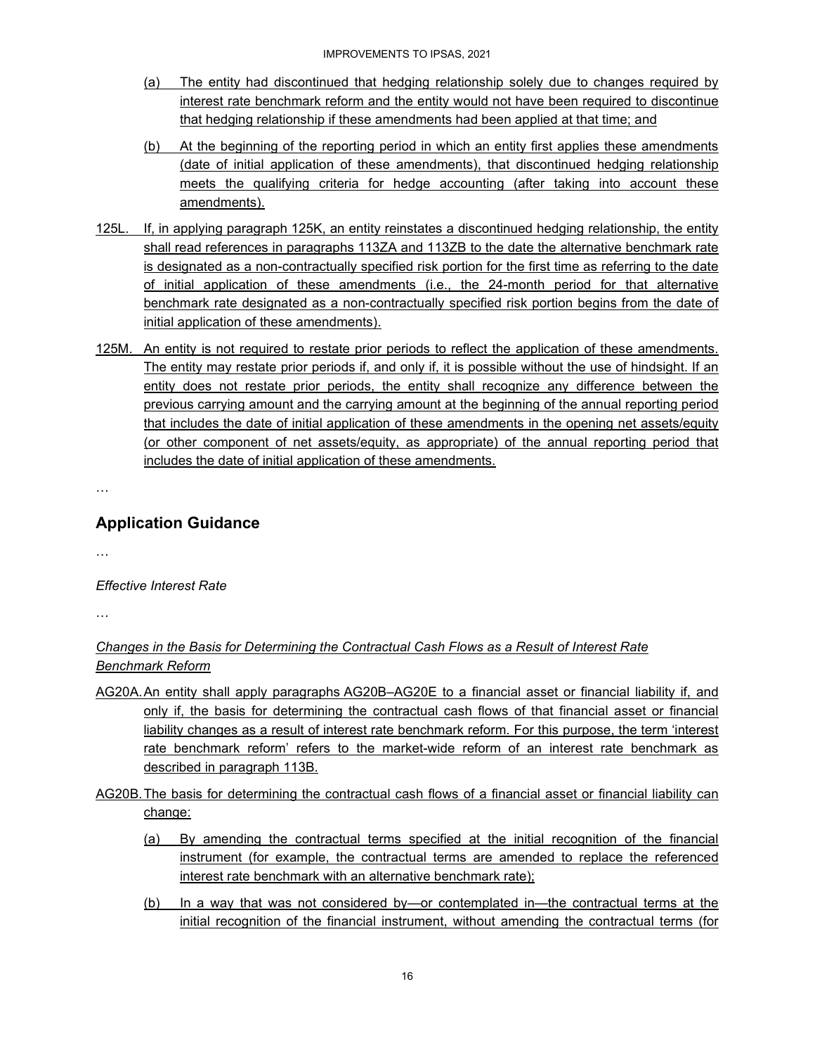(a) The entity had discontinued that hedging relationship solely due to changes required by interest rate benchmark reform and the entity would not have been required to discontinue that hedging relationship if these amendments had been applied at that time; and

(b) At the beginning of the reporting period in which an entity first applies these amendments (date of initial application of these amendments), that discontinued hedging relationship meets the qualifying criteria for hedge accounting (after taking into account these amendments).

125L. If, in applying paragraph 125K, an entity reinstates a discontinued hedging relationship, the entity shall read references in paragraphs 113ZA and 113ZB to the date the alternative benchmark rate is designated as a non-contractually specified risk portion for the first time as referring to the date of initial application of these amendments (i.e., the 24-month period for that alternative benchmark rate designated as a non-contractually specified risk portion begins from the date of initial application of these amendments).

125M. An entity is not required to restate prior periods to reflect the application of these amendments. The entity may restate prior periods if, and only if, it is possible without the use of hindsight. If an entity does not restate prior periods, the entity shall recognize any difference between the previous carrying amount and the carrying amount at the beginning of the annual reporting period that includes the date of initial application of these amendments in the opening net assets/equity (or other component of net assets/equity, as appropriate) of the annual reporting period that includes the date of initial application of these amendments.

…

## Application Guidance

…

*Effective Interest Rate*

…

*Changes in the Basis for Determining the Contractual Cash Flows as a Result of Interest Rate Benchmark Reform*

AG20A. An entity shall apply paragraphs AG20B–AG20E to a financial asset or financial liability if, and only if, the basis for determining the contractual cash flows of that financial asset or financial liability changes as a result of interest rate benchmark reform. For this purpose, the term 'interest rate benchmark reform' refers to the market-wide reform of an interest rate benchmark as described in paragraph 113B.

AG20B. The basis for determining the contractual cash flows of a financial asset or financial liability can change:

(a) By amending the contractual terms specified at the initial recognition of the financial instrument (for example, the contractual terms are amended to replace the referenced interest rate benchmark with an alternative benchmark rate);

(b) In a way that was not considered by—or contemplated in—the contractual terms at the initial recognition of the financial instrument, without amending the contractual terms (for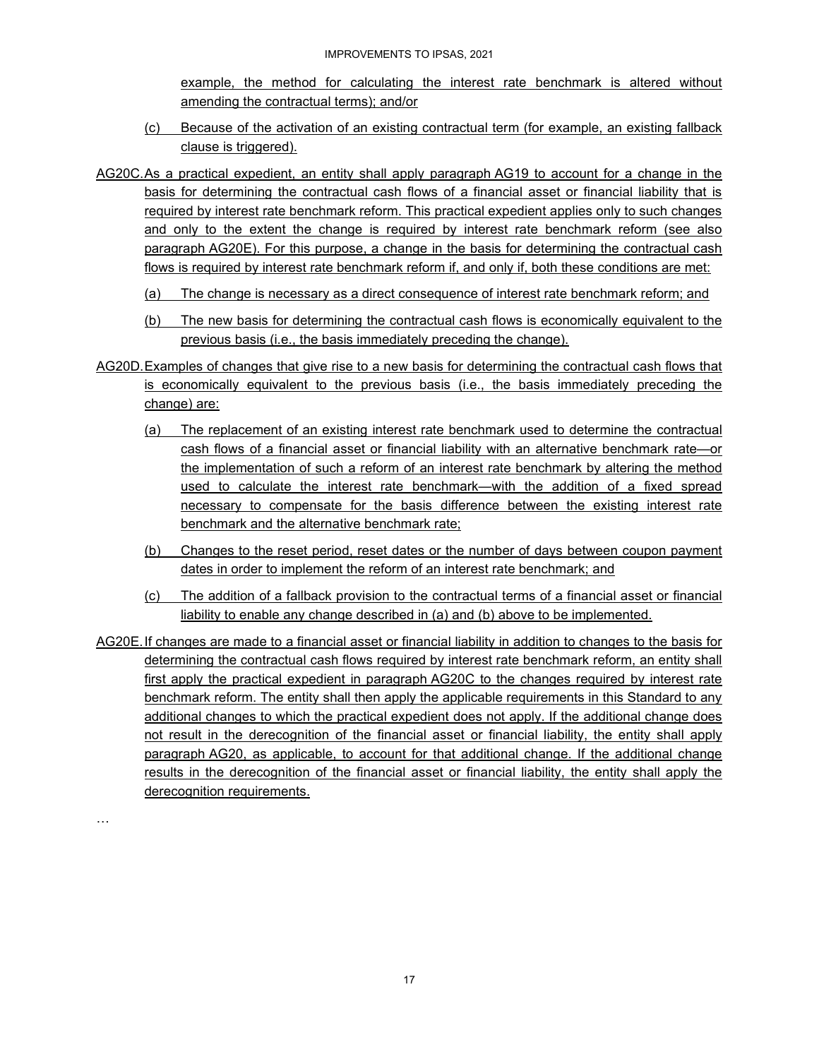example, the method for calculating the interest rate benchmark is altered without amending the contractual terms); and/or

(c) Because of the activation of an existing contractual term (for example, an existing fallback clause is triggered).

AG20C. As a practical expedient, an entity shall apply paragraph AG19 to account for a change in the basis for determining the contractual cash flows of a financial asset or financial liability that is required by interest rate benchmark reform. This practical expedient applies only to such changes and only to the extent the change is required by interest rate benchmark reform (see also paragraph AG20E). For this purpose, a change in the basis for determining the contractual cash flows is required by interest rate benchmark reform if, and only if, both these conditions are met:

(a) The change is necessary as a direct consequence of interest rate benchmark reform; and

(b) The new basis for determining the contractual cash flows is economically equivalent to the previous basis (i.e., the basis immediately preceding the change).

AG20D. Examples of changes that give rise to a new basis for determining the contractual cash flows that is economically equivalent to the previous basis (i.e., the basis immediately preceding the change) are:

(a) The replacement of an existing interest rate benchmark used to determine the contractual cash flows of a financial asset or financial liability with an alternative benchmark rate—or the implementation of such a reform of an interest rate benchmark by altering the method used to calculate the interest rate benchmark—with the addition of a fixed spread necessary to compensate for the basis difference between the existing interest rate benchmark and the alternative benchmark rate;

(b) Changes to the reset period, reset dates or the number of days between coupon payment dates in order to implement the reform of an interest rate benchmark; and

(c) The addition of a fallback provision to the contractual terms of a financial asset or financial liability to enable any change described in (a) and (b) above to be implemented.

AG20E. If changes are made to a financial asset or financial liability in addition to changes to the basis for determining the contractual cash flows required by interest rate benchmark reform, an entity shall first apply the practical expedient in paragraph AG20C to the changes required by interest rate benchmark reform. The entity shall then apply the applicable requirements in this Standard to any additional changes to which the practical expedient does not apply. If the additional change does not result in the derecognition of the financial asset or financial liability, the entity shall apply paragraph AG20, as applicable, to account for that additional change. If the additional change results in the derecognition of the financial asset or financial liability, the entity shall apply the derecognition requirements.

…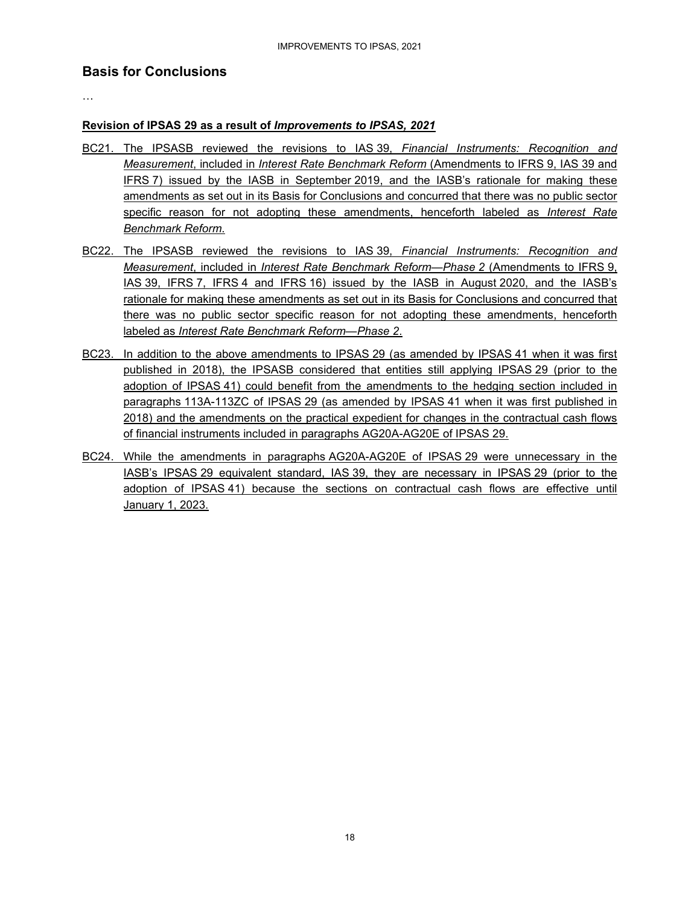## Basis for Conclusions

…

**Revision of IPSAS 29 as a result of *Improvements to IPSAS, 2021***

BC21. The IPSASB reviewed the revisions to IAS 39, *Financial Instruments: Recognition and Measurement*, included in *Interest Rate Benchmark Reform* (Amendments to IFRS 9, IAS 39 and IFRS 7) issued by the IASB in September 2019, and the IASB's rationale for making these amendments as set out in its Basis for Conclusions and concurred that there was no public sector specific reason for not adopting these amendments, henceforth labeled as *Interest Rate Benchmark Reform*.

BC22. The IPSASB reviewed the revisions to IAS 39, *Financial Instruments: Recognition and Measurement*, included in *Interest Rate Benchmark Reform—Phase 2* (Amendments to IFRS 9, IAS 39, IFRS 7, IFRS 4 and IFRS 16) issued by the IASB in August 2020, and the IASB's rationale for making these amendments as set out in its Basis for Conclusions and concurred that there was no public sector specific reason for not adopting these amendments, henceforth labeled as *Interest Rate Benchmark Reform—Phase 2*.

BC23. In addition to the above amendments to IPSAS 29 (as amended by IPSAS 41 when it was first published in 2018), the IPSASB considered that entities still applying IPSAS 29 (prior to the adoption of IPSAS 41) could benefit from the amendments to the hedging section included in paragraphs 113A-113ZC of IPSAS 29 (as amended by IPSAS 41 when it was first published in 2018) and the amendments on the practical expedient for changes in the contractual cash flows of financial instruments included in paragraphs AG20A-AG20E of IPSAS 29.

BC24. While the amendments in paragraphs AG20A-AG20E of IPSAS 29 were unnecessary in the IASB's IPSAS 29 equivalent standard, IAS 39, they are necessary in IPSAS 29 (prior to the adoption of IPSAS 41) because the sections on contractual cash flows are effective until January 1, 2023.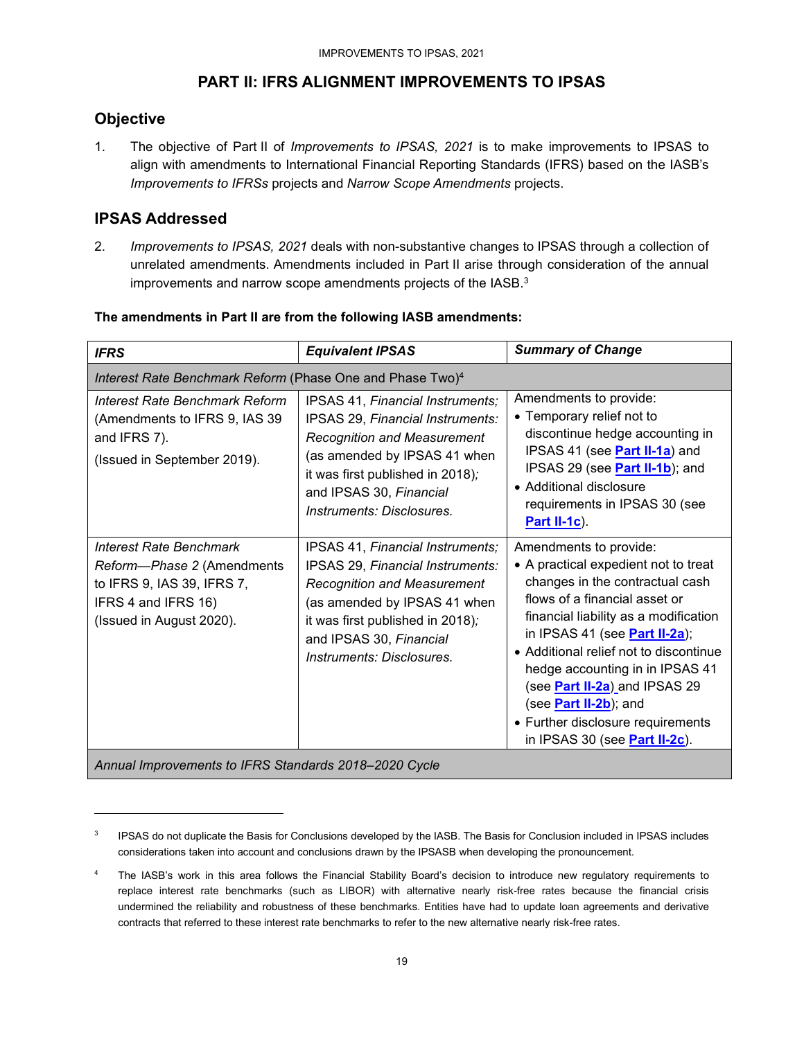# PART II: IFRS ALIGNMENT IMPROVEMENTS TO IPSAS

## Objective

1. The objective of Part II of *Improvements to IPSAS, 2021* is to make improvements to IPSAS to align with amendments to International Financial Reporting Standards (IFRS) based on the IASB's *Improvements to IFRSs* projects and *Narrow Scope Amendments* projects.

## IPSAS Addressed

2. *Improvements to IPSAS, 2021* deals with non-substantive changes to IPSAS through a collection of unrelated amendments. Amendments included in Part II arise through consideration of the annual improvements and narrow scope amendments projects of the IASB.[3]

**The amendments in Part II are from the following IASB amendments:**

| *IFRS* | *Equivalent IPSAS* | *Summary of Change* |
|---|---|---|
| *Interest Rate Benchmark Reform* (Phase One and Phase Two)[4] | | |
| *Interest Rate Benchmark Reform* (Amendments to IFRS 9, IAS 39 and IFRS 7).<br>(Issued in September 2019). | IPSAS 41, *Financial Instruments;* IPSAS 29, *Financial Instruments: Recognition and Measurement* (as amended by IPSAS 41 when it was first published in 2018)*;* and IPSAS 30, *Financial Instruments: Disclosures.* | Amendments to provide:<br>• Temporary relief not to discontinue hedge accounting in IPSAS 41 (see **Part II-1a**) and IPSAS 29 (see **Part II-1b**); and<br>• Additional disclosure requirements in IPSAS 30 (see **Part II-1c**). |
| *Interest Rate Benchmark Reform—Phase 2* (Amendments to IFRS 9, IAS 39, IFRS 7, IFRS 4 and IFRS 16)<br>(Issued in August 2020). | IPSAS 41, *Financial Instruments;* IPSAS 29, *Financial Instruments: Recognition and Measurement* (as amended by IPSAS 41 when it was first published in 2018)*;* and IPSAS 30, *Financial Instruments: Disclosures.* | Amendments to provide:<br>• A practical expedient not to treat changes in the contractual cash flows of a financial asset or financial liability as a modification in IPSAS 41 (see **Part II-2a**);<br>• Additional relief not to discontinue hedge accounting in in IPSAS 41 (see **Part II-2a**) and IPSAS 29 (see **Part II-2b**); and<br>• Further disclosure requirements in IPSAS 30 (see **Part II-2c**). |
| *Annual Improvements to IFRS Standards 2018–2020 Cycle* | | |

[3] IPSAS do not duplicate the Basis for Conclusions developed by the IASB. The Basis for Conclusion included in IPSAS includes considerations taken into account and conclusions drawn by the IPSASB when developing the pronouncement.

[4] The IASB's work in this area follows the Financial Stability Board's decision to introduce new regulatory requirements to replace interest rate benchmarks (such as LIBOR) with alternative nearly risk-free rates because the financial crisis undermined the reliability and robustness of these benchmarks. Entities have had to update loan agreements and derivative contracts that referred to these interest rate benchmarks to refer to the new alternative nearly risk-free rates.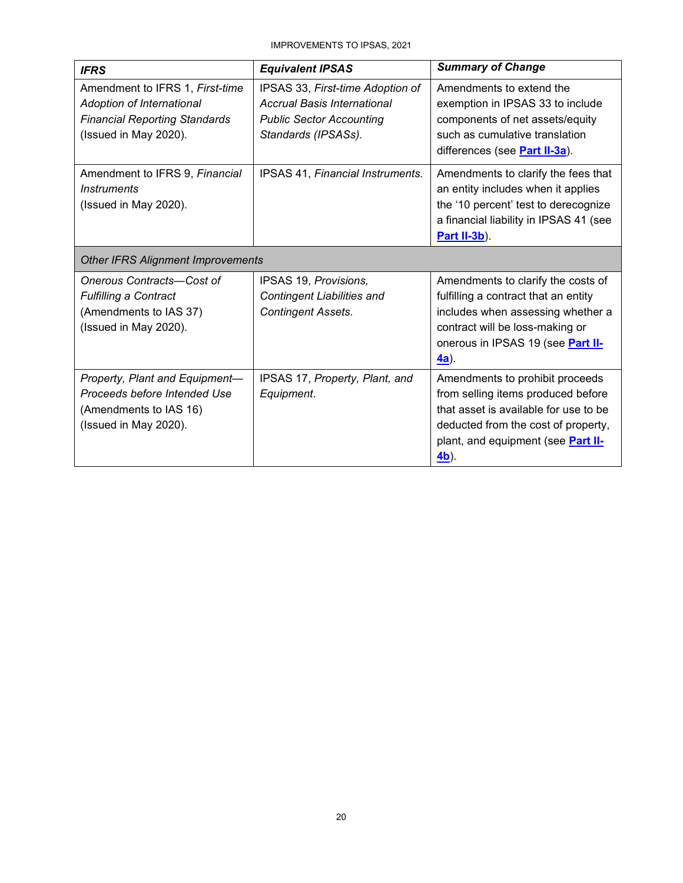| *IFRS* | *Equivalent IPSAS* | *Summary of Change* |
|---|---|---|
| Amendment to IFRS 1, *First-time Adoption of International Financial Reporting Standards* (Issued in May 2020). | IPSAS 33, *First-time Adoption of Accrual Basis International Public Sector Accounting Standards (IPSASs).* | Amendments to extend the exemption in IPSAS 33 to include components of net assets/equity such as cumulative translation differences (see **Part II-3a**). |
| Amendment to IFRS 9, *Financial Instruments* (Issued in May 2020). | IPSAS 41, *Financial Instruments.* | Amendments to clarify the fees that an entity includes when it applies the '10 percent' test to derecognize a financial liability in IPSAS 41 (see **Part II-3b**). |
| *Other IFRS Alignment Improvements* | | |
| *Onerous Contracts—Cost of Fulfilling a Contract* (Amendments to IAS 37) (Issued in May 2020). | IPSAS 19, *Provisions, Contingent Liabilities and Contingent Assets.* | Amendments to clarify the costs of fulfilling a contract that an entity includes when assessing whether a contract will be loss-making or onerous in IPSAS 19 (see **Part II-4a**). |
| *Property, Plant and Equipment—Proceeds before Intended Use* (Amendments to IAS 16) (Issued in May 2020). | IPSAS 17, *Property, Plant, and Equipment*. | Amendments to prohibit proceeds from selling items produced before that asset is available for use to be deducted from the cost of property, plant, and equipment (see **Part II-4b**). |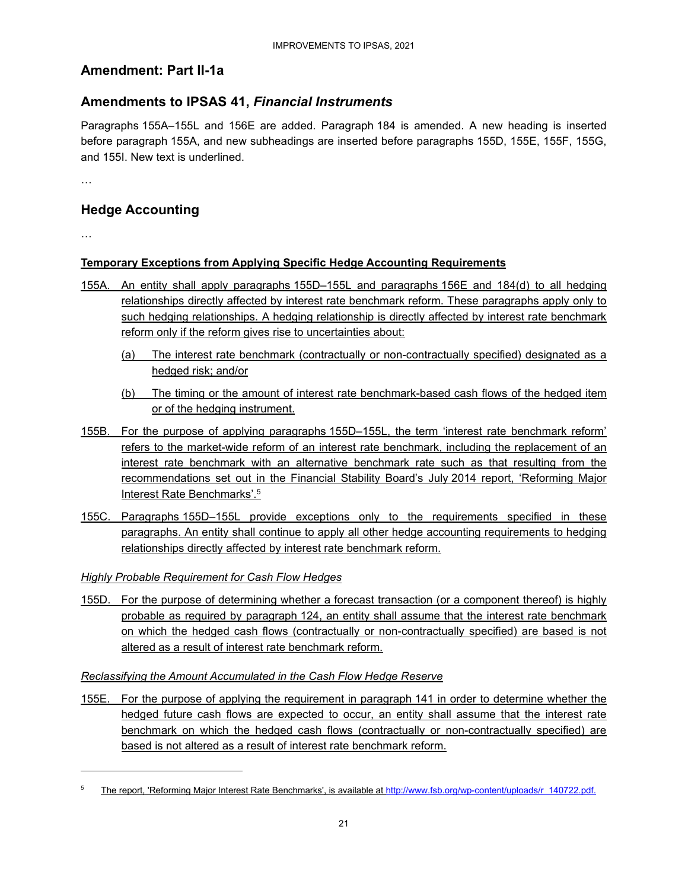## Amendment: Part II-1a

## Amendments to IPSAS 41, *Financial Instruments*

Paragraphs 155A–155L and 156E are added. Paragraph 184 is amended. A new heading is inserted before paragraph 155A, and new subheadings are inserted before paragraphs 155D, 155E, 155F, 155G, and 155I. New text is underlined.

…

## Hedge Accounting

…

### Temporary Exceptions from Applying Specific Hedge Accounting Requirements

155A. An entity shall apply paragraphs 155D–155L and paragraphs 156E and 184(d) to all hedging relationships directly affected by interest rate benchmark reform. These paragraphs apply only to such hedging relationships. A hedging relationship is directly affected by interest rate benchmark reform only if the reform gives rise to uncertainties about:

(a) The interest rate benchmark (contractually or non-contractually specified) designated as a hedged risk; and/or

(b) The timing or the amount of interest rate benchmark-based cash flows of the hedged item or of the hedging instrument.

155B. For the purpose of applying paragraphs 155D–155L, the term 'interest rate benchmark reform' refers to the market-wide reform of an interest rate benchmark, including the replacement of an interest rate benchmark with an alternative benchmark rate such as that resulting from the recommendations set out in the Financial Stability Board's July 2014 report, 'Reforming Major Interest Rate Benchmarks'.[5]

155C. Paragraphs 155D–155L provide exceptions only to the requirements specified in these paragraphs. An entity shall continue to apply all other hedge accounting requirements to hedging relationships directly affected by interest rate benchmark reform.

*Highly Probable Requirement for Cash Flow Hedges*

155D. For the purpose of determining whether a forecast transaction (or a component thereof) is highly probable as required by paragraph 124, an entity shall assume that the interest rate benchmark on which the hedged cash flows (contractually or non-contractually specified) are based is not altered as a result of interest rate benchmark reform.

*Reclassifying the Amount Accumulated in the Cash Flow Hedge Reserve*

155E. For the purpose of applying the requirement in paragraph 141 in order to determine whether the hedged future cash flows are expected to occur, an entity shall assume that the interest rate benchmark on which the hedged cash flows (contractually or non-contractually specified) are based is not altered as a result of interest rate benchmark reform.

---

[5] The report, 'Reforming Major Interest Rate Benchmarks', is available at http://www.fsb.org/wp-content/uploads/r_140722.pdf.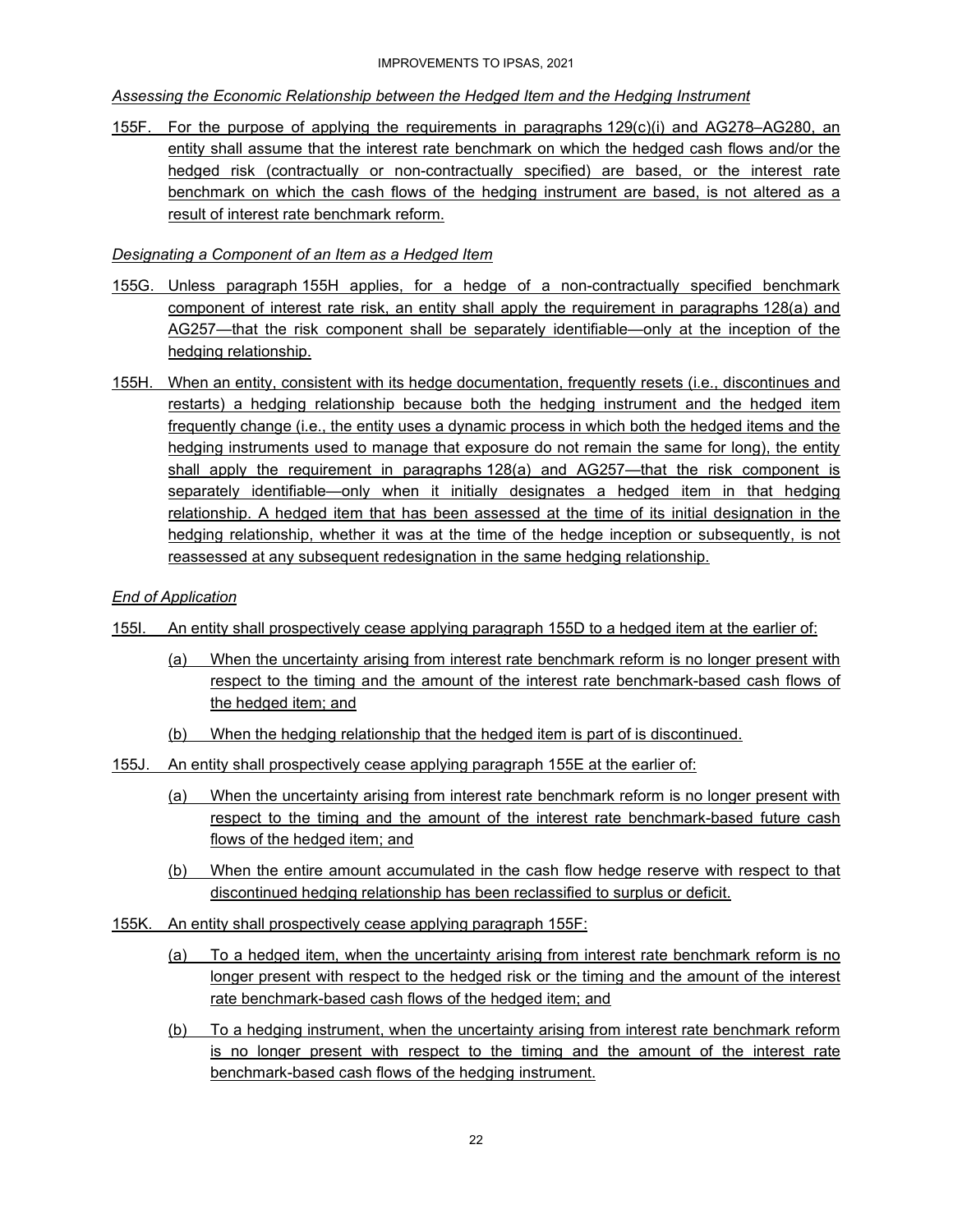*Assessing the Economic Relationship between the Hedged Item and the Hedging Instrument*

155F. For the purpose of applying the requirements in paragraphs 129(c)(i) and AG278–AG280, an entity shall assume that the interest rate benchmark on which the hedged cash flows and/or the hedged risk (contractually or non-contractually specified) are based, or the interest rate benchmark on which the cash flows of the hedging instrument are based, is not altered as a result of interest rate benchmark reform.

*Designating a Component of an Item as a Hedged Item*

155G. Unless paragraph 155H applies, for a hedge of a non-contractually specified benchmark component of interest rate risk, an entity shall apply the requirement in paragraphs 128(a) and AG257—that the risk component shall be separately identifiable—only at the inception of the hedging relationship.

155H. When an entity, consistent with its hedge documentation, frequently resets (i.e., discontinues and restarts) a hedging relationship because both the hedging instrument and the hedged item frequently change (i.e., the entity uses a dynamic process in which both the hedged items and the hedging instruments used to manage that exposure do not remain the same for long), the entity shall apply the requirement in paragraphs 128(a) and AG257—that the risk component is separately identifiable—only when it initially designates a hedged item in that hedging relationship. A hedged item that has been assessed at the time of its initial designation in the hedging relationship, whether it was at the time of the hedge inception or subsequently, is not reassessed at any subsequent redesignation in the same hedging relationship.

*End of Application*

155I. An entity shall prospectively cease applying paragraph 155D to a hedged item at the earlier of:

(a) When the uncertainty arising from interest rate benchmark reform is no longer present with respect to the timing and the amount of the interest rate benchmark-based cash flows of the hedged item; and

(b) When the hedging relationship that the hedged item is part of is discontinued.

155J. An entity shall prospectively cease applying paragraph 155E at the earlier of:

(a) When the uncertainty arising from interest rate benchmark reform is no longer present with respect to the timing and the amount of the interest rate benchmark-based future cash flows of the hedged item; and

(b) When the entire amount accumulated in the cash flow hedge reserve with respect to that discontinued hedging relationship has been reclassified to surplus or deficit.

155K. An entity shall prospectively cease applying paragraph 155F:

(a) To a hedged item, when the uncertainty arising from interest rate benchmark reform is no longer present with respect to the hedged risk or the timing and the amount of the interest rate benchmark-based cash flows of the hedged item; and

(b) To a hedging instrument, when the uncertainty arising from interest rate benchmark reform is no longer present with respect to the timing and the amount of the interest rate benchmark-based cash flows of the hedging instrument.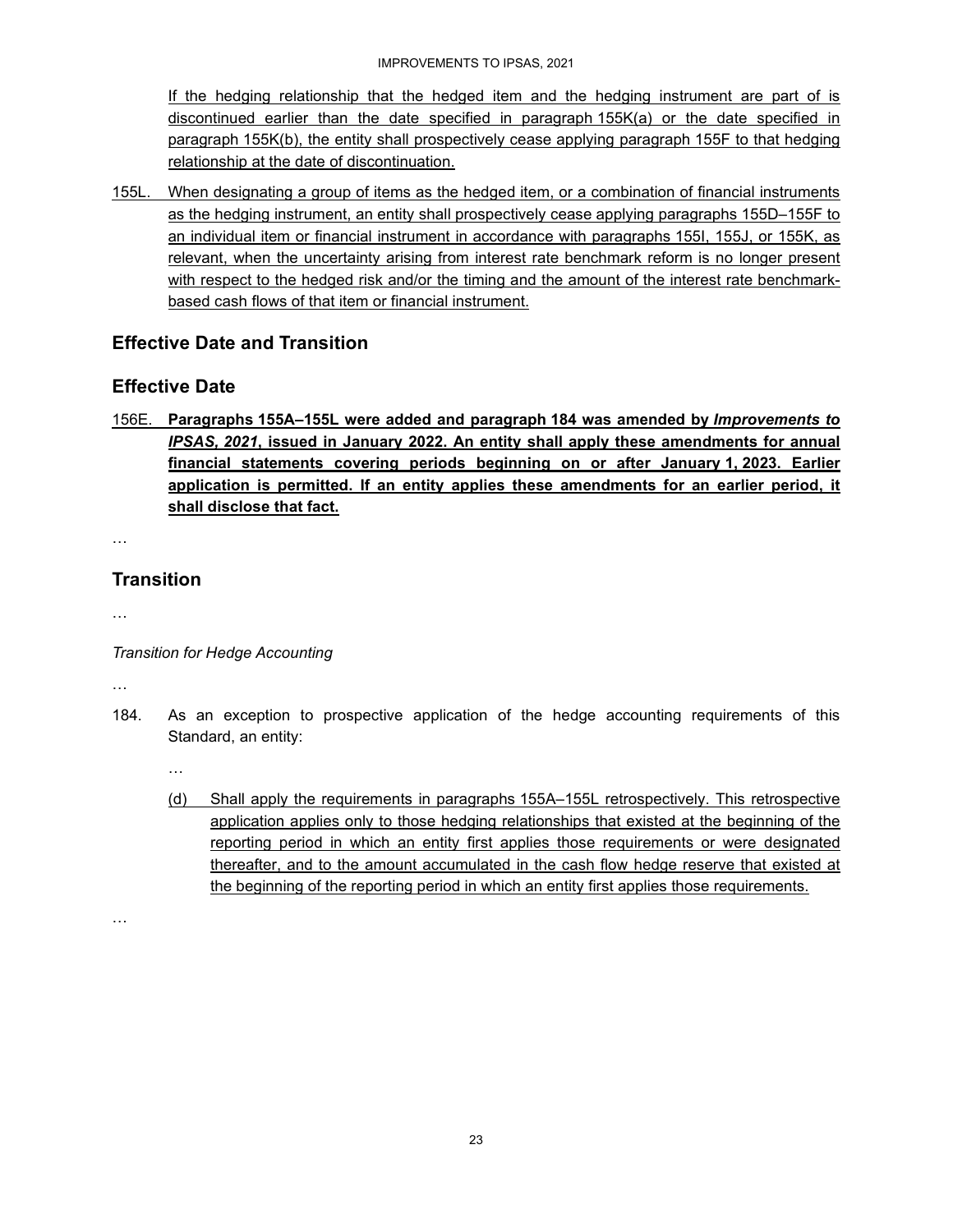If the hedging relationship that the hedged item and the hedging instrument are part of is discontinued earlier than the date specified in paragraph 155K(a) or the date specified in paragraph 155K(b), the entity shall prospectively cease applying paragraph 155F to that hedging relationship at the date of discontinuation.

155L. When designating a group of items as the hedged item, or a combination of financial instruments as the hedging instrument, an entity shall prospectively cease applying paragraphs 155D–155F to an individual item or financial instrument in accordance with paragraphs 155I, 155J, or 155K, as relevant, when the uncertainty arising from interest rate benchmark reform is no longer present with respect to the hedged risk and/or the timing and the amount of the interest rate benchmark-based cash flows of that item or financial instrument.

## Effective Date and Transition

## Effective Date

156E. **Paragraphs 155A–155L were added and paragraph 184 was amended by *Improvements to IPSAS, 2021*, issued in January 2022. An entity shall apply these amendments for annual financial statements covering periods beginning on or after January 1, 2023. Earlier application is permitted. If an entity applies these amendments for an earlier period, it shall disclose that fact.**

…

## Transition

…

*Transition for Hedge Accounting*

…

184. As an exception to prospective application of the hedge accounting requirements of this Standard, an entity:

…

(d) Shall apply the requirements in paragraphs 155A–155L retrospectively. This retrospective application applies only to those hedging relationships that existed at the beginning of the reporting period in which an entity first applies those requirements or were designated thereafter, and to the amount accumulated in the cash flow hedge reserve that existed at the beginning of the reporting period in which an entity first applies those requirements.

…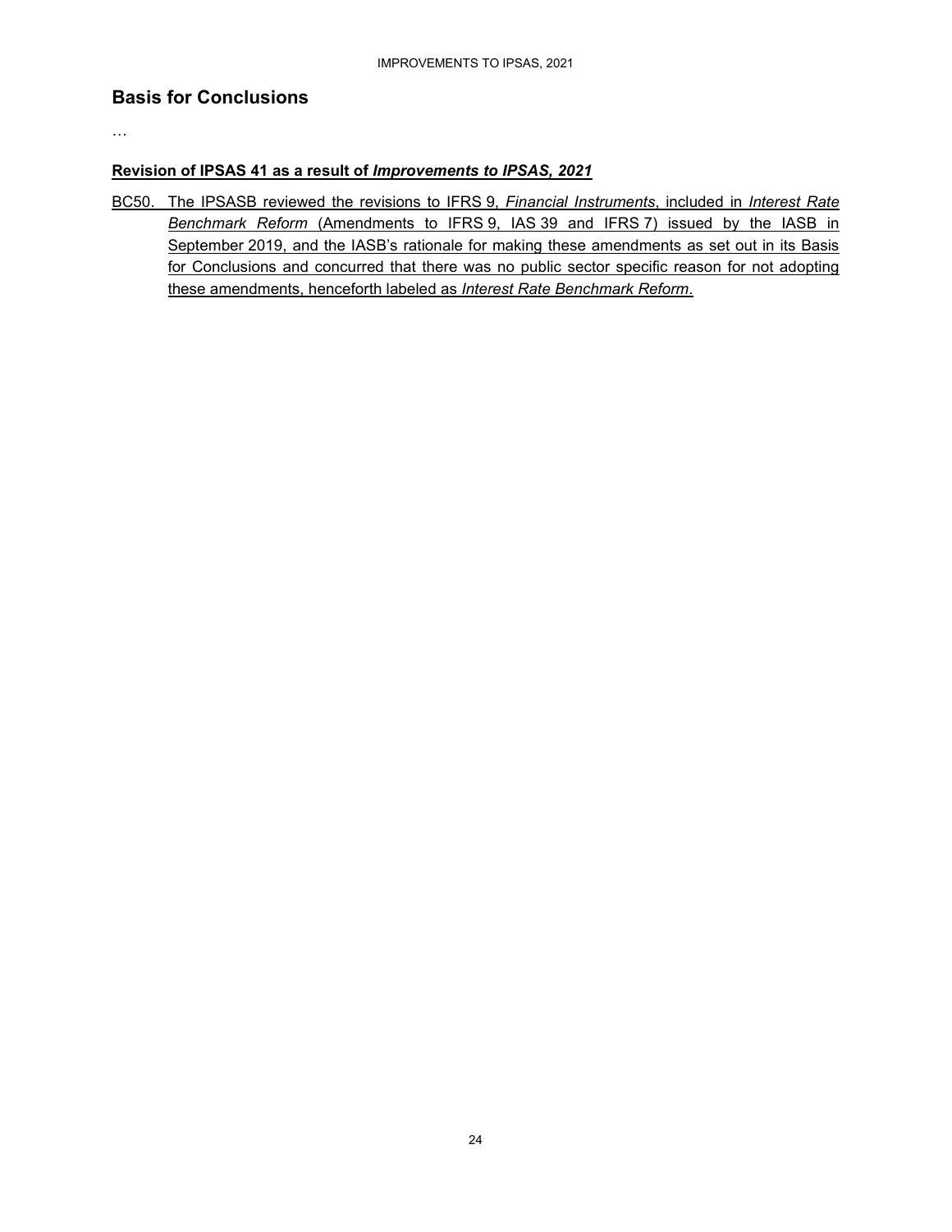## Basis for Conclusions

…

**Revision of IPSAS 41 as a result of *Improvements to IPSAS, 2021***

BC50. The IPSASB reviewed the revisions to IFRS 9, *Financial Instruments*, included in *Interest Rate Benchmark Reform* (Amendments to IFRS 9, IAS 39 and IFRS 7) issued by the IASB in September 2019, and the IASB's rationale for making these amendments as set out in its Basis for Conclusions and concurred that there was no public sector specific reason for not adopting these amendments, henceforth labeled as *Interest Rate Benchmark Reform*.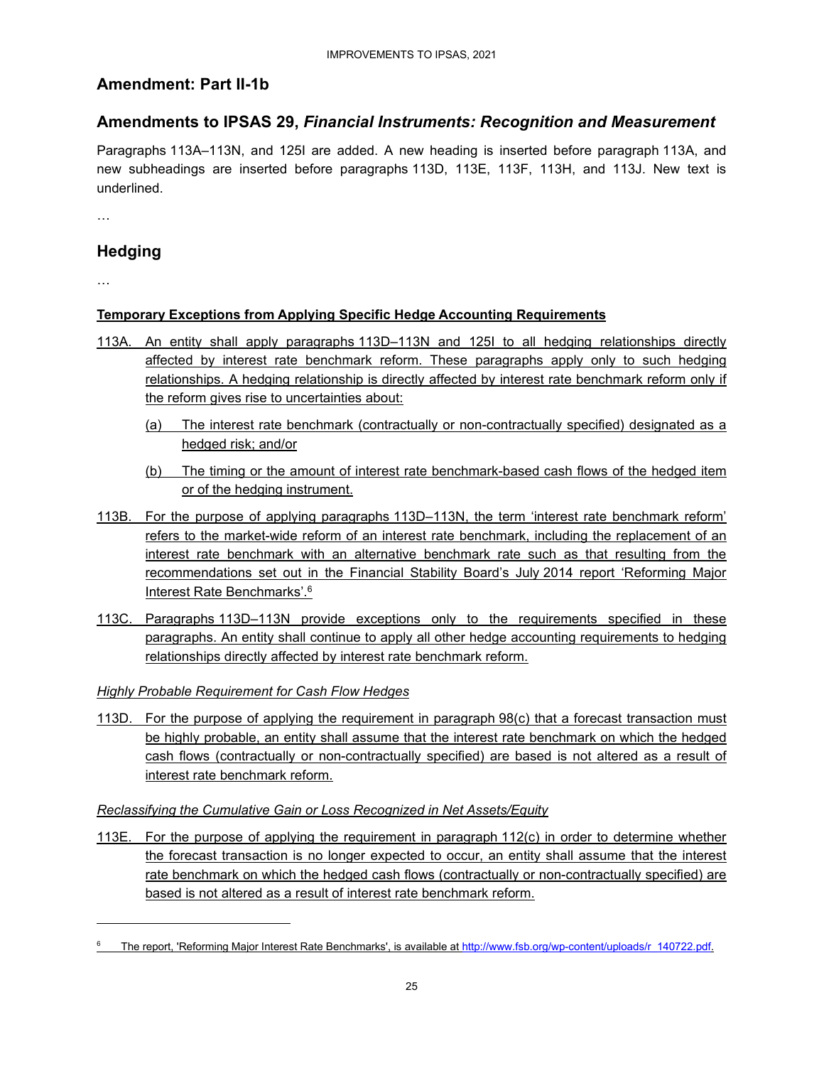## Amendment: Part II-1b

## Amendments to IPSAS 29, *Financial Instruments: Recognition and Measurement*

Paragraphs 113A–113N, and 125I are added. A new heading is inserted before paragraph 113A, and new subheadings are inserted before paragraphs 113D, 113E, 113F, 113H, and 113J. New text is underlined.

…

## Hedging

…

**Temporary Exceptions from Applying Specific Hedge Accounting Requirements**

113A. An entity shall apply paragraphs 113D–113N and 125I to all hedging relationships directly affected by interest rate benchmark reform. These paragraphs apply only to such hedging relationships. A hedging relationship is directly affected by interest rate benchmark reform only if the reform gives rise to uncertainties about:

(a) The interest rate benchmark (contractually or non-contractually specified) designated as a hedged risk; and/or

(b) The timing or the amount of interest rate benchmark-based cash flows of the hedged item or of the hedging instrument.

113B. For the purpose of applying paragraphs 113D–113N, the term 'interest rate benchmark reform' refers to the market-wide reform of an interest rate benchmark, including the replacement of an interest rate benchmark with an alternative benchmark rate such as that resulting from the recommendations set out in the Financial Stability Board's July 2014 report 'Reforming Major Interest Rate Benchmarks'.[6]

113C. Paragraphs 113D–113N provide exceptions only to the requirements specified in these paragraphs. An entity shall continue to apply all other hedge accounting requirements to hedging relationships directly affected by interest rate benchmark reform.

*Highly Probable Requirement for Cash Flow Hedges*

113D. For the purpose of applying the requirement in paragraph 98(c) that a forecast transaction must be highly probable, an entity shall assume that the interest rate benchmark on which the hedged cash flows (contractually or non-contractually specified) are based is not altered as a result of interest rate benchmark reform.

*Reclassifying the Cumulative Gain or Loss Recognized in Net Assets/Equity*

113E. For the purpose of applying the requirement in paragraph 112(c) in order to determine whether the forecast transaction is no longer expected to occur, an entity shall assume that the interest rate benchmark on which the hedged cash flows (contractually or non-contractually specified) are based is not altered as a result of interest rate benchmark reform.

---

[6] The report, 'Reforming Major Interest Rate Benchmarks', is available at http://www.fsb.org/wp-content/uploads/r_140722.pdf.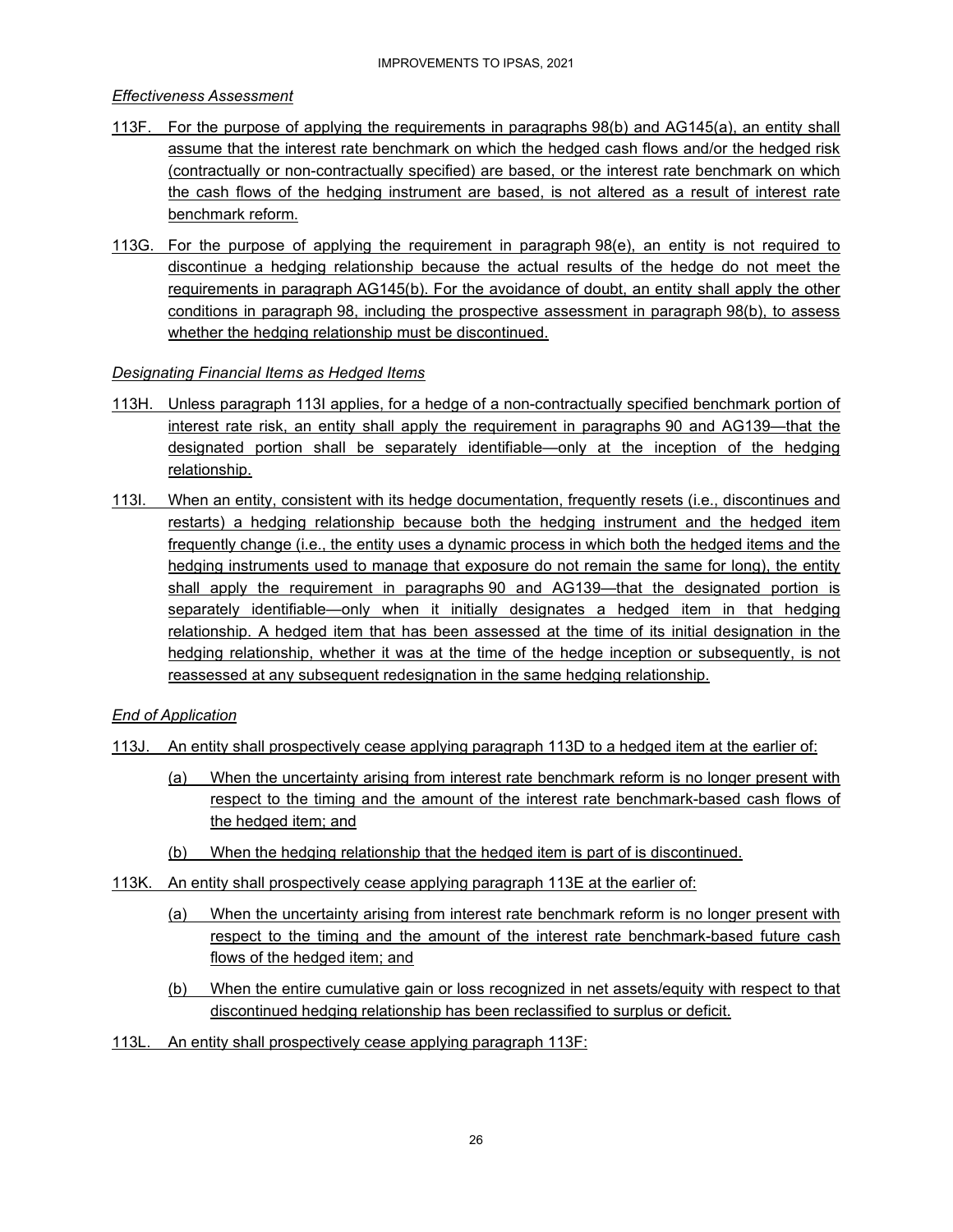*Effectiveness Assessment*

113F. For the purpose of applying the requirements in paragraphs 98(b) and AG145(a), an entity shall assume that the interest rate benchmark on which the hedged cash flows and/or the hedged risk (contractually or non-contractually specified) are based, or the interest rate benchmark on which the cash flows of the hedging instrument are based, is not altered as a result of interest rate benchmark reform.

113G. For the purpose of applying the requirement in paragraph 98(e), an entity is not required to discontinue a hedging relationship because the actual results of the hedge do not meet the requirements in paragraph AG145(b). For the avoidance of doubt, an entity shall apply the other conditions in paragraph 98, including the prospective assessment in paragraph 98(b), to assess whether the hedging relationship must be discontinued.

*Designating Financial Items as Hedged Items*

113H. Unless paragraph 113I applies, for a hedge of a non-contractually specified benchmark portion of interest rate risk, an entity shall apply the requirement in paragraphs 90 and AG139—that the designated portion shall be separately identifiable—only at the inception of the hedging relationship.

113I. When an entity, consistent with its hedge documentation, frequently resets (i.e., discontinues and restarts) a hedging relationship because both the hedging instrument and the hedged item frequently change (i.e., the entity uses a dynamic process in which both the hedged items and the hedging instruments used to manage that exposure do not remain the same for long), the entity shall apply the requirement in paragraphs 90 and AG139—that the designated portion is separately identifiable—only when it initially designates a hedged item in that hedging relationship. A hedged item that has been assessed at the time of its initial designation in the hedging relationship, whether it was at the time of the hedge inception or subsequently, is not reassessed at any subsequent redesignation in the same hedging relationship.

*End of Application*

113J. An entity shall prospectively cease applying paragraph 113D to a hedged item at the earlier of:

(a) When the uncertainty arising from interest rate benchmark reform is no longer present with respect to the timing and the amount of the interest rate benchmark-based cash flows of the hedged item; and

(b) When the hedging relationship that the hedged item is part of is discontinued.

113K. An entity shall prospectively cease applying paragraph 113E at the earlier of:

(a) When the uncertainty arising from interest rate benchmark reform is no longer present with respect to the timing and the amount of the interest rate benchmark-based future cash flows of the hedged item; and

(b) When the entire cumulative gain or loss recognized in net assets/equity with respect to that discontinued hedging relationship has been reclassified to surplus or deficit.

113L. An entity shall prospectively cease applying paragraph 113F: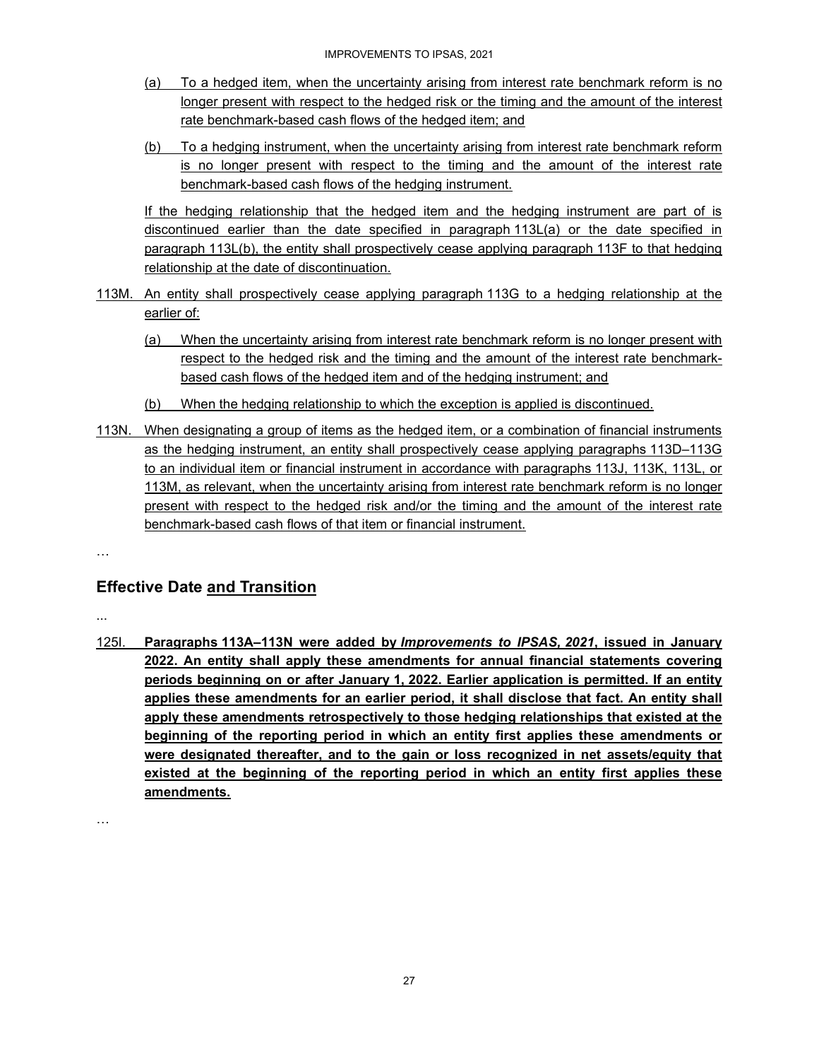(a) To a hedged item, when the uncertainty arising from interest rate benchmark reform is no longer present with respect to the hedged risk or the timing and the amount of the interest rate benchmark-based cash flows of the hedged item; and

(b) To a hedging instrument, when the uncertainty arising from interest rate benchmark reform is no longer present with respect to the timing and the amount of the interest rate benchmark-based cash flows of the hedging instrument.

If the hedging relationship that the hedged item and the hedging instrument are part of is discontinued earlier than the date specified in paragraph 113L(a) or the date specified in paragraph 113L(b), the entity shall prospectively cease applying paragraph 113F to that hedging relationship at the date of discontinuation.

113M. An entity shall prospectively cease applying paragraph 113G to a hedging relationship at the earlier of:

(a) When the uncertainty arising from interest rate benchmark reform is no longer present with respect to the hedged risk and the timing and the amount of the interest rate benchmark-based cash flows of the hedged item and of the hedging instrument; and

(b) When the hedging relationship to which the exception is applied is discontinued.

113N. When designating a group of items as the hedged item, or a combination of financial instruments as the hedging instrument, an entity shall prospectively cease applying paragraphs 113D–113G to an individual item or financial instrument in accordance with paragraphs 113J, 113K, 113L, or 113M, as relevant, when the uncertainty arising from interest rate benchmark reform is no longer present with respect to the hedged risk and/or the timing and the amount of the interest rate benchmark-based cash flows of that item or financial instrument.

…

## Effective Date and Transition

...

125I. **Paragraphs 113A–113N were added by *Improvements to IPSAS, 2021*, issued in January 2022. An entity shall apply these amendments for annual financial statements covering periods beginning on or after January 1, 2022. Earlier application is permitted. If an entity applies these amendments for an earlier period, it shall disclose that fact. An entity shall apply these amendments retrospectively to those hedging relationships that existed at the beginning of the reporting period in which an entity first applies these amendments or were designated thereafter, and to the gain or loss recognized in net assets/equity that existed at the beginning of the reporting period in which an entity first applies these amendments.**

…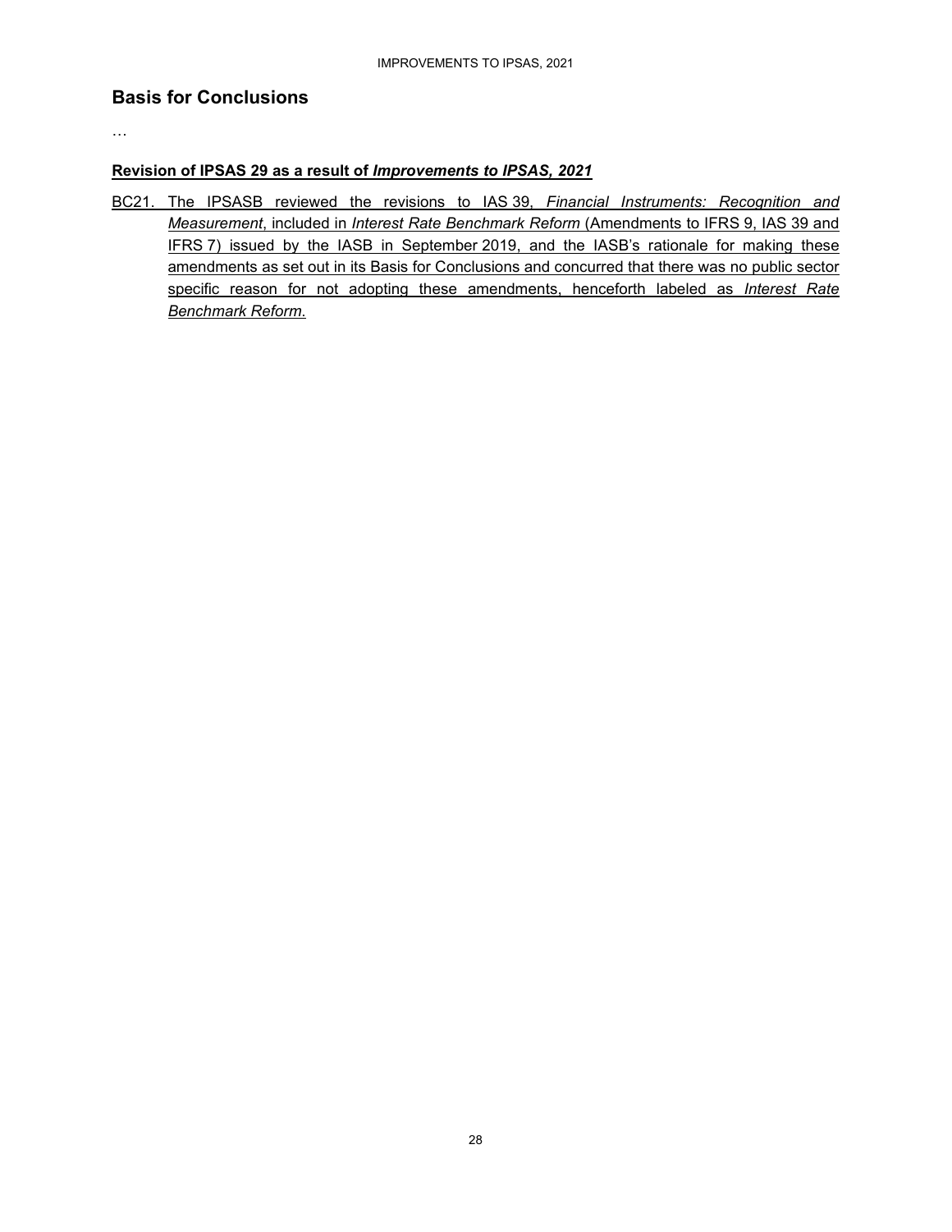## Basis for Conclusions

…

**Revision of IPSAS 29 as a result of *Improvements to IPSAS, 2021***

BC21. The IPSASB reviewed the revisions to IAS 39, *Financial Instruments: Recognition and Measurement*, included in *Interest Rate Benchmark Reform* (Amendments to IFRS 9, IAS 39 and IFRS 7) issued by the IASB in September 2019, and the IASB's rationale for making these amendments as set out in its Basis for Conclusions and concurred that there was no public sector specific reason for not adopting these amendments, henceforth labeled as *Interest Rate Benchmark Reform*.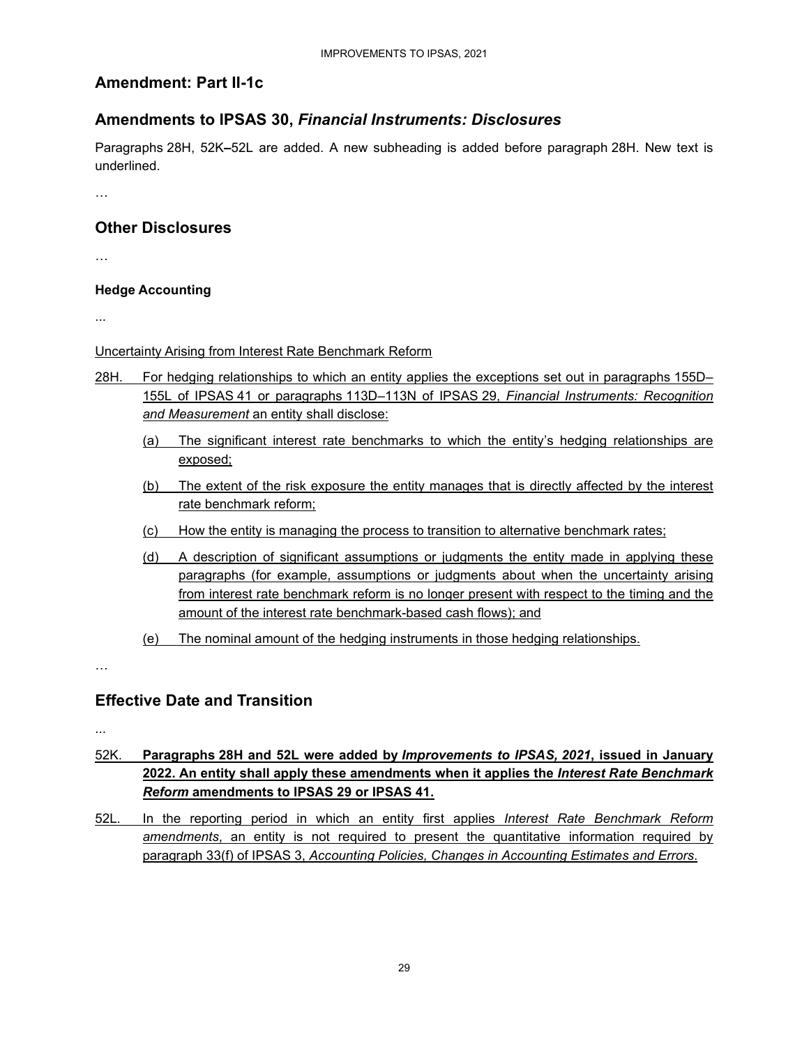## Amendment: Part II-1c

## Amendments to IPSAS 30, *Financial Instruments: Disclosures*

Paragraphs 28H, 52K–52L are added. A new subheading is added before paragraph 28H. New text is underlined.

…

## Other Disclosures

…

**Hedge Accounting**

...

<u>Uncertainty Arising from Interest Rate Benchmark Reform</u>

<u>28H. For hedging relationships to which an entity applies the exceptions set out in paragraphs 155D–155L of IPSAS 41 or paragraphs 113D–113N of IPSAS 29, *Financial Instruments: Recognition and Measurement* an entity shall disclose:</u>

<u>(a) The significant interest rate benchmarks to which the entity's hedging relationships are exposed;</u>

<u>(b) The extent of the risk exposure the entity manages that is directly affected by the interest rate benchmark reform;</u>

<u>(c) How the entity is managing the process to transition to alternative benchmark rates;</u>

<u>(d) A description of significant assumptions or judgments the entity made in applying these paragraphs (for example, assumptions or judgments about when the uncertainty arising from interest rate benchmark reform is no longer present with respect to the timing and the amount of the interest rate benchmark-based cash flows); and</u>

<u>(e) The nominal amount of the hedging instruments in those hedging relationships.</u>

…

## Effective Date and Transition

...

<u>52K. **Paragraphs 28H and 52L were added by *Improvements to IPSAS, 2021*, issued in January 2022. An entity shall apply these amendments when it applies the *Interest Rate Benchmark Reform* amendments to IPSAS 29 or IPSAS 41.**</u>

<u>52L. In the reporting period in which an entity first applies *Interest Rate Benchmark Reform amendments*, an entity is not required to present the quantitative information required by paragraph 33(f) of IPSAS 3, *Accounting Policies, Changes in Accounting Estimates and Errors*.</u>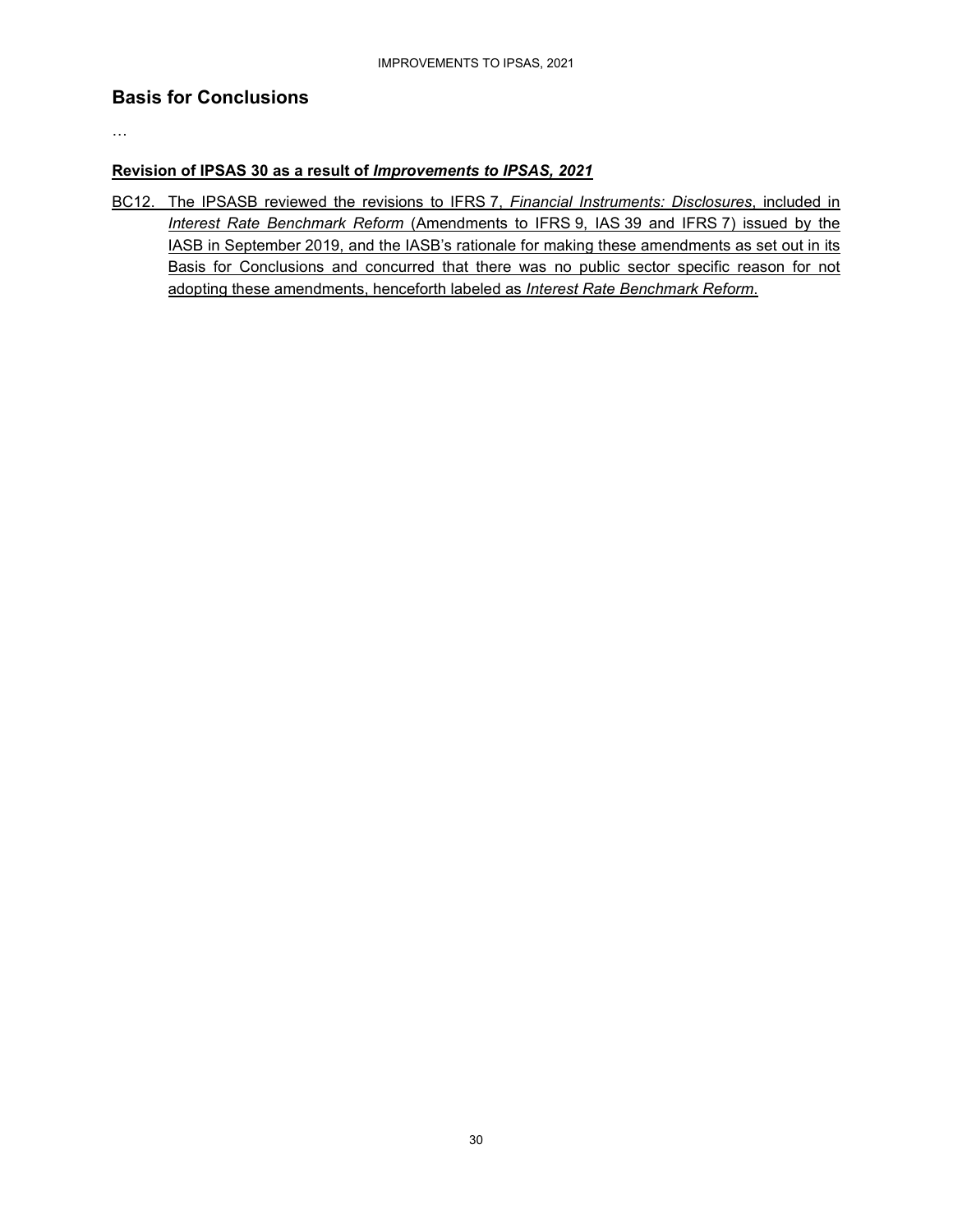## Basis for Conclusions

…

**Revision of IPSAS 30 as a result of *Improvements to IPSAS, 2021***

BC12. The IPSASB reviewed the revisions to IFRS 7, *Financial Instruments: Disclosures*, included in *Interest Rate Benchmark Reform* (Amendments to IFRS 9, IAS 39 and IFRS 7) issued by the IASB in September 2019, and the IASB's rationale for making these amendments as set out in its Basis for Conclusions and concurred that there was no public sector specific reason for not adopting these amendments, henceforth labeled as *Interest Rate Benchmark Reform*.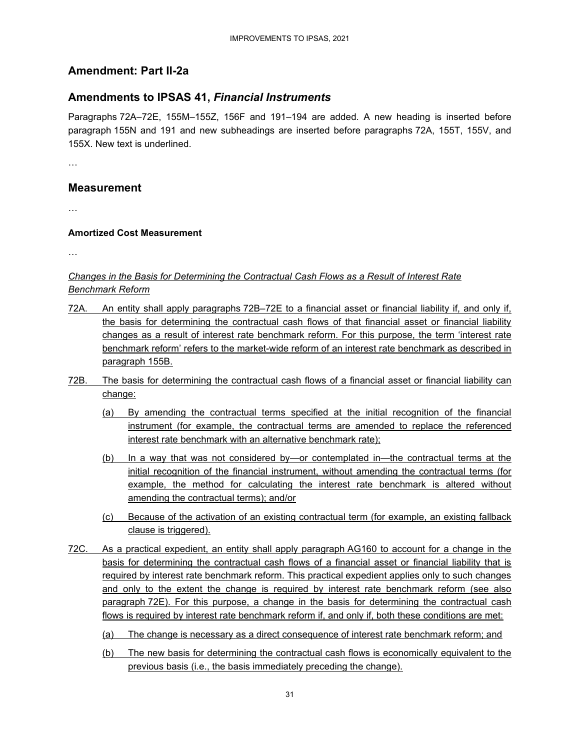## Amendment: Part II-2a

## Amendments to IPSAS 41, *Financial Instruments*

Paragraphs 72A–72E, 155M–155Z, 156F and 191–194 are added. A new heading is inserted before paragraph 155N and 191 and new subheadings are inserted before paragraphs 72A, 155T, 155V, and 155X. New text is underlined.

…

## Measurement

…

### Amortized Cost Measurement

…

*<u>Changes in the Basis for Determining the Contractual Cash Flows as a Result of Interest Rate Benchmark Reform</u>*

<u>72A.</u> <u>An entity shall apply paragraphs 72B–72E to a financial asset or financial liability if, and only if, the basis for determining the contractual cash flows of that financial asset or financial liability changes as a result of interest rate benchmark reform. For this purpose, the term 'interest rate benchmark reform' refers to the market-wide reform of an interest rate benchmark as described in paragraph 155B.</u>

<u>72B.</u> <u>The basis for determining the contractual cash flows of a financial asset or financial liability can change:</u>

(a) <u>By amending the contractual terms specified at the initial recognition of the financial instrument (for example, the contractual terms are amended to replace the referenced interest rate benchmark with an alternative benchmark rate);</u>

(b) <u>In a way that was not considered by—or contemplated in—the contractual terms at the initial recognition of the financial instrument, without amending the contractual terms (for example, the method for calculating the interest rate benchmark is altered without amending the contractual terms); and/or</u>

(c) <u>Because of the activation of an existing contractual term (for example, an existing fallback clause is triggered).</u>

<u>72C.</u> <u>As a practical expedient, an entity shall apply paragraph AG160 to account for a change in the basis for determining the contractual cash flows of a financial asset or financial liability that is required by interest rate benchmark reform. This practical expedient applies only to such changes and only to the extent the change is required by interest rate benchmark reform (see also paragraph 72E). For this purpose, a change in the basis for determining the contractual cash flows is required by interest rate benchmark reform if, and only if, both these conditions are met:</u>

(a) <u>The change is necessary as a direct consequence of interest rate benchmark reform; and</u>

(b) <u>The new basis for determining the contractual cash flows is economically equivalent to the previous basis (i.e., the basis immediately preceding the change).</u>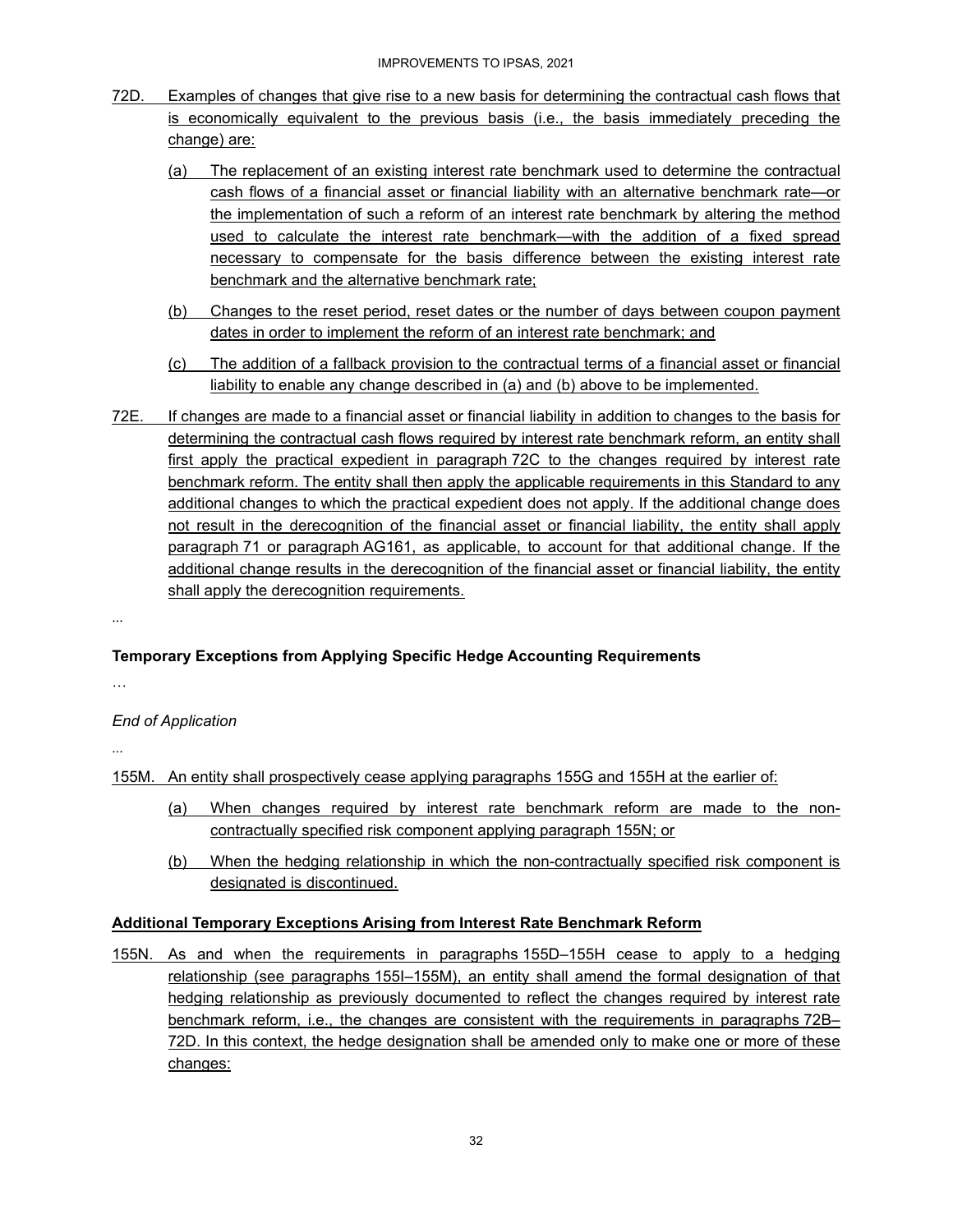72D. Examples of changes that give rise to a new basis for determining the contractual cash flows that is economically equivalent to the previous basis (i.e., the basis immediately preceding the change) are:

(a) The replacement of an existing interest rate benchmark used to determine the contractual cash flows of a financial asset or financial liability with an alternative benchmark rate—or the implementation of such a reform of an interest rate benchmark by altering the method used to calculate the interest rate benchmark—with the addition of a fixed spread necessary to compensate for the basis difference between the existing interest rate benchmark and the alternative benchmark rate;

(b) Changes to the reset period, reset dates or the number of days between coupon payment dates in order to implement the reform of an interest rate benchmark; and

(c) The addition of a fallback provision to the contractual terms of a financial asset or financial liability to enable any change described in (a) and (b) above to be implemented.

72E. If changes are made to a financial asset or financial liability in addition to changes to the basis for determining the contractual cash flows required by interest rate benchmark reform, an entity shall first apply the practical expedient in paragraph 72C to the changes required by interest rate benchmark reform. The entity shall then apply the applicable requirements in this Standard to any additional changes to which the practical expedient does not apply. If the additional change does not result in the derecognition of the financial asset or financial liability, the entity shall apply paragraph 71 or paragraph AG161, as applicable, to account for that additional change. If the additional change results in the derecognition of the financial asset or financial liability, the entity shall apply the derecognition requirements.

...

**Temporary Exceptions from Applying Specific Hedge Accounting Requirements**

…

*End of Application*

...

155M. An entity shall prospectively cease applying paragraphs 155G and 155H at the earlier of:

(a) When changes required by interest rate benchmark reform are made to the non-contractually specified risk component applying paragraph 155N; or

(b) When the hedging relationship in which the non-contractually specified risk component is designated is discontinued.

**Additional Temporary Exceptions Arising from Interest Rate Benchmark Reform**

155N. As and when the requirements in paragraphs 155D–155H cease to apply to a hedging relationship (see paragraphs 155I–155M), an entity shall amend the formal designation of that hedging relationship as previously documented to reflect the changes required by interest rate benchmark reform, i.e., the changes are consistent with the requirements in paragraphs 72B–72D. In this context, the hedge designation shall be amended only to make one or more of these changes: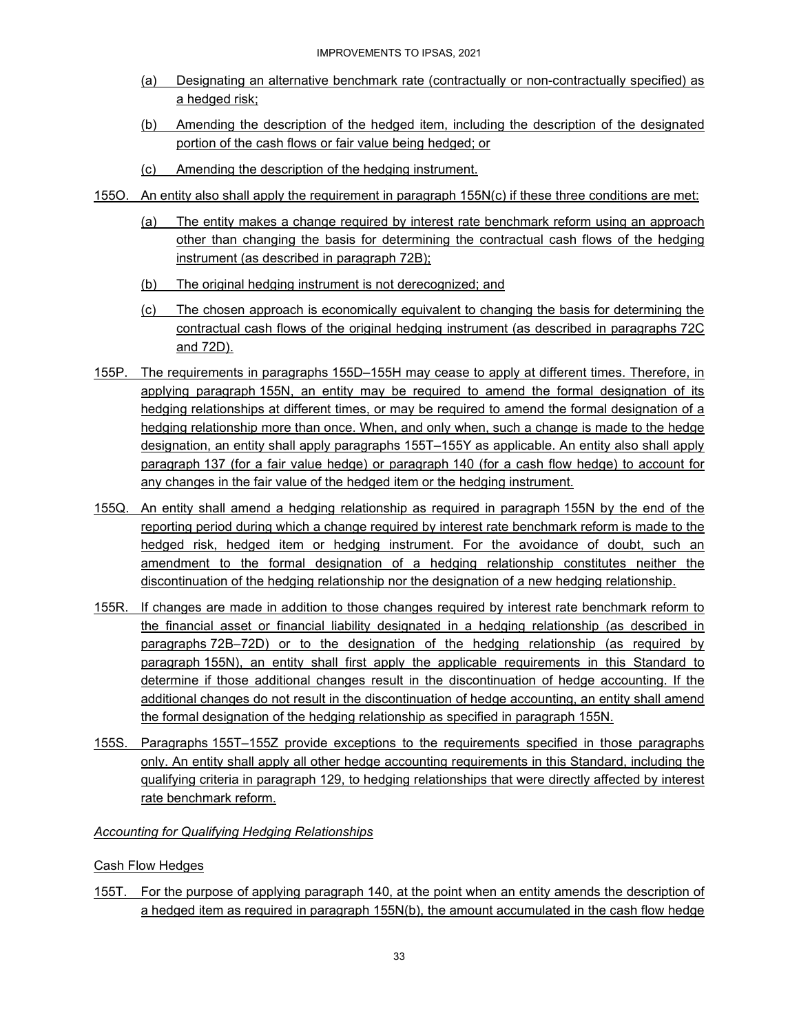(a) Designating an alternative benchmark rate (contractually or non-contractually specified) as a hedged risk;

(b) Amending the description of the hedged item, including the description of the designated portion of the cash flows or fair value being hedged; or

(c) Amending the description of the hedging instrument.

155O. An entity also shall apply the requirement in paragraph 155N(c) if these three conditions are met:

(a) The entity makes a change required by interest rate benchmark reform using an approach other than changing the basis for determining the contractual cash flows of the hedging instrument (as described in paragraph 72B);

(b) The original hedging instrument is not derecognized; and

(c) The chosen approach is economically equivalent to changing the basis for determining the contractual cash flows of the original hedging instrument (as described in paragraphs 72C and 72D).

155P. The requirements in paragraphs 155D–155H may cease to apply at different times. Therefore, in applying paragraph 155N, an entity may be required to amend the formal designation of its hedging relationships at different times, or may be required to amend the formal designation of a hedging relationship more than once. When, and only when, such a change is made to the hedge designation, an entity shall apply paragraphs 155T–155Y as applicable. An entity also shall apply paragraph 137 (for a fair value hedge) or paragraph 140 (for a cash flow hedge) to account for any changes in the fair value of the hedged item or the hedging instrument.

155Q. An entity shall amend a hedging relationship as required in paragraph 155N by the end of the reporting period during which a change required by interest rate benchmark reform is made to the hedged risk, hedged item or hedging instrument. For the avoidance of doubt, such an amendment to the formal designation of a hedging relationship constitutes neither the discontinuation of the hedging relationship nor the designation of a new hedging relationship.

155R. If changes are made in addition to those changes required by interest rate benchmark reform to the financial asset or financial liability designated in a hedging relationship (as described in paragraphs 72B–72D) or to the designation of the hedging relationship (as required by paragraph 155N), an entity shall first apply the applicable requirements in this Standard to determine if those additional changes result in the discontinuation of hedge accounting. If the additional changes do not result in the discontinuation of hedge accounting, an entity shall amend the formal designation of the hedging relationship as specified in paragraph 155N.

155S. Paragraphs 155T–155Z provide exceptions to the requirements specified in those paragraphs only. An entity shall apply all other hedge accounting requirements in this Standard, including the qualifying criteria in paragraph 129, to hedging relationships that were directly affected by interest rate benchmark reform.

*Accounting for Qualifying Hedging Relationships*

Cash Flow Hedges

155T. For the purpose of applying paragraph 140, at the point when an entity amends the description of a hedged item as required in paragraph 155N(b), the amount accumulated in the cash flow hedge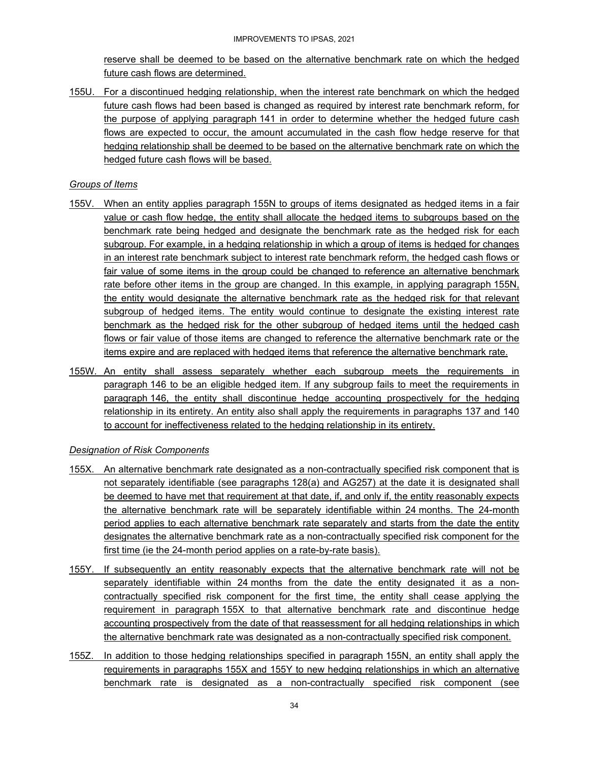reserve shall be deemed to be based on the alternative benchmark rate on which the hedged future cash flows are determined.

155U. For a discontinued hedging relationship, when the interest rate benchmark on which the hedged future cash flows had been based is changed as required by interest rate benchmark reform, for the purpose of applying paragraph 141 in order to determine whether the hedged future cash flows are expected to occur, the amount accumulated in the cash flow hedge reserve for that hedging relationship shall be deemed to be based on the alternative benchmark rate on which the hedged future cash flows will be based.

*Groups of Items*

155V. When an entity applies paragraph 155N to groups of items designated as hedged items in a fair value or cash flow hedge, the entity shall allocate the hedged items to subgroups based on the benchmark rate being hedged and designate the benchmark rate as the hedged risk for each subgroup. For example, in a hedging relationship in which a group of items is hedged for changes in an interest rate benchmark subject to interest rate benchmark reform, the hedged cash flows or fair value of some items in the group could be changed to reference an alternative benchmark rate before other items in the group are changed. In this example, in applying paragraph 155N, the entity would designate the alternative benchmark rate as the hedged risk for that relevant subgroup of hedged items. The entity would continue to designate the existing interest rate benchmark as the hedged risk for the other subgroup of hedged items until the hedged cash flows or fair value of those items are changed to reference the alternative benchmark rate or the items expire and are replaced with hedged items that reference the alternative benchmark rate.

155W. An entity shall assess separately whether each subgroup meets the requirements in paragraph 146 to be an eligible hedged item. If any subgroup fails to meet the requirements in paragraph 146, the entity shall discontinue hedge accounting prospectively for the hedging relationship in its entirety. An entity also shall apply the requirements in paragraphs 137 and 140 to account for ineffectiveness related to the hedging relationship in its entirety.

*Designation of Risk Components*

155X. An alternative benchmark rate designated as a non-contractually specified risk component that is not separately identifiable (see paragraphs 128(a) and AG257) at the date it is designated shall be deemed to have met that requirement at that date, if, and only if, the entity reasonably expects the alternative benchmark rate will be separately identifiable within 24 months. The 24-month period applies to each alternative benchmark rate separately and starts from the date the entity designates the alternative benchmark rate as a non-contractually specified risk component for the first time (ie the 24-month period applies on a rate-by-rate basis).

155Y. If subsequently an entity reasonably expects that the alternative benchmark rate will not be separately identifiable within 24 months from the date the entity designated it as a non-contractually specified risk component for the first time, the entity shall cease applying the requirement in paragraph 155X to that alternative benchmark rate and discontinue hedge accounting prospectively from the date of that reassessment for all hedging relationships in which the alternative benchmark rate was designated as a non-contractually specified risk component.

155Z. In addition to those hedging relationships specified in paragraph 155N, an entity shall apply the requirements in paragraphs 155X and 155Y to new hedging relationships in which an alternative benchmark rate is designated as a non-contractually specified risk component (see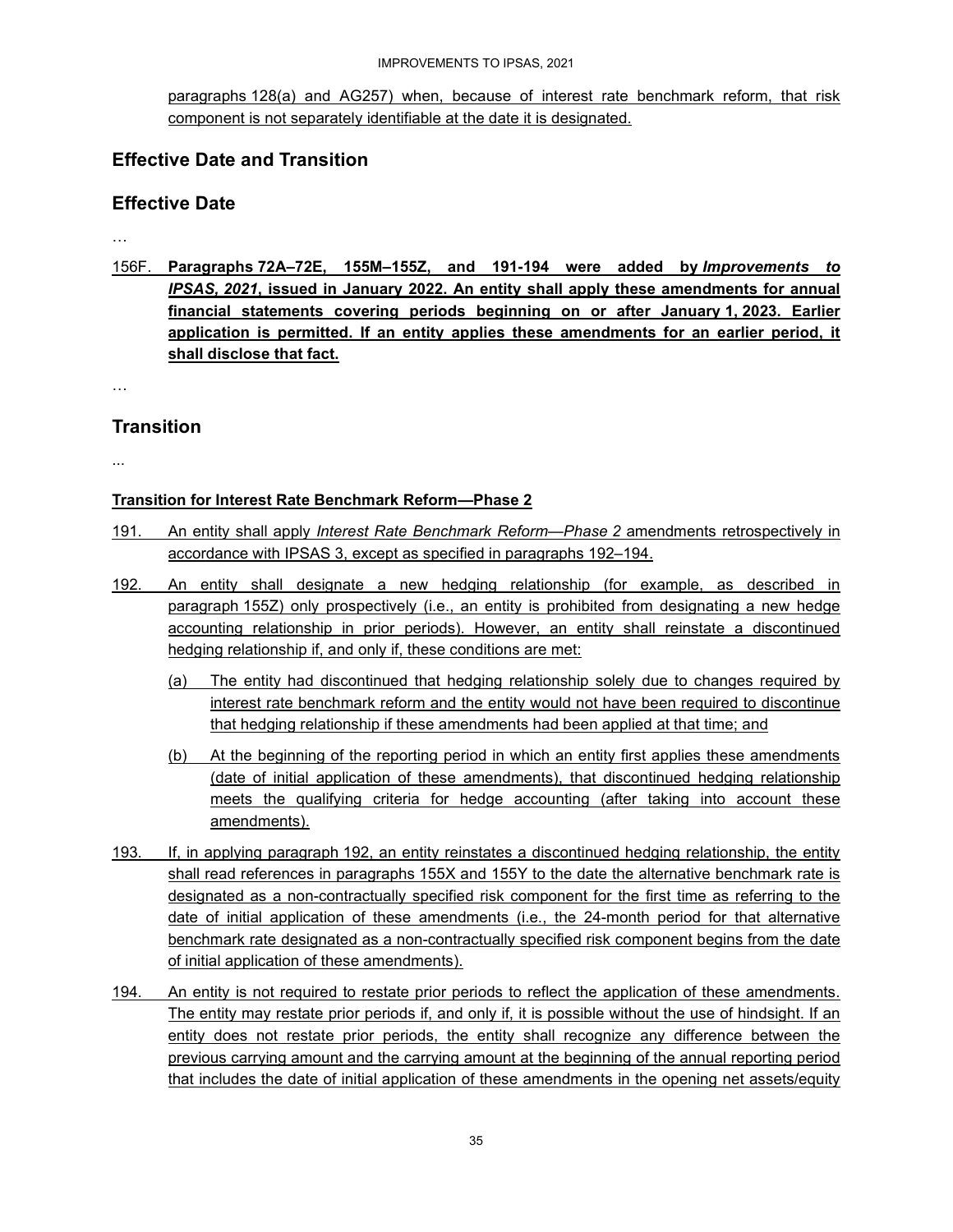paragraphs 128(a) and AG257) when, because of interest rate benchmark reform, that risk component is not separately identifiable at the date it is designated.

## Effective Date and Transition

## Effective Date

…

156F. **Paragraphs 72A–72E, 155M–155Z, and 191-194 were added by *Improvements to IPSAS, 2021*, issued in January 2022. An entity shall apply these amendments for annual financial statements covering periods beginning on or after January 1, 2023. Earlier application is permitted. If an entity applies these amendments for an earlier period, it shall disclose that fact.**

…

## Transition

...

**Transition for Interest Rate Benchmark Reform—Phase 2**

191. An entity shall apply *Interest Rate Benchmark Reform—Phase 2* amendments retrospectively in accordance with IPSAS 3, except as specified in paragraphs 192–194.

192. An entity shall designate a new hedging relationship (for example, as described in paragraph 155Z) only prospectively (i.e., an entity is prohibited from designating a new hedge accounting relationship in prior periods). However, an entity shall reinstate a discontinued hedging relationship if, and only if, these conditions are met:

    (a) The entity had discontinued that hedging relationship solely due to changes required by interest rate benchmark reform and the entity would not have been required to discontinue that hedging relationship if these amendments had been applied at that time; and

    (b) At the beginning of the reporting period in which an entity first applies these amendments (date of initial application of these amendments), that discontinued hedging relationship meets the qualifying criteria for hedge accounting (after taking into account these amendments).

193. If, in applying paragraph 192, an entity reinstates a discontinued hedging relationship, the entity shall read references in paragraphs 155X and 155Y to the date the alternative benchmark rate is designated as a non-contractually specified risk component for the first time as referring to the date of initial application of these amendments (i.e., the 24-month period for that alternative benchmark rate designated as a non-contractually specified risk component begins from the date of initial application of these amendments).

194. An entity is not required to restate prior periods to reflect the application of these amendments. The entity may restate prior periods if, and only if, it is possible without the use of hindsight. If an entity does not restate prior periods, the entity shall recognize any difference between the previous carrying amount and the carrying amount at the beginning of the annual reporting period that includes the date of initial application of these amendments in the opening net assets/equity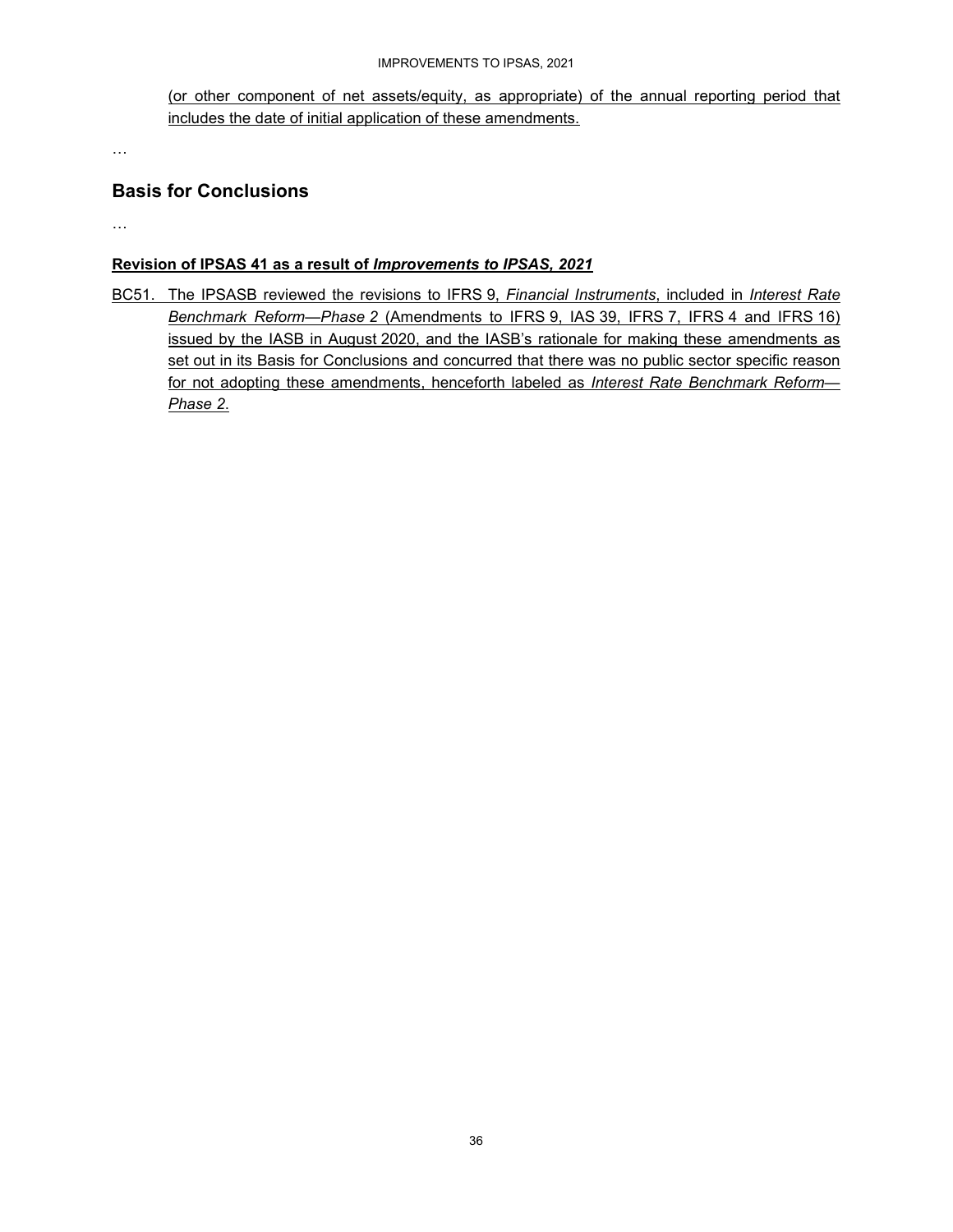(or other component of net assets/equity, as appropriate) of the annual reporting period that includes the date of initial application of these amendments.

…

## Basis for Conclusions

…

**Revision of IPSAS 41 as a result of *Improvements to IPSAS, 2021***

BC51. The IPSASB reviewed the revisions to IFRS 9, *Financial Instruments*, included in *Interest Rate Benchmark Reform—Phase 2* (Amendments to IFRS 9, IAS 39, IFRS 7, IFRS 4 and IFRS 16) issued by the IASB in August 2020, and the IASB's rationale for making these amendments as set out in its Basis for Conclusions and concurred that there was no public sector specific reason for not adopting these amendments, henceforth labeled as *Interest Rate Benchmark Reform—Phase 2*.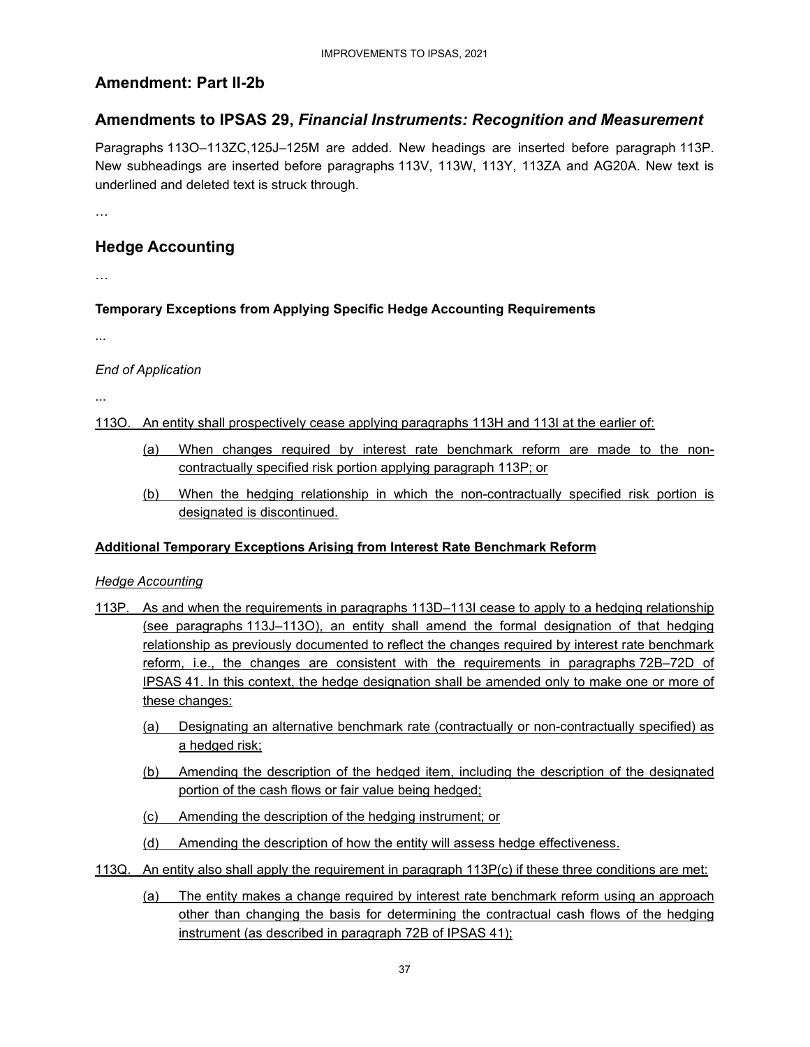## Amendment: Part II-2b

## Amendments to IPSAS 29, *Financial Instruments: Recognition and Measurement*

Paragraphs 113O–113ZC,125J–125M are added. New headings are inserted before paragraph 113P. New subheadings are inserted before paragraphs 113V, 113W, 113Y, 113ZA and AG20A. New text is underlined and deleted text is struck through.

…

## Hedge Accounting

…

**Temporary Exceptions from Applying Specific Hedge Accounting Requirements**

...

*End of Application*

...

113O. An entity shall prospectively cease applying paragraphs 113H and 113I at the earlier of:

(a) When changes required by interest rate benchmark reform are made to the non-contractually specified risk portion applying paragraph 113P; or

(b) When the hedging relationship in which the non-contractually specified risk portion is designated is discontinued.

**Additional Temporary Exceptions Arising from Interest Rate Benchmark Reform**

*Hedge Accounting*

113P. As and when the requirements in paragraphs 113D–113I cease to apply to a hedging relationship (see paragraphs 113J–113O), an entity shall amend the formal designation of that hedging relationship as previously documented to reflect the changes required by interest rate benchmark reform, i.e., the changes are consistent with the requirements in paragraphs 72B–72D of IPSAS 41. In this context, the hedge designation shall be amended only to make one or more of these changes:

(a) Designating an alternative benchmark rate (contractually or non-contractually specified) as a hedged risk;

(b) Amending the description of the hedged item, including the description of the designated portion of the cash flows or fair value being hedged;

(c) Amending the description of the hedging instrument; or

(d) Amending the description of how the entity will assess hedge effectiveness.

113Q. An entity also shall apply the requirement in paragraph 113P(c) if these three conditions are met:

(a) The entity makes a change required by interest rate benchmark reform using an approach other than changing the basis for determining the contractual cash flows of the hedging instrument (as described in paragraph 72B of IPSAS 41);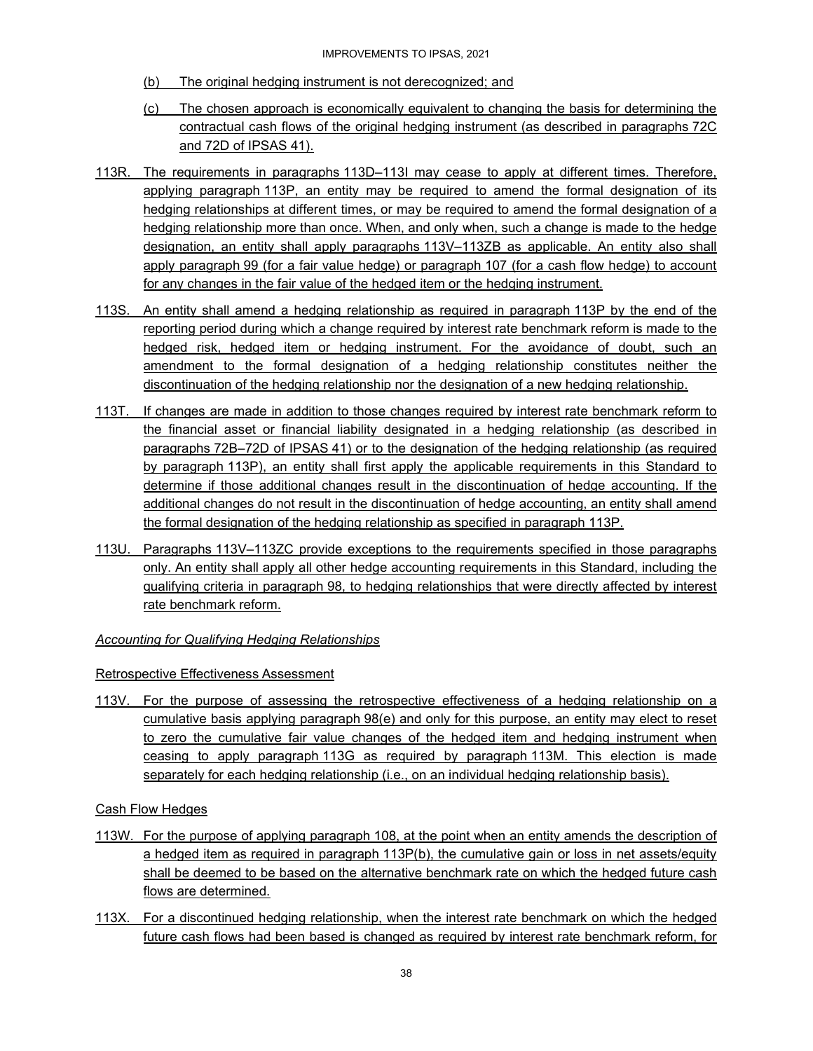(b) The original hedging instrument is not derecognized; and

(c) The chosen approach is economically equivalent to changing the basis for determining the contractual cash flows of the original hedging instrument (as described in paragraphs 72C and 72D of IPSAS 41).

113R. The requirements in paragraphs 113D–113I may cease to apply at different times. Therefore, applying paragraph 113P, an entity may be required to amend the formal designation of its hedging relationships at different times, or may be required to amend the formal designation of a hedging relationship more than once. When, and only when, such a change is made to the hedge designation, an entity shall apply paragraphs 113V–113ZB as applicable. An entity also shall apply paragraph 99 (for a fair value hedge) or paragraph 107 (for a cash flow hedge) to account for any changes in the fair value of the hedged item or the hedging instrument.

113S. An entity shall amend a hedging relationship as required in paragraph 113P by the end of the reporting period during which a change required by interest rate benchmark reform is made to the hedged risk, hedged item or hedging instrument. For the avoidance of doubt, such an amendment to the formal designation of a hedging relationship constitutes neither the discontinuation of the hedging relationship nor the designation of a new hedging relationship.

113T. If changes are made in addition to those changes required by interest rate benchmark reform to the financial asset or financial liability designated in a hedging relationship (as described in paragraphs 72B–72D of IPSAS 41) or to the designation of the hedging relationship (as required by paragraph 113P), an entity shall first apply the applicable requirements in this Standard to determine if those additional changes result in the discontinuation of hedge accounting. If the additional changes do not result in the discontinuation of hedge accounting, an entity shall amend the formal designation of the hedging relationship as specified in paragraph 113P.

113U. Paragraphs 113V–113ZC provide exceptions to the requirements specified in those paragraphs only. An entity shall apply all other hedge accounting requirements in this Standard, including the qualifying criteria in paragraph 98, to hedging relationships that were directly affected by interest rate benchmark reform.

*Accounting for Qualifying Hedging Relationships*

Retrospective Effectiveness Assessment

113V. For the purpose of assessing the retrospective effectiveness of a hedging relationship on a cumulative basis applying paragraph 98(e) and only for this purpose, an entity may elect to reset to zero the cumulative fair value changes of the hedged item and hedging instrument when ceasing to apply paragraph 113G as required by paragraph 113M. This election is made separately for each hedging relationship (i.e., on an individual hedging relationship basis).

Cash Flow Hedges

113W. For the purpose of applying paragraph 108, at the point when an entity amends the description of a hedged item as required in paragraph 113P(b), the cumulative gain or loss in net assets/equity shall be deemed to be based on the alternative benchmark rate on which the hedged future cash flows are determined.

113X. For a discontinued hedging relationship, when the interest rate benchmark on which the hedged future cash flows had been based is changed as required by interest rate benchmark reform, for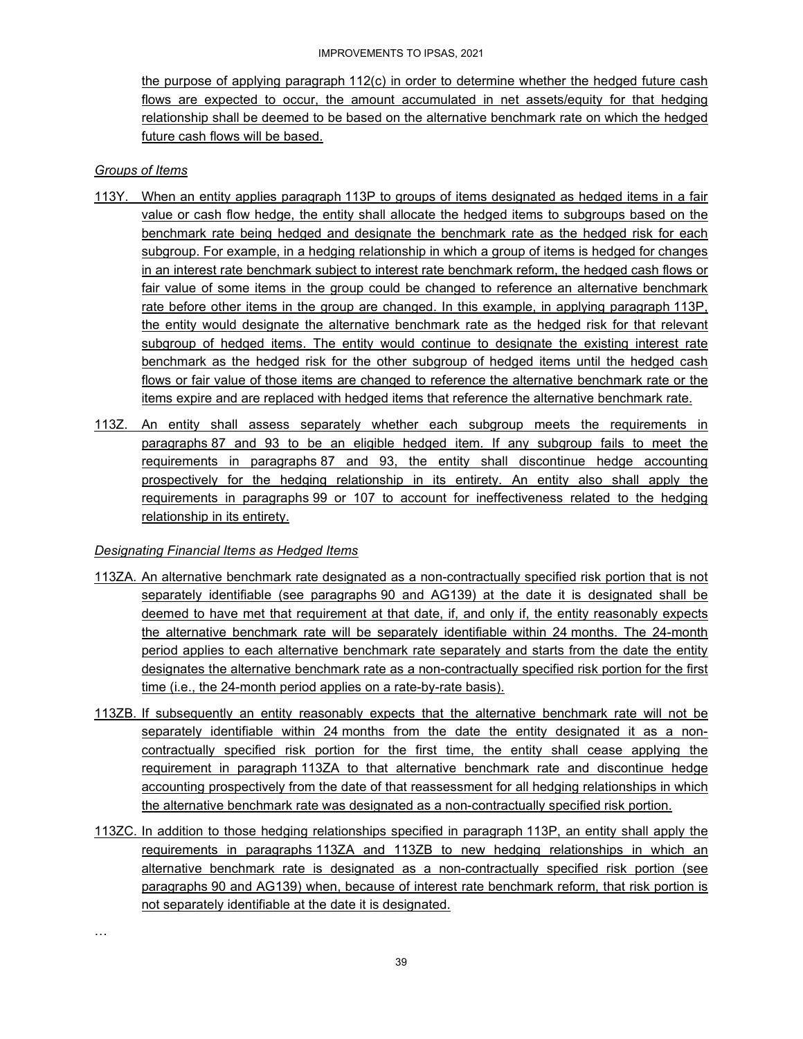the purpose of applying paragraph 112(c) in order to determine whether the hedged future cash flows are expected to occur, the amount accumulated in net assets/equity for that hedging relationship shall be deemed to be based on the alternative benchmark rate on which the hedged future cash flows will be based.

*Groups of Items*

113Y. When an entity applies paragraph 113P to groups of items designated as hedged items in a fair value or cash flow hedge, the entity shall allocate the hedged items to subgroups based on the benchmark rate being hedged and designate the benchmark rate as the hedged risk for each subgroup. For example, in a hedging relationship in which a group of items is hedged for changes in an interest rate benchmark subject to interest rate benchmark reform, the hedged cash flows or fair value of some items in the group could be changed to reference an alternative benchmark rate before other items in the group are changed. In this example, in applying paragraph 113P, the entity would designate the alternative benchmark rate as the hedged risk for that relevant subgroup of hedged items. The entity would continue to designate the existing interest rate benchmark as the hedged risk for the other subgroup of hedged items until the hedged cash flows or fair value of those items are changed to reference the alternative benchmark rate or the items expire and are replaced with hedged items that reference the alternative benchmark rate.

113Z. An entity shall assess separately whether each subgroup meets the requirements in paragraphs 87 and 93 to be an eligible hedged item. If any subgroup fails to meet the requirements in paragraphs 87 and 93, the entity shall discontinue hedge accounting prospectively for the hedging relationship in its entirety. An entity also shall apply the requirements in paragraphs 99 or 107 to account for ineffectiveness related to the hedging relationship in its entirety.

*Designating Financial Items as Hedged Items*

113ZA. An alternative benchmark rate designated as a non-contractually specified risk portion that is not separately identifiable (see paragraphs 90 and AG139) at the date it is designated shall be deemed to have met that requirement at that date, if, and only if, the entity reasonably expects the alternative benchmark rate will be separately identifiable within 24 months. The 24-month period applies to each alternative benchmark rate separately and starts from the date the entity designates the alternative benchmark rate as a non-contractually specified risk portion for the first time (i.e., the 24-month period applies on a rate-by-rate basis).

113ZB. If subsequently an entity reasonably expects that the alternative benchmark rate will not be separately identifiable within 24 months from the date the entity designated it as a non-contractually specified risk portion for the first time, the entity shall cease applying the requirement in paragraph 113ZA to that alternative benchmark rate and discontinue hedge accounting prospectively from the date of that reassessment for all hedging relationships in which the alternative benchmark rate was designated as a non-contractually specified risk portion.

113ZC. In addition to those hedging relationships specified in paragraph 113P, an entity shall apply the requirements in paragraphs 113ZA and 113ZB to new hedging relationships in which an alternative benchmark rate is designated as a non-contractually specified risk portion (see paragraphs 90 and AG139) when, because of interest rate benchmark reform, that risk portion is not separately identifiable at the date it is designated.

…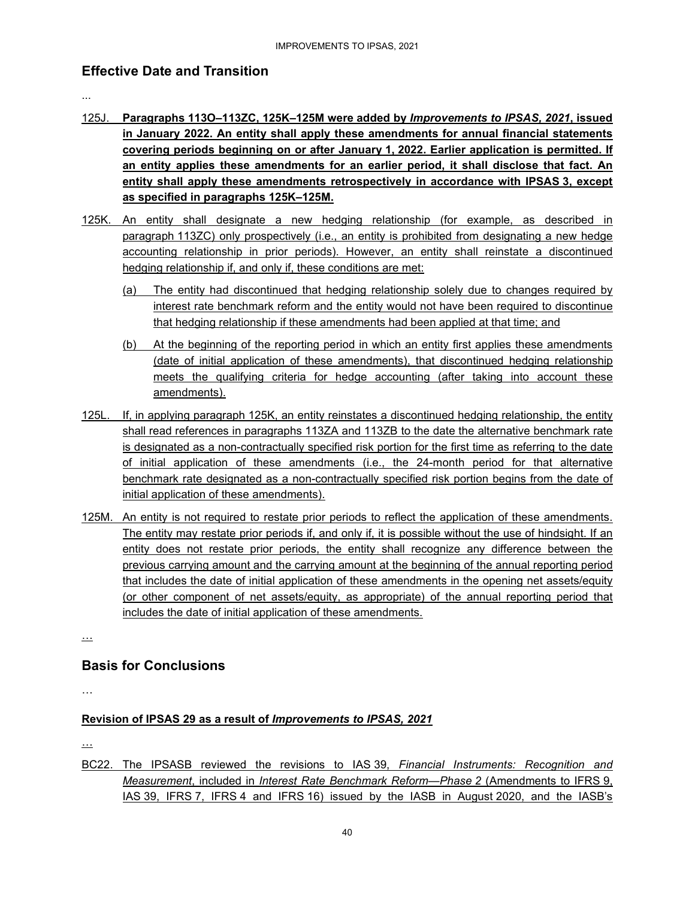## Effective Date and Transition

...

125J. **Paragraphs 113O–113ZC, 125K–125M were added by *Improvements to IPSAS, 2021*, issued in January 2022. An entity shall apply these amendments for annual financial statements covering periods beginning on or after January 1, 2022. Earlier application is permitted. If an entity applies these amendments for an earlier period, it shall disclose that fact. An entity shall apply these amendments retrospectively in accordance with IPSAS 3, except as specified in paragraphs 125K–125M.**

125K. An entity shall designate a new hedging relationship (for example, as described in paragraph 113ZC) only prospectively (i.e., an entity is prohibited from designating a new hedge accounting relationship in prior periods). However, an entity shall reinstate a discontinued hedging relationship if, and only if, these conditions are met:

(a) The entity had discontinued that hedging relationship solely due to changes required by interest rate benchmark reform and the entity would not have been required to discontinue that hedging relationship if these amendments had been applied at that time; and

(b) At the beginning of the reporting period in which an entity first applies these amendments (date of initial application of these amendments), that discontinued hedging relationship meets the qualifying criteria for hedge accounting (after taking into account these amendments).

125L. If, in applying paragraph 125K, an entity reinstates a discontinued hedging relationship, the entity shall read references in paragraphs 113ZA and 113ZB to the date the alternative benchmark rate is designated as a non-contractually specified risk portion for the first time as referring to the date of initial application of these amendments (i.e., the 24-month period for that alternative benchmark rate designated as a non-contractually specified risk portion begins from the date of initial application of these amendments).

125M. An entity is not required to restate prior periods to reflect the application of these amendments. The entity may restate prior periods if, and only if, it is possible without the use of hindsight. If an entity does not restate prior periods, the entity shall recognize any difference between the previous carrying amount and the carrying amount at the beginning of the annual reporting period that includes the date of initial application of these amendments in the opening net assets/equity (or other component of net assets/equity, as appropriate) of the annual reporting period that includes the date of initial application of these amendments.

…

## Basis for Conclusions

…

**Revision of IPSAS 29 as a result of *Improvements to IPSAS, 2021***

…

BC22. The IPSASB reviewed the revisions to IAS 39, *Financial Instruments: Recognition and Measurement*, included in *Interest Rate Benchmark Reform—Phase 2* (Amendments to IFRS 9, IAS 39, IFRS 7, IFRS 4 and IFRS 16) issued by the IASB in August 2020, and the IASB's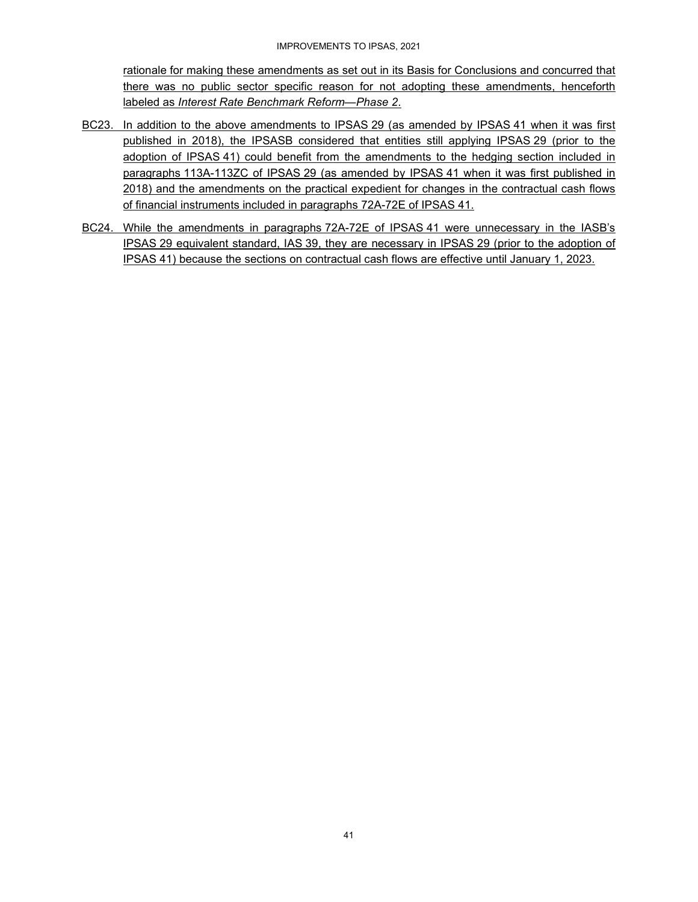rationale for making these amendments as set out in its Basis for Conclusions and concurred that there was no public sector specific reason for not adopting these amendments, henceforth labeled as *Interest Rate Benchmark Reform—Phase 2*.

BC23. In addition to the above amendments to IPSAS 29 (as amended by IPSAS 41 when it was first published in 2018), the IPSASB considered that entities still applying IPSAS 29 (prior to the adoption of IPSAS 41) could benefit from the amendments to the hedging section included in paragraphs 113A-113ZC of IPSAS 29 (as amended by IPSAS 41 when it was first published in 2018) and the amendments on the practical expedient for changes in the contractual cash flows of financial instruments included in paragraphs 72A-72E of IPSAS 41.

BC24. While the amendments in paragraphs 72A-72E of IPSAS 41 were unnecessary in the IASB's IPSAS 29 equivalent standard, IAS 39, they are necessary in IPSAS 29 (prior to the adoption of IPSAS 41) because the sections on contractual cash flows are effective until January 1, 2023.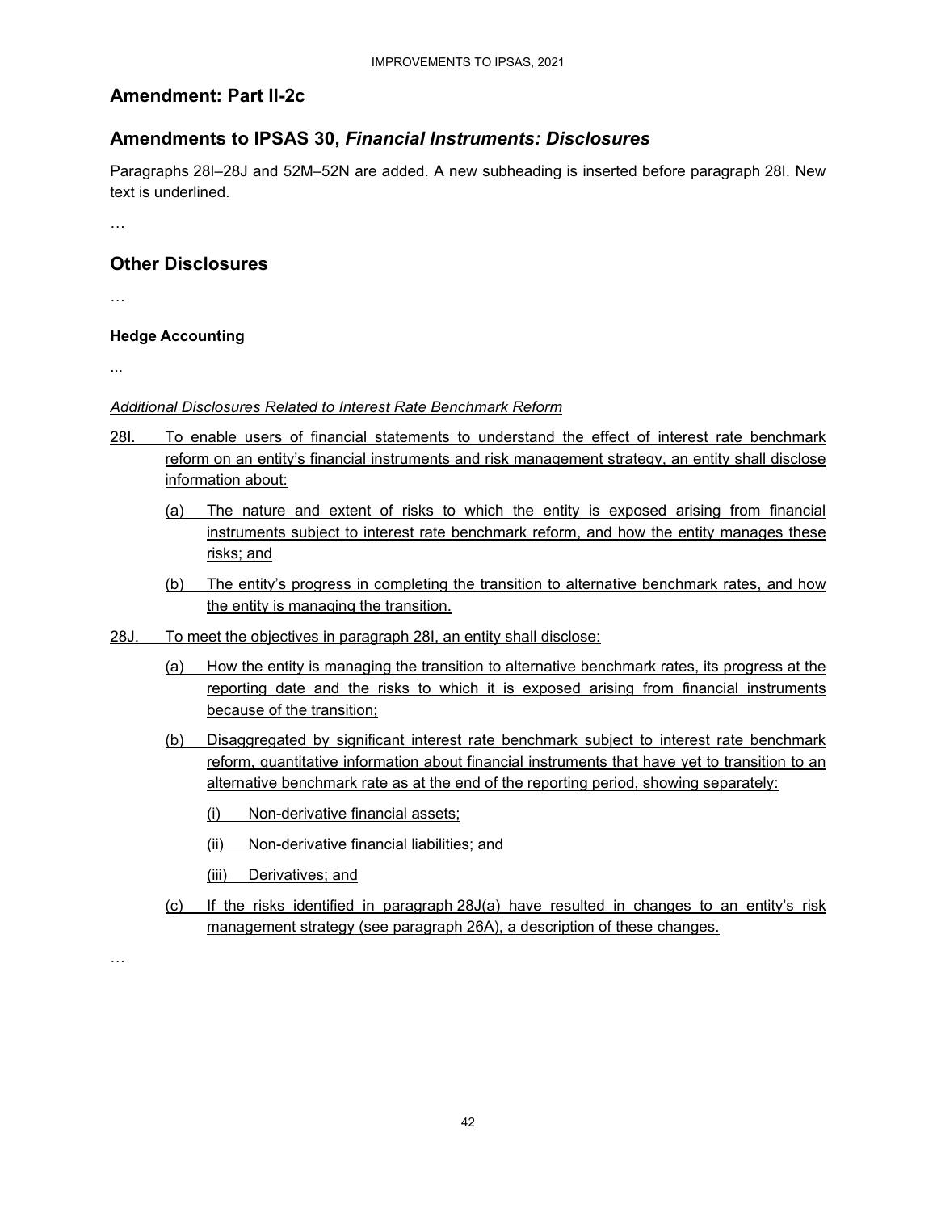## Amendment: Part II-2c

## Amendments to IPSAS 30, *Financial Instruments: Disclosures*

Paragraphs 28I–28J and 52M–52N are added. A new subheading is inserted before paragraph 28I. New text is underlined.

…

## Other Disclosures

…

**Hedge Accounting**

...

<u>*Additional Disclosures Related to Interest Rate Benchmark Reform*</u>

<u>28I. To enable users of financial statements to understand the effect of interest rate benchmark reform on an entity's financial instruments and risk management strategy, an entity shall disclose information about:</u>

<u>(a) The nature and extent of risks to which the entity is exposed arising from financial instruments subject to interest rate benchmark reform, and how the entity manages these risks; and</u>

<u>(b) The entity's progress in completing the transition to alternative benchmark rates, and how the entity is managing the transition.</u>

<u>28J. To meet the objectives in paragraph 28I, an entity shall disclose:</u>

<u>(a) How the entity is managing the transition to alternative benchmark rates, its progress at the reporting date and the risks to which it is exposed arising from financial instruments because of the transition;</u>

<u>(b) Disaggregated by significant interest rate benchmark subject to interest rate benchmark reform, quantitative information about financial instruments that have yet to transition to an alternative benchmark rate as at the end of the reporting period, showing separately:</u>

<u>(i) Non-derivative financial assets;</u>

<u>(ii) Non-derivative financial liabilities; and</u>

<u>(iii) Derivatives; and</u>

<u>(c) If the risks identified in paragraph 28J(a) have resulted in changes to an entity's risk management strategy (see paragraph 26A), a description of these changes.</u>

…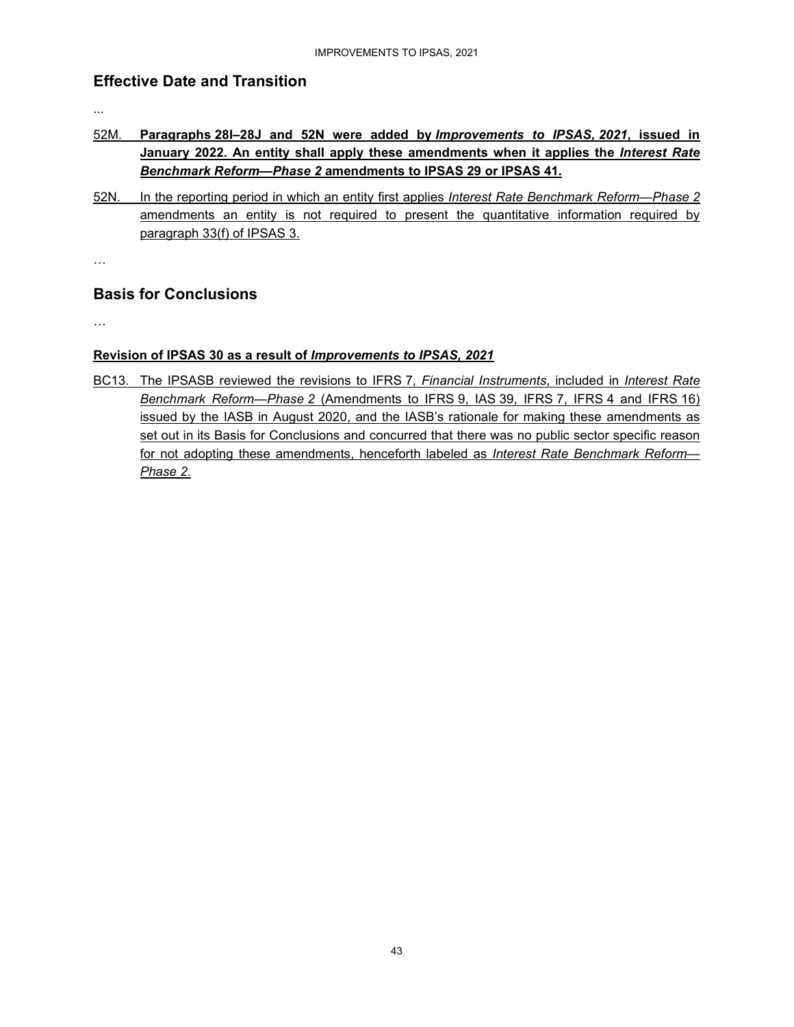## Effective Date and Transition

...

52M. **Paragraphs 28I–28J and 52N were added by *Improvements to IPSAS, 2021*, issued in January 2022. An entity shall apply these amendments when it applies the *Interest Rate Benchmark Reform—Phase 2* amendments to IPSAS 29 or IPSAS 41.**

52N. In the reporting period in which an entity first applies *Interest Rate Benchmark Reform—Phase 2* amendments an entity is not required to present the quantitative information required by paragraph 33(f) of IPSAS 3.

…

## Basis for Conclusions

…

### Revision of IPSAS 30 as a result of *Improvements to IPSAS, 2021*

BC13. The IPSASB reviewed the revisions to IFRS 7, *Financial Instruments*, included in *Interest Rate Benchmark Reform—Phase 2* (Amendments to IFRS 9, IAS 39, IFRS 7, IFRS 4 and IFRS 16) issued by the IASB in August 2020, and the IASB's rationale for making these amendments as set out in its Basis for Conclusions and concurred that there was no public sector specific reason for not adopting these amendments, henceforth labeled as *Interest Rate Benchmark Reform—Phase 2*.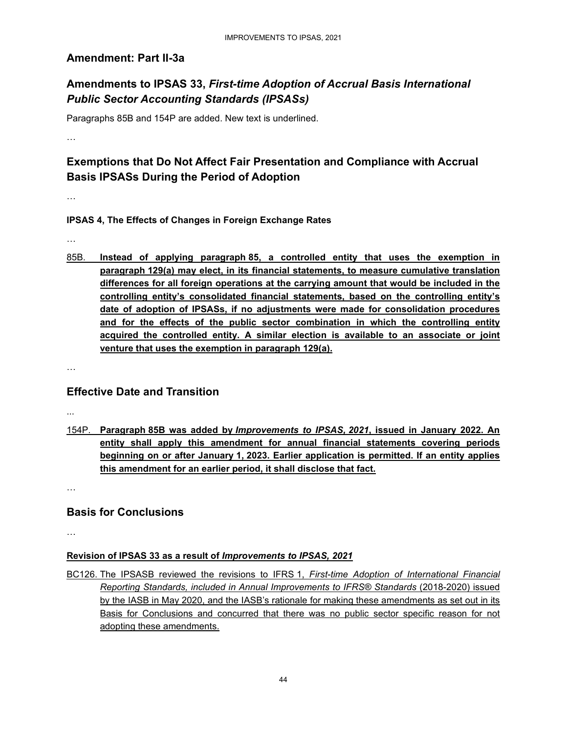## Amendment: Part II-3a

## Amendments to IPSAS 33, *First-time Adoption of Accrual Basis International Public Sector Accounting Standards (IPSASs)*

Paragraphs 85B and 154P are added. New text is underlined.

…

## Exemptions that Do Not Affect Fair Presentation and Compliance with Accrual Basis IPSASs During the Period of Adoption

…

**IPSAS 4, The Effects of Changes in Foreign Exchange Rates**

…

85B. **Instead of applying paragraph 85, a controlled entity that uses the exemption in paragraph 129(a) may elect, in its financial statements, to measure cumulative translation differences for all foreign operations at the carrying amount that would be included in the controlling entity's consolidated financial statements, based on the controlling entity's date of adoption of IPSASs, if no adjustments were made for consolidation procedures and for the effects of the public sector combination in which the controlling entity acquired the controlled entity. A similar election is available to an associate or joint venture that uses the exemption in paragraph 129(a).**

…

## Effective Date and Transition

...

154P. **Paragraph 85B was added by *Improvements to IPSAS, 2021*, issued in January 2022. An entity shall apply this amendment for annual financial statements covering periods beginning on or after January 1, 2023. Earlier application is permitted. If an entity applies this amendment for an earlier period, it shall disclose that fact.**

…

## Basis for Conclusions

…

**Revision of IPSAS 33 as a result of *Improvements to IPSAS, 2021***

BC126. The IPSASB reviewed the revisions to IFRS 1, *First-time Adoption of International Financial Reporting Standards, included in Annual Improvements to IFRS® Standards* (2018-2020) issued by the IASB in May 2020, and the IASB's rationale for making these amendments as set out in its Basis for Conclusions and concurred that there was no public sector specific reason for not adopting these amendments.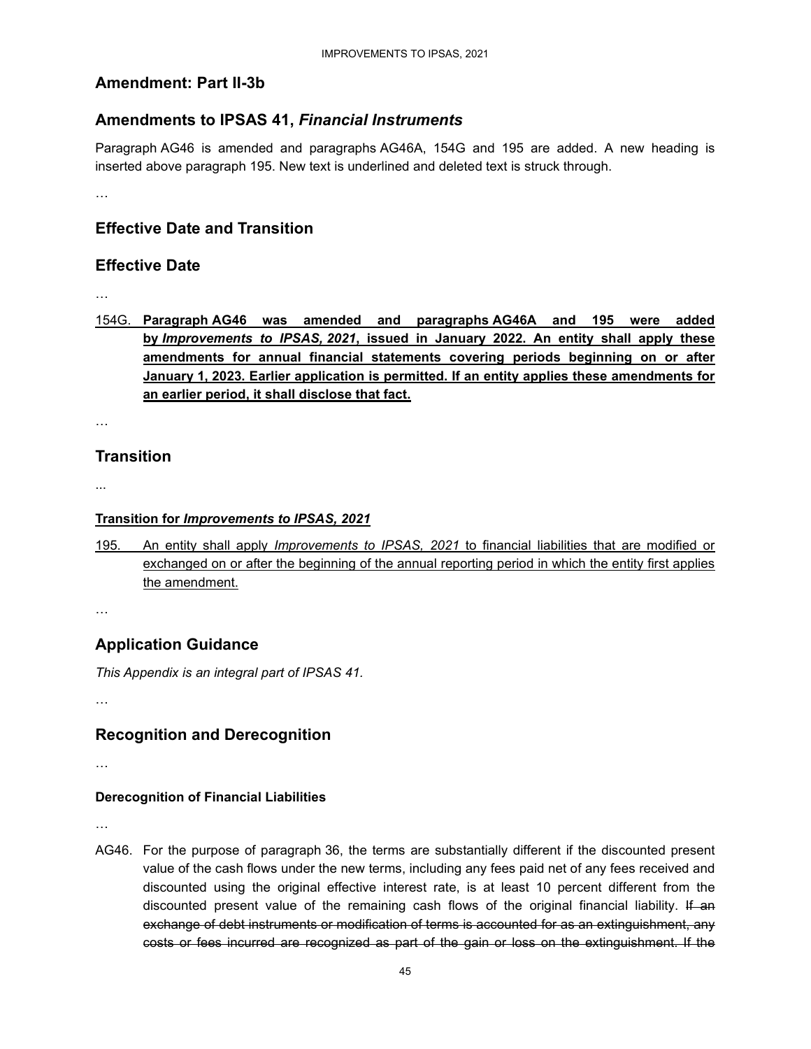## Amendment: Part II-3b

## Amendments to IPSAS 41, *Financial Instruments*

Paragraph AG46 is amended and paragraphs AG46A, 154G and 195 are added. A new heading is inserted above paragraph 195. New text is underlined and deleted text is struck through.

…

## Effective Date and Transition

## Effective Date

…

<u>154G.</u> <u>**Paragraph AG46 was amended and paragraphs AG46A and 195 were added by *Improvements to IPSAS, 2021*, issued in January 2022. An entity shall apply these amendments for annual financial statements covering periods beginning on or after January 1, 2023. Earlier application is permitted. If an entity applies these amendments for an earlier period, it shall disclose that fact.**</u>

…

## Transition

...

<u>**Transition for *Improvements to IPSAS, 2021***</u>

<u>195.</u> <u>An entity shall apply *Improvements to IPSAS, 2021* to financial liabilities that are modified or exchanged on or after the beginning of the annual reporting period in which the entity first applies the amendment.</u>

…

## Application Guidance

*This Appendix is an integral part of IPSAS 41.*

…

## Recognition and Derecognition

…

### Derecognition of Financial Liabilities

…

AG46. For the purpose of paragraph 36, the terms are substantially different if the discounted present value of the cash flows under the new terms, including any fees paid net of any fees received and discounted using the original effective interest rate, is at least 10 percent different from the discounted present value of the remaining cash flows of the original financial liability. ~~If an exchange of debt instruments or modification of terms is accounted for as an extinguishment, any costs or fees incurred are recognized as part of the gain or loss on the extinguishment. If the~~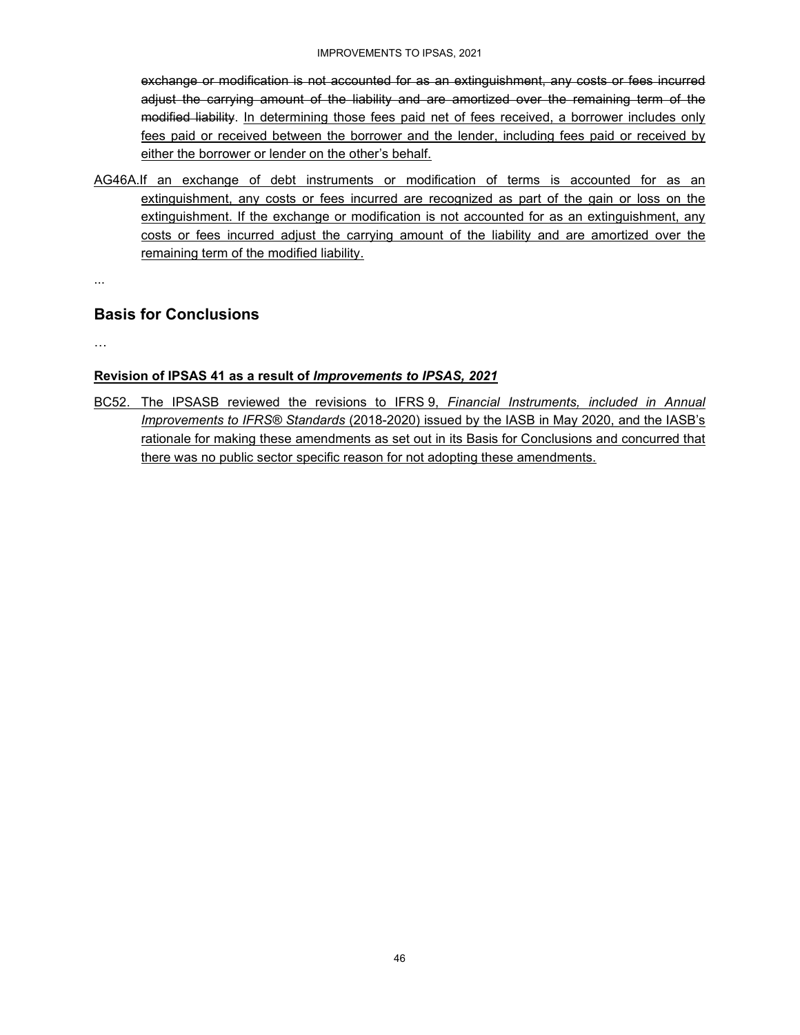~~exchange or modification is not accounted for as an extinguishment, any costs or fees incurred adjust the carrying amount of the liability and are amortized over the remaining term of the modified liability~~. <u>In determining those fees paid net of fees received, a borrower includes only fees paid or received between the borrower and the lender, including fees paid or received by either the borrower or lender on the other's behalf.</u>

<u>AG46A. If an exchange of debt instruments or modification of terms is accounted for as an extinguishment, any costs or fees incurred are recognized as part of the gain or loss on the extinguishment. If the exchange or modification is not accounted for as an extinguishment, any costs or fees incurred adjust the carrying amount of the liability and are amortized over the remaining term of the modified liability.</u>

...

## Basis for Conclusions

…

<u>**Revision of IPSAS 41 as a result of *Improvements to IPSAS, 2021***</u>

<u>BC52. The IPSASB reviewed the revisions to IFRS 9, *Financial Instruments, included in Annual Improvements to IFRS® Standards* (2018-2020) issued by the IASB in May 2020, and the IASB's rationale for making these amendments as set out in its Basis for Conclusions and concurred that there was no public sector specific reason for not adopting these amendments.</u>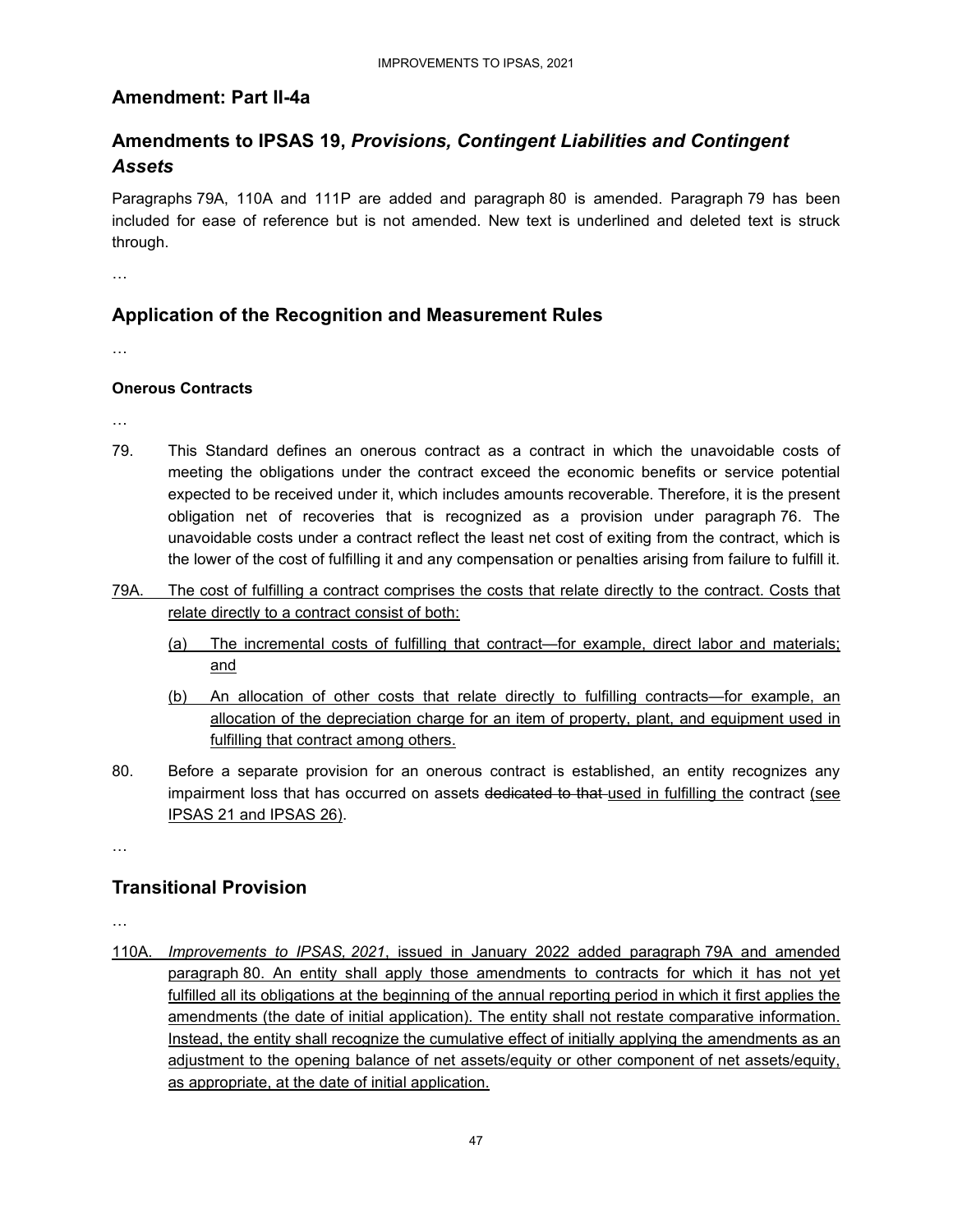## Amendment: Part II-4a

## Amendments to IPSAS 19, *Provisions, Contingent Liabilities and Contingent Assets*

Paragraphs 79A, 110A and 111P are added and paragraph 80 is amended. Paragraph 79 has been included for ease of reference but is not amended. New text is underlined and deleted text is struck through.

…

## Application of the Recognition and Measurement Rules

…

#### Onerous Contracts

…

79. This Standard defines an onerous contract as a contract in which the unavoidable costs of meeting the obligations under the contract exceed the economic benefits or service potential expected to be received under it, which includes amounts recoverable. Therefore, it is the present obligation net of recoveries that is recognized as a provision under paragraph 76. The unavoidable costs under a contract reflect the least net cost of exiting from the contract, which is the lower of the cost of fulfilling it and any compensation or penalties arising from failure to fulfill it.

<u>79A. The cost of fulfilling a contract comprises the costs that relate directly to the contract. Costs that relate directly to a contract consist of both:</u>

<u>(a) The incremental costs of fulfilling that contract—for example, direct labor and materials; and</u>

<u>(b) An allocation of other costs that relate directly to fulfilling contracts—for example, an allocation of the depreciation charge for an item of property, plant, and equipment used in fulfilling that contract among others.</u>

80. Before a separate provision for an onerous contract is established, an entity recognizes any impairment loss that has occurred on assets ~~dedicated to that~~ <u>used in fulfilling the</u> contract <u>(see IPSAS 21 and IPSAS 26)</u>.

…

## Transitional Provision

…

<u>110A. *Improvements to IPSAS, 2021*, issued in January 2022 added paragraph 79A and amended paragraph 80. An entity shall apply those amendments to contracts for which it has not yet fulfilled all its obligations at the beginning of the annual reporting period in which it first applies the amendments (the date of initial application). The entity shall not restate comparative information. Instead, the entity shall recognize the cumulative effect of initially applying the amendments as an adjustment to the opening balance of net assets/equity or other component of net assets/equity, as appropriate, at the date of initial application.</u>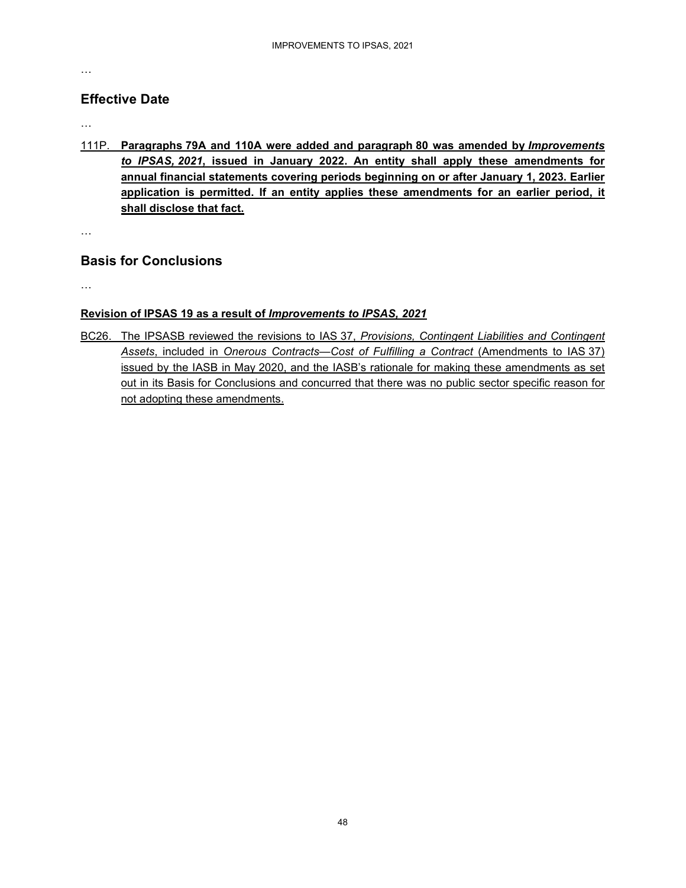…

## Effective Date

…

111P. **Paragraphs 79A and 110A were added and paragraph 80 was amended by *Improvements to IPSAS, 2021*, issued in January 2022. An entity shall apply these amendments for annual financial statements covering periods beginning on or after January 1, 2023. Earlier application is permitted. If an entity applies these amendments for an earlier period, it shall disclose that fact.**

…

## Basis for Conclusions

…

### Revision of IPSAS 19 as a result of *Improvements to IPSAS, 2021*

BC26. The IPSASB reviewed the revisions to IAS 37, *Provisions, Contingent Liabilities and Contingent Assets*, included in *Onerous Contracts—Cost of Fulfilling a Contract* (Amendments to IAS 37) issued by the IASB in May 2020, and the IASB's rationale for making these amendments as set out in its Basis for Conclusions and concurred that there was no public sector specific reason for not adopting these amendments.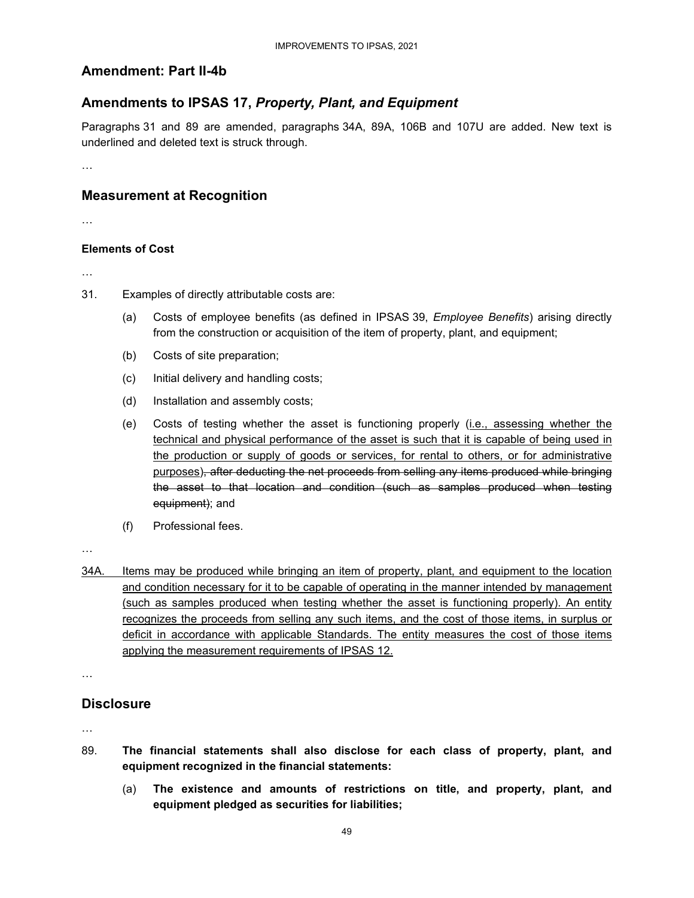## Amendment: Part II-4b

## Amendments to IPSAS 17, *Property, Plant, and Equipment*

Paragraphs 31 and 89 are amended, paragraphs 34A, 89A, 106B and 107U are added. New text is underlined and deleted text is struck through.

…

## Measurement at Recognition

…

#### Elements of Cost

…

31. Examples of directly attributable costs are:

    (a) Costs of employee benefits (as defined in IPSAS 39, *Employee Benefits*) arising directly from the construction or acquisition of the item of property, plant, and equipment;

    (b) Costs of site preparation;

    (c) Initial delivery and handling costs;

    (d) Installation and assembly costs;

    (e) Costs of testing whether the asset is functioning properly (<u>i.e., assessing whether the technical and physical performance of the asset is such that it is capable of being used in the production or supply of goods or services, for rental to others, or for administrative purposes</u>)~~, after deducting the net proceeds from selling any items produced while bringing the asset to that location and condition (such as samples produced when testing equipment)~~; and

    (f) Professional fees.

…

<u>34A. Items may be produced while bringing an item of property, plant, and equipment to the location and condition necessary for it to be capable of operating in the manner intended by management (such as samples produced when testing whether the asset is functioning properly). An entity recognizes the proceeds from selling any such items, and the cost of those items, in surplus or deficit in accordance with applicable Standards. The entity measures the cost of those items applying the measurement requirements of IPSAS 12.</u>

…

## Disclosure

…

89. **The financial statements shall also disclose for each class of property, plant, and equipment recognized in the financial statements:**

    (a) **The existence and amounts of restrictions on title, and property, plant, and equipment pledged as securities for liabilities;**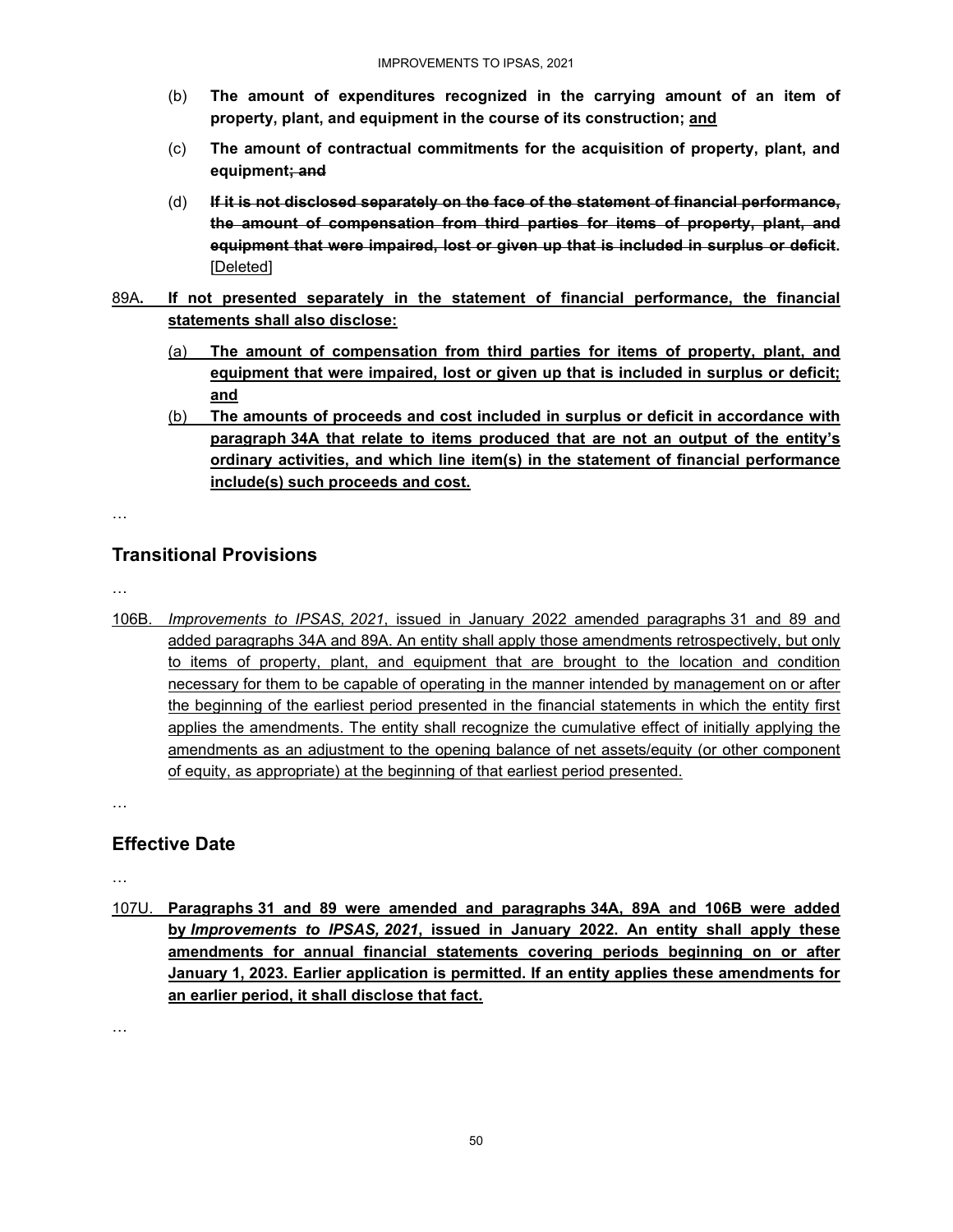(b) **The amount of expenditures recognized in the carrying amount of an item of property, plant, and equipment in the course of its construction; and**

(c) **The amount of contractual commitments for the acquisition of property, plant, and equipment~~; and~~**

(d) **~~If it is not disclosed separately on the face of the statement of financial performance, the amount of compensation from third parties for items of property, plant, and equipment that were impaired, lost or given up that is included in surplus or deficit~~.** [Deleted]

89A. **If not presented separately in the statement of financial performance, the financial statements shall also disclose:**

(a) **The amount of compensation from third parties for items of property, plant, and equipment that were impaired, lost or given up that is included in surplus or deficit; and**

(b) **The amounts of proceeds and cost included in surplus or deficit in accordance with paragraph 34A that relate to items produced that are not an output of the entity's ordinary activities, and which line item(s) in the statement of financial performance include(s) such proceeds and cost.**

…

## Transitional Provisions

…

106B. *Improvements to IPSAS, 2021*, issued in January 2022 amended paragraphs 31 and 89 and added paragraphs 34A and 89A. An entity shall apply those amendments retrospectively, but only to items of property, plant, and equipment that are brought to the location and condition necessary for them to be capable of operating in the manner intended by management on or after the beginning of the earliest period presented in the financial statements in which the entity first applies the amendments. The entity shall recognize the cumulative effect of initially applying the amendments as an adjustment to the opening balance of net assets/equity (or other component of equity, as appropriate) at the beginning of that earliest period presented.

…

## Effective Date

…

107U. **Paragraphs 31 and 89 were amended and paragraphs 34A, 89A and 106B were added by *Improvements to IPSAS, 2021*, issued in January 2022. An entity shall apply these amendments for annual financial statements covering periods beginning on or after January 1, 2023. Earlier application is permitted. If an entity applies these amendments for an earlier period, it shall disclose that fact.**

…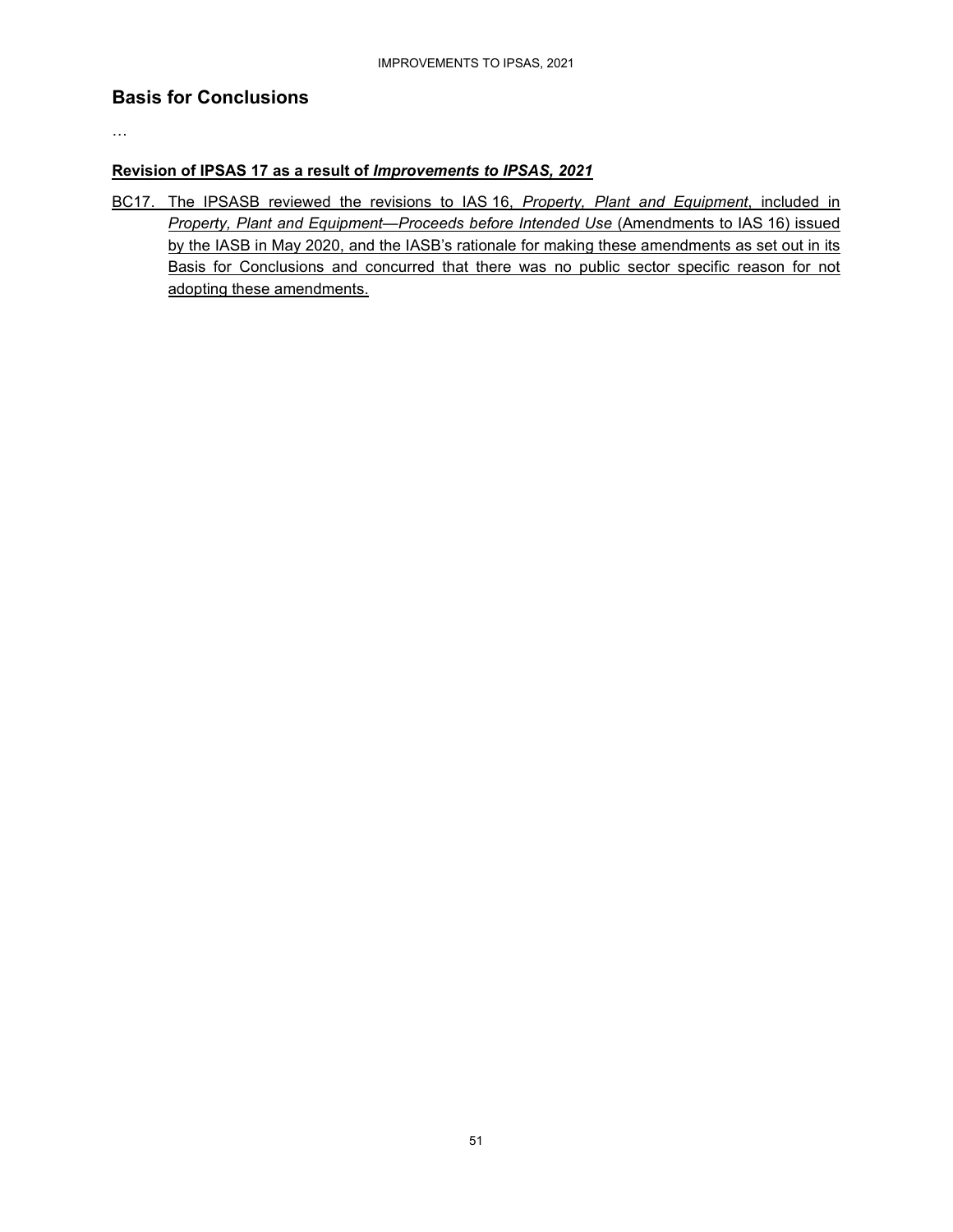## Basis for Conclusions

…

**Revision of IPSAS 17 as a result of *Improvements to IPSAS, 2021***

BC17. The IPSASB reviewed the revisions to IAS 16, *Property, Plant and Equipment*, included in *Property, Plant and Equipment—Proceeds before Intended Use* (Amendments to IAS 16) issued by the IASB in May 2020, and the IASB's rationale for making these amendments as set out in its Basis for Conclusions and concurred that there was no public sector specific reason for not adopting these amendments.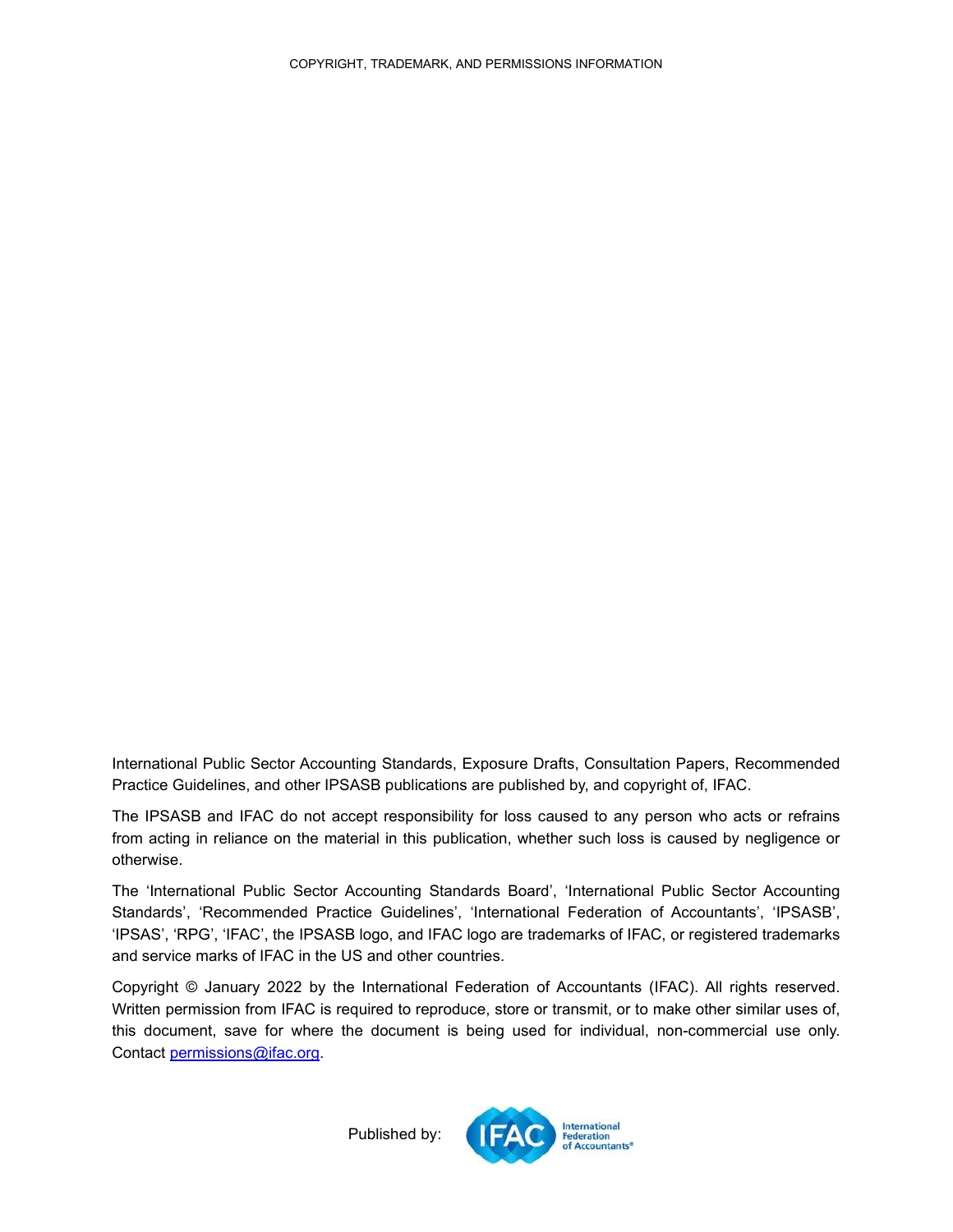COPYRIGHT, TRADEMARK, AND PERMISSIONS INFORMATION

International Public Sector Accounting Standards, Exposure Drafts, Consultation Papers, Recommended Practice Guidelines, and other IPSASB publications are published by, and copyright of, IFAC.

The IPSASB and IFAC do not accept responsibility for loss caused to any person who acts or refrains from acting in reliance on the material in this publication, whether such loss is caused by negligence or otherwise.

The 'International Public Sector Accounting Standards Board', 'International Public Sector Accounting Standards', 'Recommended Practice Guidelines', 'International Federation of Accountants', 'IPSASB', 'IPSAS', 'RPG', 'IFAC', the IPSASB logo, and IFAC logo are trademarks of IFAC, or registered trademarks and service marks of IFAC in the US and other countries.

Copyright © January 2022 by the International Federation of Accountants (IFAC). All rights reserved. Written permission from IFAC is required to reproduce, store or transmit, or to make other similar uses of, this document, save for where the document is being used for individual, non-commercial use only. Contact permissions@ifac.org.

Published by: IFAC International Federation of Accountants®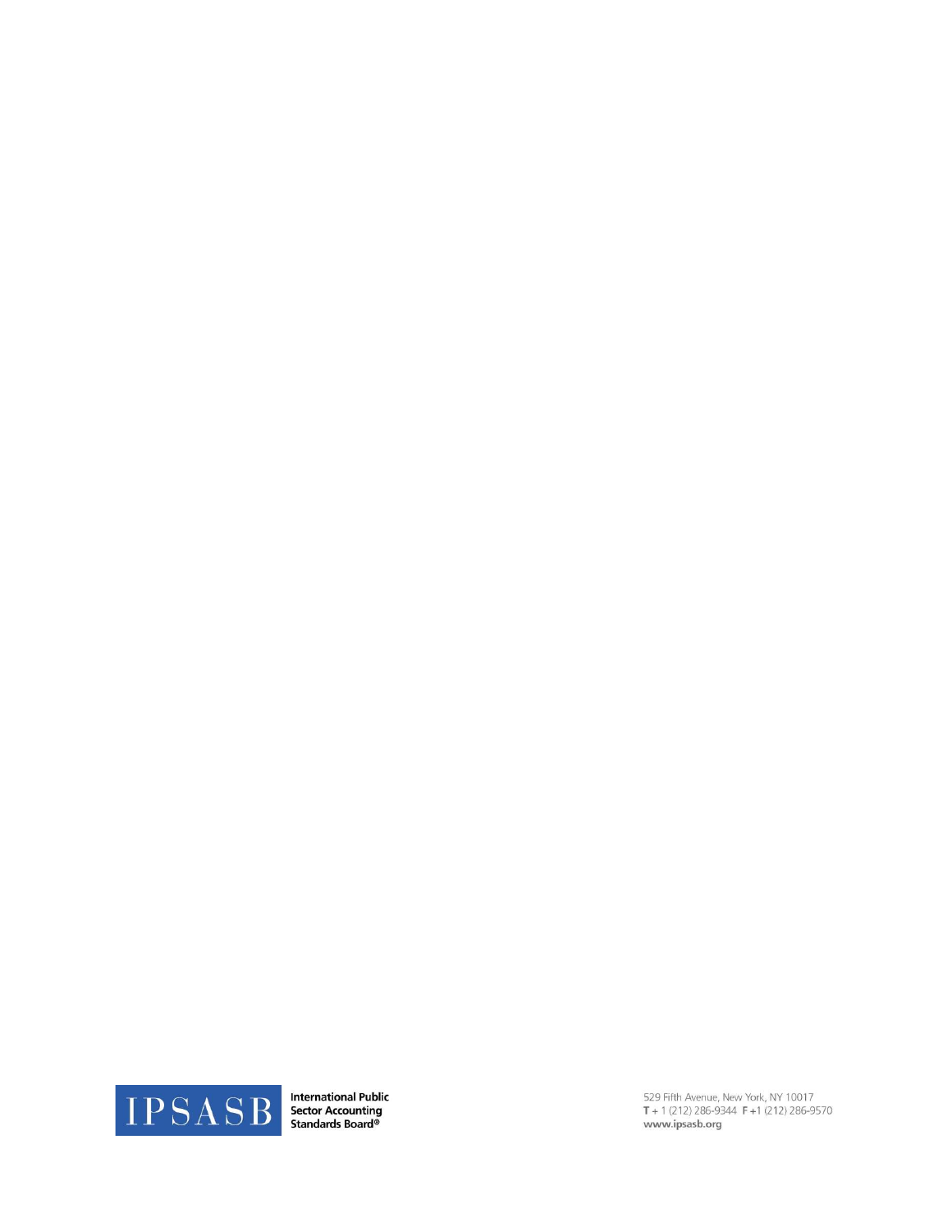IPSASB

International Public
Sector Accounting
Standards Board®

529 Fifth Avenue, New York, NY 10017
T + 1 (212) 286-9344 F +1 (212) 286-9570
www.ipsasb.org